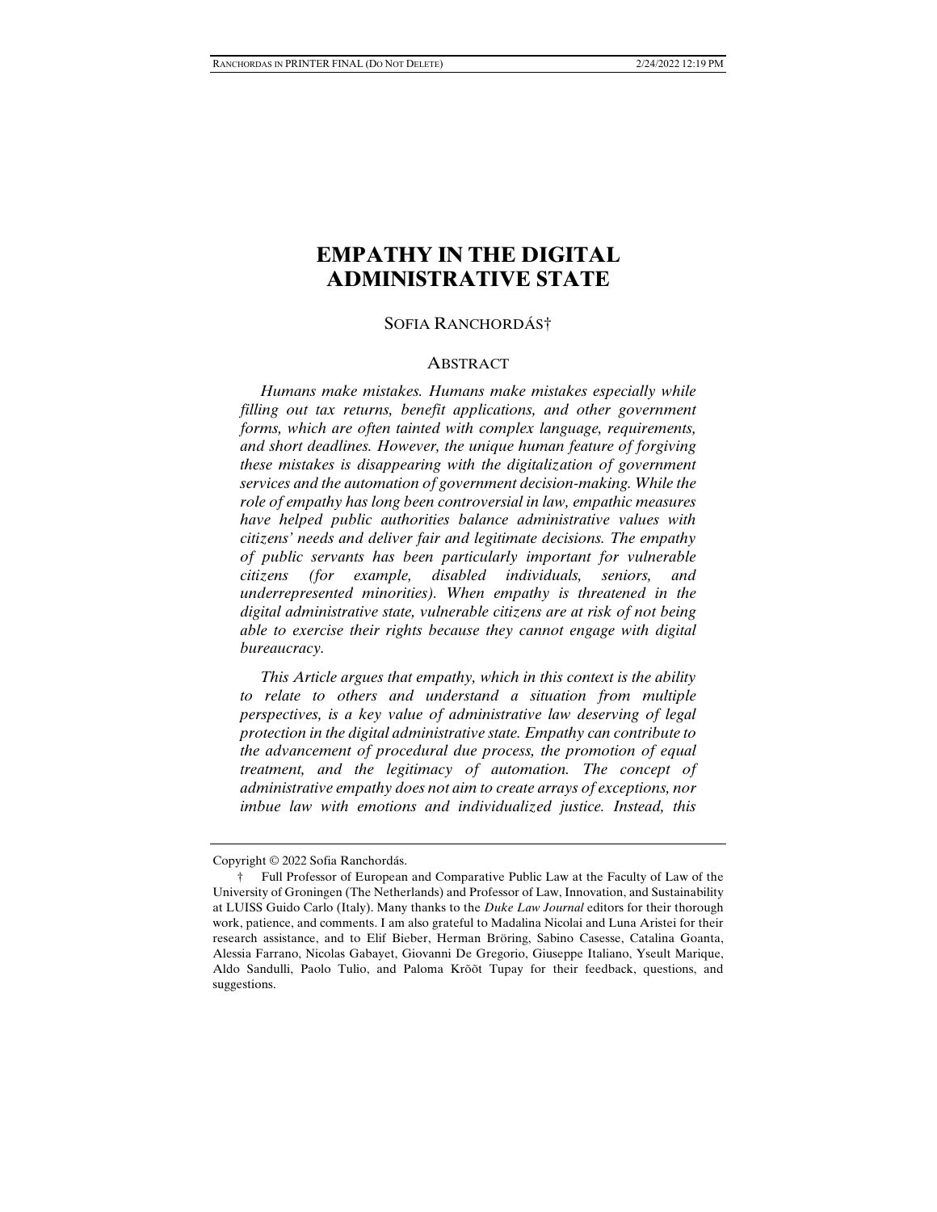# EMPATHY IN THE DIGITAL ADMINISTRATIVE STATE

SOFIA RANCHORDÁS†

## ABSTRACT

*Humans make mistakes. Humans make mistakes especially while filling out tax returns, benefit applications, and other government forms, which are often tainted with complex language, requirements, and short deadlines. However, the unique human feature of forgiving these mistakes is disappearing with the digitalization of government services and the automation of government decision-making. While the role of empathy has long been controversial in law, empathic measures have helped public authorities balance administrative values with citizens' needs and deliver fair and legitimate decisions. The empathy of public servants has been particularly important for vulnerable citizens (for example, disabled individuals, seniors, and underrepresented minorities). When empathy is threatened in the digital administrative state, vulnerable citizens are at risk of not being able to exercise their rights because they cannot engage with digital bureaucracy.*

*This Article argues that empathy, which in this context is the ability to relate to others and understand a situation from multiple perspectives, is a key value of administrative law deserving of legal protection in the digital administrative state. Empathy can contribute to the advancement of procedural due process, the promotion of equal treatment, and the legitimacy of automation. The concept of administrative empathy does not aim to create arrays of exceptions, nor imbue law with emotions and individualized justice. Instead, this*

---

Copyright © 2022 Sofia Ranchordás.

† Full Professor of European and Comparative Public Law at the Faculty of Law of the University of Groningen (The Netherlands) and Professor of Law, Innovation, and Sustainability at LUISS Guido Carlo (Italy). Many thanks to the *Duke Law Journal* editors for their thorough work, patience, and comments. I am also grateful to Madalina Nicolai and Luna Aristei for their research assistance, and to Elif Bieber, Herman Bröring, Sabino Casesse, Catalina Goanta, Alessia Farrano, Nicolas Gabayet, Giovanni De Gregorio, Giuseppe Italiano, Yseult Marique, Aldo Sandulli, Paolo Tulio, and Paloma Krõõt Tupay for their feedback, questions, and suggestions.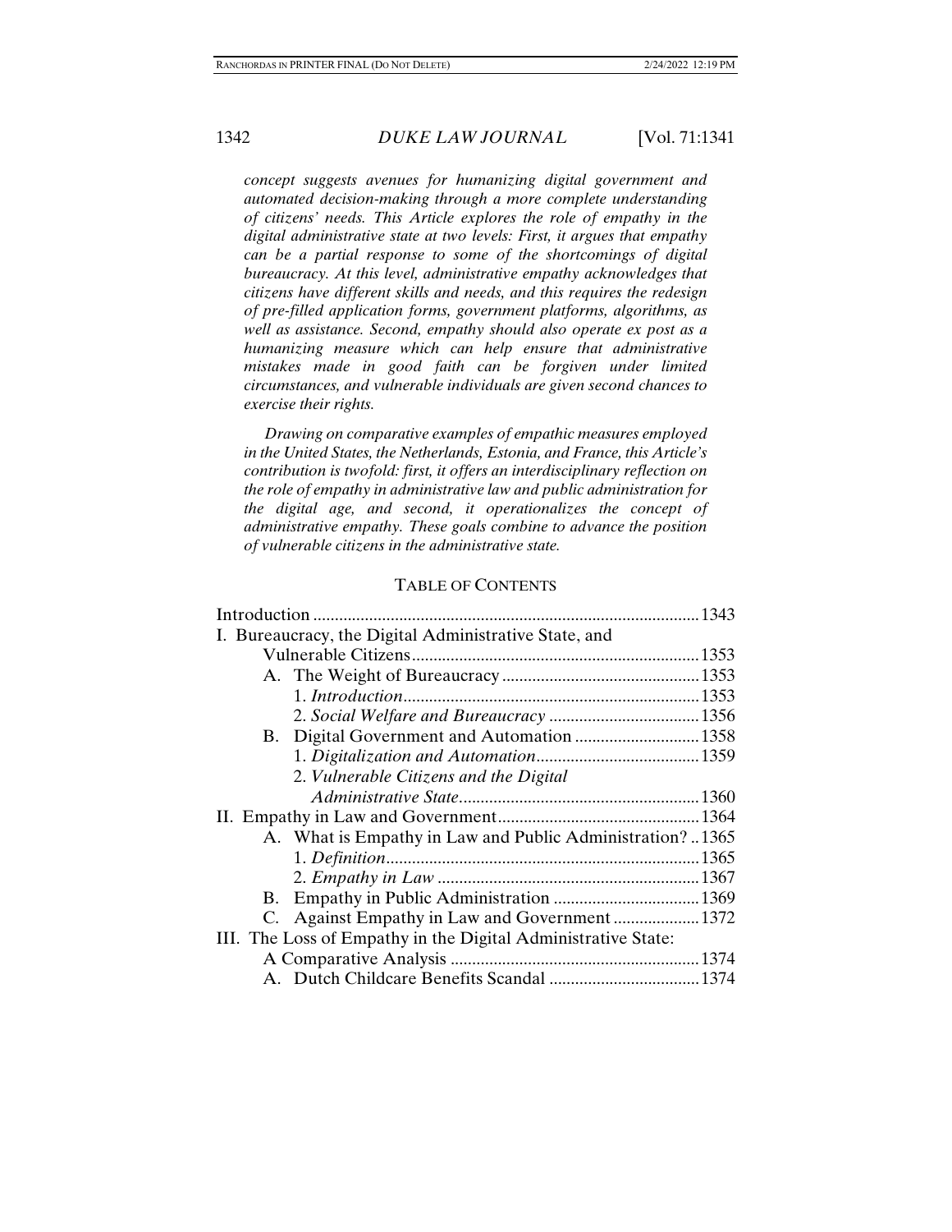*concept suggests avenues for humanizing digital government and automated decision-making through a more complete understanding of citizens' needs. This Article explores the role of empathy in the digital administrative state at two levels: First, it argues that empathy can be a partial response to some of the shortcomings of digital bureaucracy. At this level, administrative empathy acknowledges that citizens have different skills and needs, and this requires the redesign of pre-filled application forms, government platforms, algorithms, as well as assistance. Second, empathy should also operate ex post as a humanizing measure which can help ensure that administrative mistakes made in good faith can be forgiven under limited circumstances, and vulnerable individuals are given second chances to exercise their rights.*

*Drawing on comparative examples of empathic measures employed in the United States, the Netherlands, Estonia, and France, this Article's contribution is twofold: first, it offers an interdisciplinary reflection on the role of empathy in administrative law and public administration for the digital age, and second, it operationalizes the concept of administrative empathy. These goals combine to advance the position of vulnerable citizens in the administrative state.*

## TABLE OF CONTENTS

Introduction .......... 1343

I. Bureaucracy, the Digital Administrative State, and Vulnerable Citizens .......... 1353
- A. The Weight of Bureaucracy .......... 1353
  - 1. *Introduction* .......... 1353
  - 2. *Social Welfare and Bureaucracy* .......... 1356
- B. Digital Government and Automation .......... 1358
  - 1. *Digitalization and Automation* .......... 1359
  - 2. *Vulnerable Citizens and the Digital Administrative State* .......... 1360

II. Empathy in Law and Government .......... 1364
- A. What is Empathy in Law and Public Administration? .......... 1365
  - 1. *Definition* .......... 1365
  - 2. *Empathy in Law* .......... 1367
- B. Empathy in Public Administration .......... 1369
- C. Against Empathy in Law and Government .......... 1372

III. The Loss of Empathy in the Digital Administrative State: A Comparative Analysis .......... 1374
- A. Dutch Childcare Benefits Scandal .......... 1374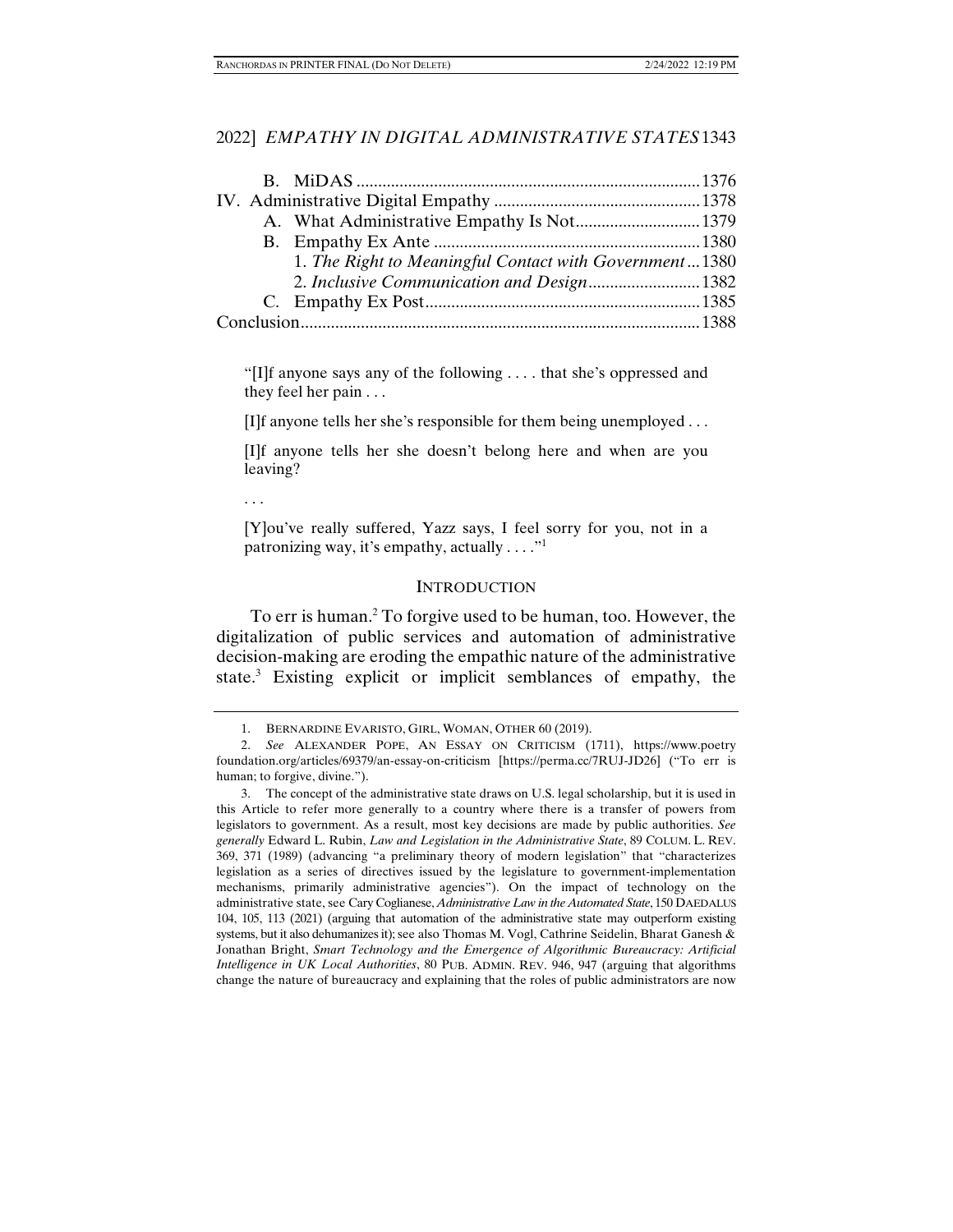B. MiDAS .......... 1376

IV. Administrative Digital Empathy .......... 1378

A. What Administrative Empathy Is Not .......... 1379

B. Empathy Ex Ante .......... 1380

1. *The Right to Meaningful Contact with Government* .......... 1380

2. *Inclusive Communication and Design* .......... 1382

C. Empathy Ex Post .......... 1385

Conclusion .......... 1388

> "[I]f anyone says any of the following . . . . that she's oppressed and they feel her pain . . .
>
> [I]f anyone tells her she's responsible for them being unemployed . . .
>
> [I]f anyone tells her she doesn't belong here and when are you leaving?
>
> . . .
>
> [Y]ou've really suffered, Yazz says, I feel sorry for you, not in a patronizing way, it's empathy, actually . . . ."[1]

## INTRODUCTION

To err is human.[2] To forgive used to be human, too. However, the digitalization of public services and automation of administrative decision-making are eroding the empathic nature of the administrative state.[3] Existing explicit or implicit semblances of empathy, the

---

1. BERNARDINE EVARISTO, GIRL, WOMAN, OTHER 60 (2019).

2. *See* ALEXANDER POPE, AN ESSAY ON CRITICISM (1711), https://www.poetryfoundation.org/articles/69379/an-essay-on-criticism [https://perma.cc/7RUJ-JD26] ("To err is human; to forgive, divine.").

3. The concept of the administrative state draws on U.S. legal scholarship, but it is used in this Article to refer more generally to a country where there is a transfer of powers from legislators to government. As a result, most key decisions are made by public authorities. *See generally* Edward L. Rubin, *Law and Legislation in the Administrative State*, 89 COLUM. L. REV. 369, 371 (1989) (advancing "a preliminary theory of modern legislation" that "characterizes legislation as a series of directives issued by the legislature to government-implementation mechanisms, primarily administrative agencies"). On the impact of technology on the administrative state, see Cary Coglianese, *Administrative Law in the Automated State*, 150 DAEDALUS 104, 105, 113 (2021) (arguing that automation of the administrative state may outperform existing systems, but it also dehumanizes it); see also Thomas M. Vogl, Cathrine Seidelin, Bharat Ganesh & Jonathan Bright, *Smart Technology and the Emergence of Algorithmic Bureaucracy: Artificial Intelligence in UK Local Authorities*, 80 PUB. ADMIN. REV. 946, 947 (arguing that algorithms change the nature of bureaucracy and explaining that the roles of public administrators are now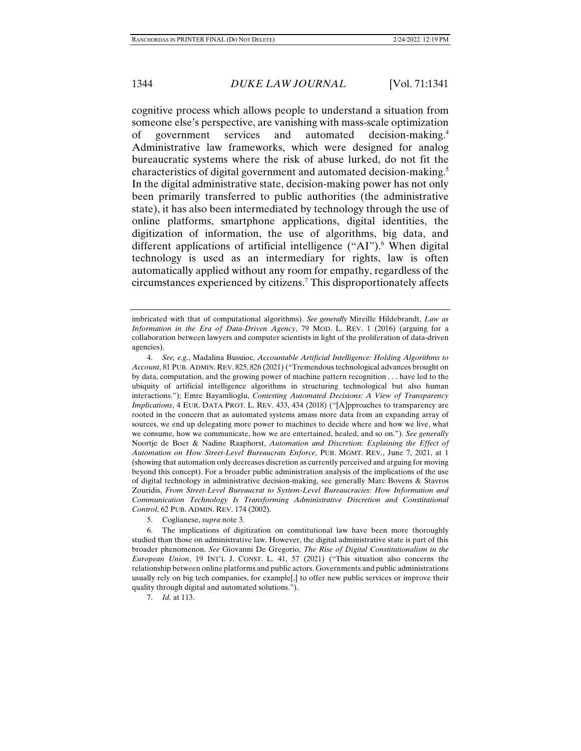cognitive process which allows people to understand a situation from someone else's perspective, are vanishing with mass-scale optimization of government services and automated decision-making.[4] Administrative law frameworks, which were designed for analog bureaucratic systems where the risk of abuse lurked, do not fit the characteristics of digital government and automated decision-making.[5] In the digital administrative state, decision-making power has not only been primarily transferred to public authorities (the administrative state), it has also been intermediated by technology through the use of online platforms, smartphone applications, digital identities, the digitization of information, the use of algorithms, big data, and different applications of artificial intelligence ("AI").[6] When digital technology is used as an intermediary for rights, law is often automatically applied without any room for empathy, regardless of the circumstances experienced by citizens.[7] This disproportionately affects

---

imbricated with that of computational algorithms). *See generally* Mireille Hildebrandt, *Law as Information in the Era of Data-Driven Agency*, 79 MOD. L. REV. 1 (2016) (arguing for a collaboration between lawyers and computer scientists in light of the proliferation of data-driven agencies).

4. *See, e.g.*, Madalina Busuioc, *Accountable Artificial Intelligence: Holding Algorithms to Account*, 81 PUB. ADMIN. REV. 825, 826 (2021) ("Tremendous technological advances brought on by data, computation, and the growing power of machine pattern recognition . . . have led to the ubiquity of artificial intelligence algorithms in structuring technological but also human interactions."); Emre Bayamlioglu, *Contesting Automated Decisions: A View of Transparency Implications*, 4 EUR. DATA PROT. L. REV. 433, 434 (2018) ("[A]pproaches to transparency are rooted in the concern that as automated systems amass more data from an expanding array of sources, we end up delegating more power to machines to decide where and how we live, what we consume, how we communicate, how we are entertained, healed, and so on."). *See generally* Noortje de Boer & Nadine Raaphorst, *Automation and Discretion: Explaining the Effect of Automation on How Street-Level Bureaucrats Enforce*, PUB. MGMT. REV., June 7, 2021, at 1 (showing that automation only decreases discretion as currently perceived and arguing for moving beyond this concept). For a broader public administration analysis of the implications of the use of digital technology in administrative decision-making, see generally Marc Bovens & Stavros Zouridis, *From Street-Level Bureaucrat to System-Level Bureaucracies: How Information and Communication Technology Is Transforming Administrative Discretion and Constitutional Control*, 62 PUB. ADMIN. REV. 174 (2002).

5. Coglianese, *supra* note 3.

6. The implications of digitization on constitutional law have been more thoroughly studied than those on administrative law. However, the digital administrative state is part of this broader phenomenon. *See* Giovanni De Gregorio, *The Rise of Digital Constitutionalism in the European Union*, 19 INT'L J. CONST. L. 41, 57 (2021) ("This situation also concerns the relationship between online platforms and public actors. Governments and public administrations usually rely on big tech companies, for example[,] to offer new public services or improve their quality through digital and automated solutions.").

7. *Id.* at 113.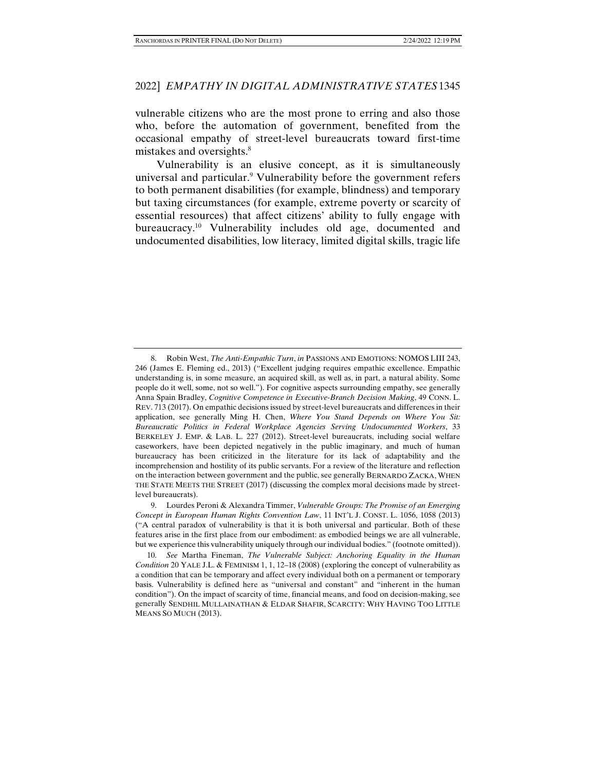vulnerable citizens who are the most prone to erring and also those who, before the automation of government, benefited from the occasional empathy of street-level bureaucrats toward first-time mistakes and oversights.[8]

Vulnerability is an elusive concept, as it is simultaneously universal and particular.[9] Vulnerability before the government refers to both permanent disabilities (for example, blindness) and temporary but taxing circumstances (for example, extreme poverty or scarcity of essential resources) that affect citizens' ability to fully engage with bureaucracy.[10] Vulnerability includes old age, documented and undocumented disabilities, low literacy, limited digital skills, tragic life

---

8. Robin West, *The Anti-Empathic Turn*, *in* PASSIONS AND EMOTIONS: NOMOS LIII 243, 246 (James E. Fleming ed., 2013) ("Excellent judging requires empathic excellence. Empathic understanding is, in some measure, an acquired skill, as well as, in part, a natural ability. Some people do it well, some, not so well."). For cognitive aspects surrounding empathy, see generally Anna Spain Bradley, *Cognitive Competence in Executive-Branch Decision Making*, 49 CONN. L. REV. 713 (2017). On empathic decisions issued by street-level bureaucrats and differences in their application, see generally Ming H. Chen, *Where You Stand Depends on Where You Sit: Bureaucratic Politics in Federal Workplace Agencies Serving Undocumented Workers*, 33 BERKELEY J. EMP. & LAB. L. 227 (2012). Street-level bureaucrats, including social welfare caseworkers, have been depicted negatively in the public imaginary, and much of human bureaucracy has been criticized in the literature for its lack of adaptability and the incomprehension and hostility of its public servants. For a review of the literature and reflection on the interaction between government and the public, see generally BERNARDO ZACKA, WHEN THE STATE MEETS THE STREET (2017) (discussing the complex moral decisions made by street-level bureaucrats).

9. Lourdes Peroni & Alexandra Timmer, *Vulnerable Groups: The Promise of an Emerging Concept in European Human Rights Convention Law*, 11 INT'L J. CONST. L. 1056, 1058 (2013) ("A central paradox of vulnerability is that it is both universal and particular. Both of these features arise in the first place from our embodiment: as embodied beings we are all vulnerable, but we experience this vulnerability uniquely through our individual bodies." (footnote omitted)).

10. *See* Martha Fineman, *The Vulnerable Subject: Anchoring Equality in the Human Condition* 20 YALE J.L. & FEMINISM 1, 1, 12–18 (2008) (exploring the concept of vulnerability as a condition that can be temporary and affect every individual both on a permanent or temporary basis. Vulnerability is defined here as "universal and constant" and "inherent in the human condition"). On the impact of scarcity of time, financial means, and food on decision-making, see generally SENDHIL MULLAINATHAN & ELDAR SHAFIR, SCARCITY: WHY HAVING TOO LITTLE MEANS SO MUCH (2013).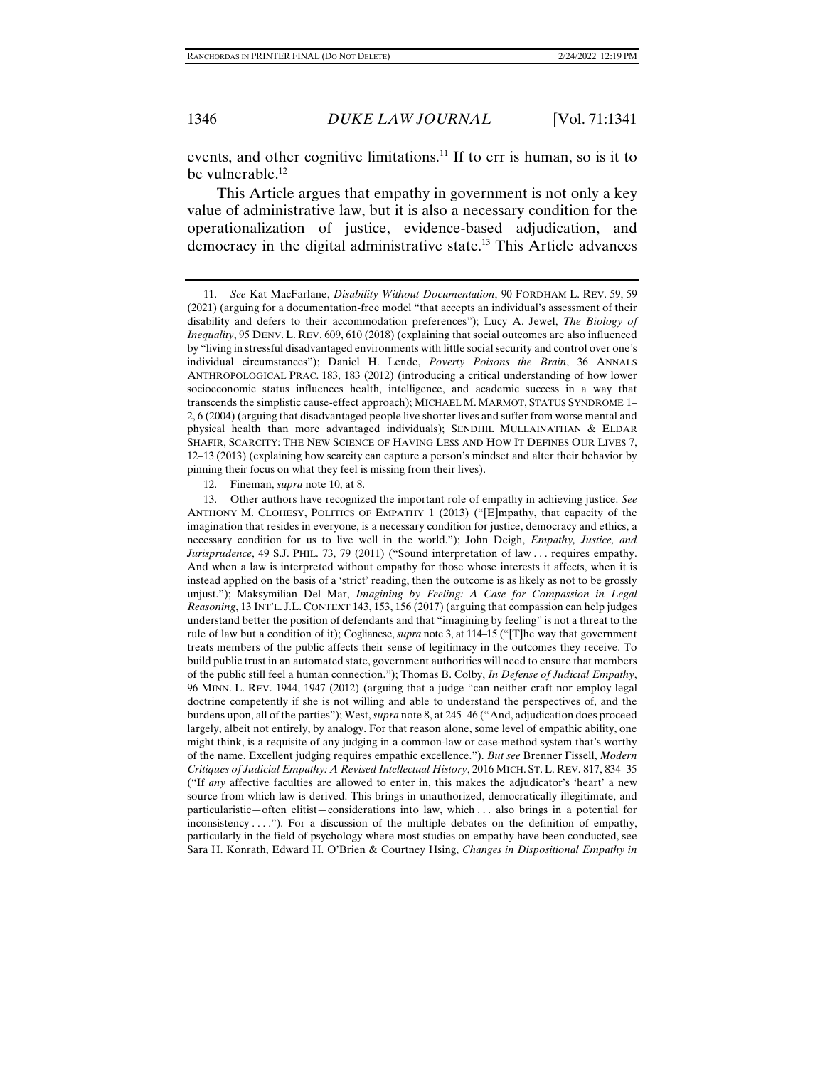events, and other cognitive limitations.[11] If to err is human, so is it to be vulnerable.[12]

This Article argues that empathy in government is not only a key value of administrative law, but it is also a necessary condition for the operationalization of justice, evidence-based adjudication, and democracy in the digital administrative state.[13] This Article advances

---

11. *See* Kat MacFarlane, *Disability Without Documentation*, 90 FORDHAM L. REV. 59, 59 (2021) (arguing for a documentation-free model "that accepts an individual's assessment of their disability and defers to their accommodation preferences"); Lucy A. Jewel, *The Biology of Inequality*, 95 DENV. L. REV. 609, 610 (2018) (explaining that social outcomes are also influenced by "living in stressful disadvantaged environments with little social security and control over one's individual circumstances"); Daniel H. Lende, *Poverty Poisons the Brain*, 36 ANNALS ANTHROPOLOGICAL PRAC. 183, 183 (2012) (introducing a critical understanding of how lower socioeconomic status influences health, intelligence, and academic success in a way that transcends the simplistic cause-effect approach); MICHAEL M. MARMOT, STATUS SYNDROME 1–2, 6 (2004) (arguing that disadvantaged people live shorter lives and suffer from worse mental and physical health than more advantaged individuals); SENDHIL MULLAINATHAN & ELDAR SHAFIR, SCARCITY: THE NEW SCIENCE OF HAVING LESS AND HOW IT DEFINES OUR LIVES 7, 12–13 (2013) (explaining how scarcity can capture a person's mindset and alter their behavior by pinning their focus on what they feel is missing from their lives).

12. Fineman, *supra* note 10, at 8.

13. Other authors have recognized the important role of empathy in achieving justice. *See* ANTHONY M. CLOHESY, POLITICS OF EMPATHY 1 (2013) ("[E]mpathy, that capacity of the imagination that resides in everyone, is a necessary condition for justice, democracy and ethics, a necessary condition for us to live well in the world."); John Deigh, *Empathy, Justice, and Jurisprudence*, 49 S.J. PHIL. 73, 79 (2011) ("Sound interpretation of law . . . requires empathy. And when a law is interpreted without empathy for those whose interests it affects, when it is instead applied on the basis of a 'strict' reading, then the outcome is as likely as not to be grossly unjust."); Maksymilian Del Mar, *Imagining by Feeling: A Case for Compassion in Legal Reasoning*, 13 INT'L. J.L. CONTEXT 143, 153, 156 (2017) (arguing that compassion can help judges understand better the position of defendants and that "imagining by feeling" is not a threat to the rule of law but a condition of it); Coglianese, *supra* note 3, at 114–15 ("[T]he way that government treats members of the public affects their sense of legitimacy in the outcomes they receive. To build public trust in an automated state, government authorities will need to ensure that members of the public still feel a human connection."); Thomas B. Colby, *In Defense of Judicial Empathy*, 96 MINN. L. REV. 1944, 1947 (2012) (arguing that a judge "can neither craft nor employ legal doctrine competently if she is not willing and able to understand the perspectives of, and the burdens upon, all of the parties"); West, *supra* note 8, at 245–46 ("And, adjudication does proceed largely, albeit not entirely, by analogy. For that reason alone, some level of empathic ability, one might think, is a requisite of any judging in a common-law or case-method system that's worthy of the name. Excellent judging requires empathic excellence."). *But see* Brenner Fissell, *Modern Critiques of Judicial Empathy: A Revised Intellectual History*, 2016 MICH. ST. L. REV. 817, 834–35 ("If *any* affective faculties are allowed to enter in, this makes the adjudicator's 'heart' a new source from which law is derived. This brings in unauthorized, democratically illegitimate, and particularistic—often elitist—considerations into law, which . . . also brings in a potential for inconsistency . . . ."). For a discussion of the multiple debates on the definition of empathy, particularly in the field of psychology where most studies on empathy have been conducted, see Sara H. Konrath, Edward H. O'Brien & Courtney Hsing, *Changes in Dispositional Empathy in*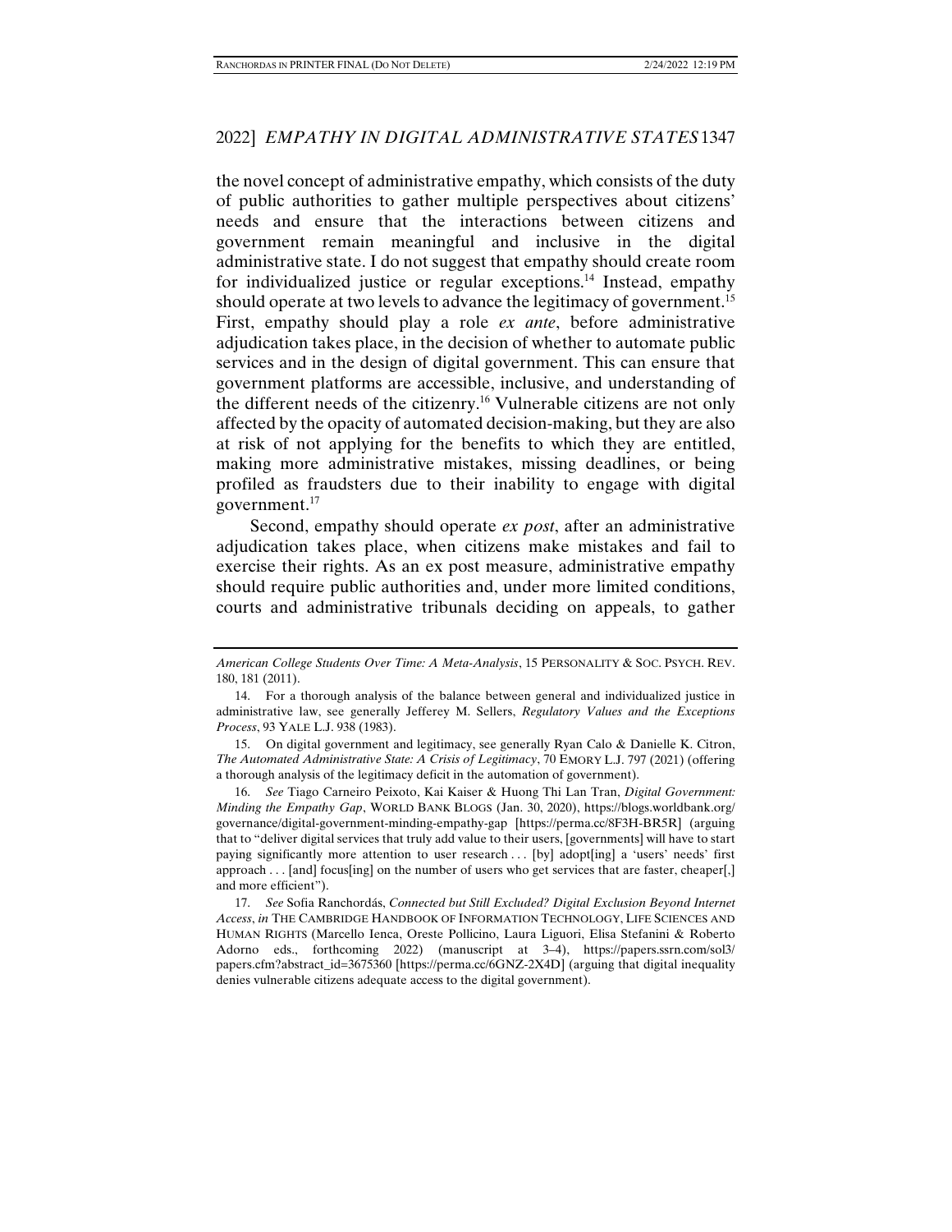the novel concept of administrative empathy, which consists of the duty of public authorities to gather multiple perspectives about citizens' needs and ensure that the interactions between citizens and government remain meaningful and inclusive in the digital administrative state. I do not suggest that empathy should create room for individualized justice or regular exceptions.[14] Instead, empathy should operate at two levels to advance the legitimacy of government.[15] First, empathy should play a role *ex ante*, before administrative adjudication takes place, in the decision of whether to automate public services and in the design of digital government. This can ensure that government platforms are accessible, inclusive, and understanding of the different needs of the citizenry.[16] Vulnerable citizens are not only affected by the opacity of automated decision-making, but they are also at risk of not applying for the benefits to which they are entitled, making more administrative mistakes, missing deadlines, or being profiled as fraudsters due to their inability to engage with digital government.[17]

Second, empathy should operate *ex post*, after an administrative adjudication takes place, when citizens make mistakes and fail to exercise their rights. As an ex post measure, administrative empathy should require public authorities and, under more limited conditions, courts and administrative tribunals deciding on appeals, to gather

---

*American College Students Over Time: A Meta-Analysis*, 15 PERSONALITY & SOC. PSYCH. REV. 180, 181 (2011).

14. For a thorough analysis of the balance between general and individualized justice in administrative law, see generally Jefferey M. Sellers, *Regulatory Values and the Exceptions Process*, 93 YALE L.J. 938 (1983).

15. On digital government and legitimacy, see generally Ryan Calo & Danielle K. Citron, *The Automated Administrative State: A Crisis of Legitimacy*, 70 EMORY L.J. 797 (2021) (offering a thorough analysis of the legitimacy deficit in the automation of government).

16. *See* Tiago Carneiro Peixoto, Kai Kaiser & Huong Thi Lan Tran, *Digital Government: Minding the Empathy Gap*, WORLD BANK BLOGS (Jan. 30, 2020), https://blogs.worldbank.org/governance/digital-government-minding-empathy-gap [https://perma.cc/8F3H-BR5R] (arguing that to "deliver digital services that truly add value to their users, [governments] will have to start paying significantly more attention to user research . . . [by] adopt[ing] a 'users' needs' first approach . . . [and] focus[ing] on the number of users who get services that are faster, cheaper[,] and more efficient").

17. *See* Sofia Ranchordás, *Connected but Still Excluded? Digital Exclusion Beyond Internet Access*, *in* THE CAMBRIDGE HANDBOOK OF INFORMATION TECHNOLOGY, LIFE SCIENCES AND HUMAN RIGHTS (Marcello Ienca, Oreste Pollicino, Laura Liguori, Elisa Stefanini & Roberto Adorno eds., forthcoming 2022) (manuscript at 3–4), https://papers.ssrn.com/sol3/papers.cfm?abstract_id=3675360 [https://perma.cc/6GNZ-2X4D] (arguing that digital inequality denies vulnerable citizens adequate access to the digital government).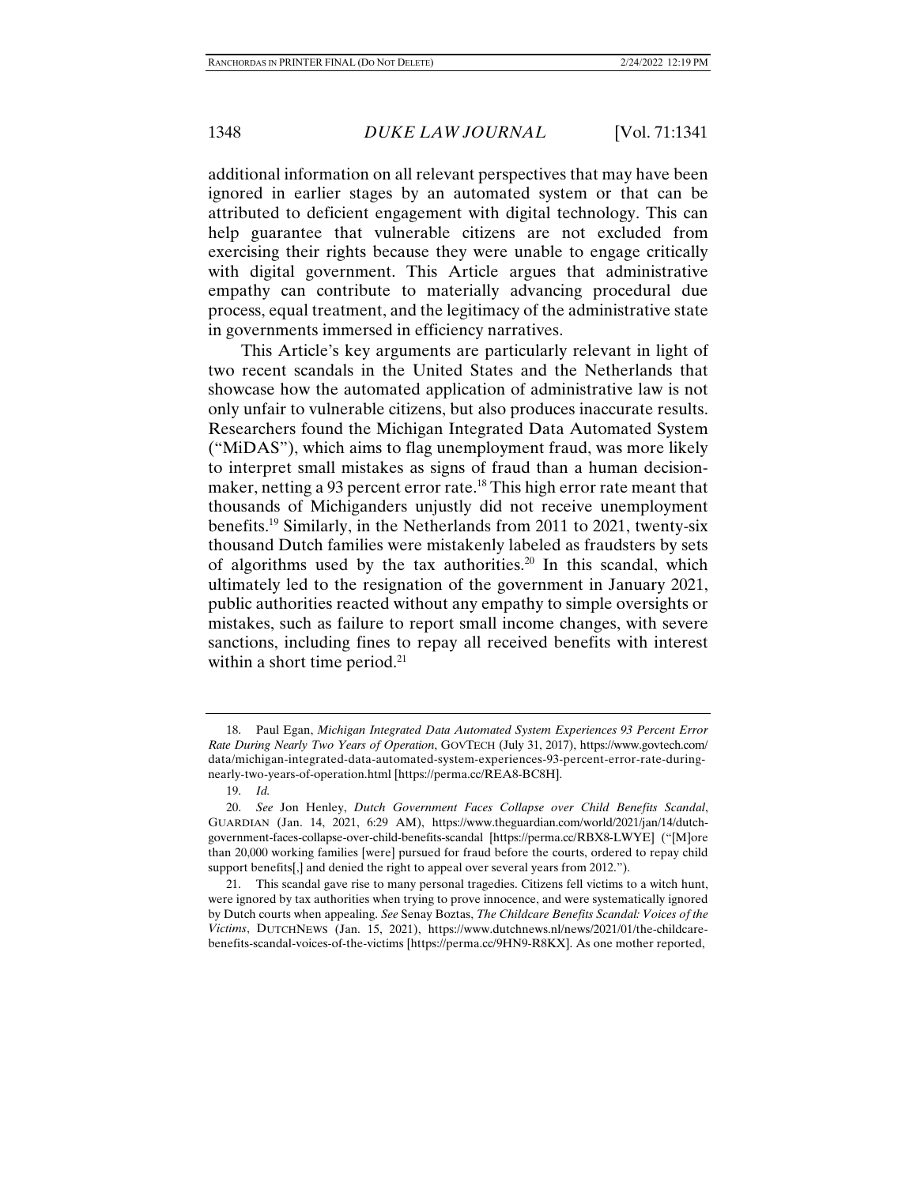additional information on all relevant perspectives that may have been ignored in earlier stages by an automated system or that can be attributed to deficient engagement with digital technology. This can help guarantee that vulnerable citizens are not excluded from exercising their rights because they were unable to engage critically with digital government. This Article argues that administrative empathy can contribute to materially advancing procedural due process, equal treatment, and the legitimacy of the administrative state in governments immersed in efficiency narratives.

This Article's key arguments are particularly relevant in light of two recent scandals in the United States and the Netherlands that showcase how the automated application of administrative law is not only unfair to vulnerable citizens, but also produces inaccurate results. Researchers found the Michigan Integrated Data Automated System ("MiDAS"), which aims to flag unemployment fraud, was more likely to interpret small mistakes as signs of fraud than a human decision-maker, netting a 93 percent error rate.[18] This high error rate meant that thousands of Michiganders unjustly did not receive unemployment benefits.[19] Similarly, in the Netherlands from 2011 to 2021, twenty-six thousand Dutch families were mistakenly labeled as fraudsters by sets of algorithms used by the tax authorities.[20] In this scandal, which ultimately led to the resignation of the government in January 2021, public authorities reacted without any empathy to simple oversights or mistakes, such as failure to report small income changes, with severe sanctions, including fines to repay all received benefits with interest within a short time period.[21]

---

18. Paul Egan, *Michigan Integrated Data Automated System Experiences 93 Percent Error Rate During Nearly Two Years of Operation*, GOVTECH (July 31, 2017), https://www.govtech.com/data/michigan-integrated-data-automated-system-experiences-93-percent-error-rate-during-nearly-two-years-of-operation.html [https://perma.cc/REA8-BC8H].

19. *Id.*

20. *See* Jon Henley, *Dutch Government Faces Collapse over Child Benefits Scandal*, GUARDIAN (Jan. 14, 2021, 6:29 AM), https://www.theguardian.com/world/2021/jan/14/dutch-government-faces-collapse-over-child-benefits-scandal [https://perma.cc/RBX8-LWYE] ("[M]ore than 20,000 working families [were] pursued for fraud before the courts, ordered to repay child support benefits[,] and denied the right to appeal over several years from 2012.").

21. This scandal gave rise to many personal tragedies. Citizens fell victims to a witch hunt, were ignored by tax authorities when trying to prove innocence, and were systematically ignored by Dutch courts when appealing. *See* Senay Boztas, *The Childcare Benefits Scandal: Voices of the Victims*, DUTCHNEWS (Jan. 15, 2021), https://www.dutchnews.nl/news/2021/01/the-childcare-benefits-scandal-voices-of-the-victims [https://perma.cc/9HN9-R8KX]. As one mother reported,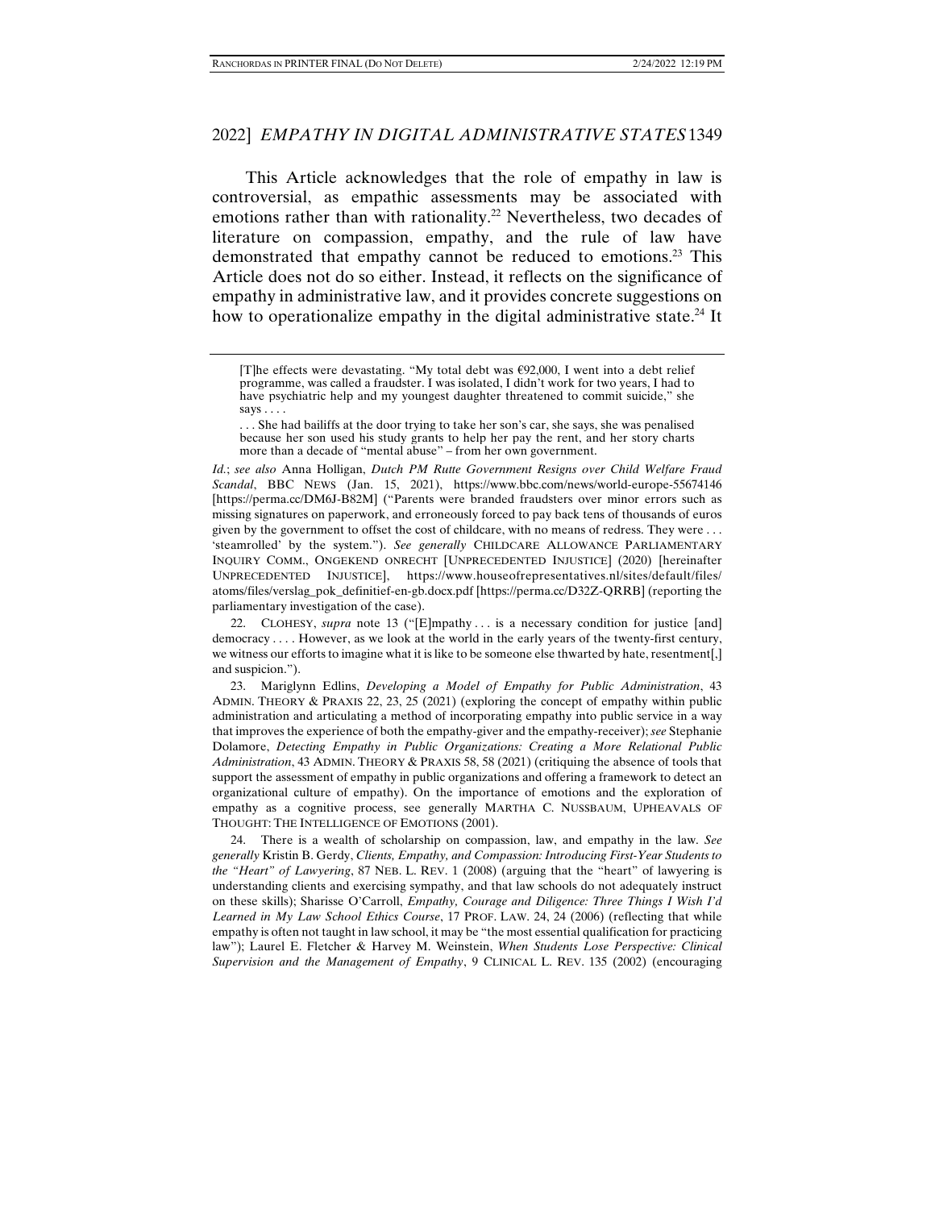This Article acknowledges that the role of empathy in law is controversial, as empathic assessments may be associated with emotions rather than with rationality.[22] Nevertheless, two decades of literature on compassion, empathy, and the rule of law have demonstrated that empathy cannot be reduced to emotions.[23] This Article does not do so either. Instead, it reflects on the significance of empathy in administrative law, and it provides concrete suggestions on how to operationalize empathy in the digital administrative state.[24] It

---

> [T]he effects were devastating. "My total debt was €92,000, I went into a debt relief programme, was called a fraudster. I was isolated, I didn't work for two years, I had to have psychiatric help and my youngest daughter threatened to commit suicide," she says . . . .
>
> . . . She had bailiffs at the door trying to take her son's car, she says, she was penalised because her son used his study grants to help her pay the rent, and her story charts more than a decade of "mental abuse" – from her own government.

*Id.*; *see also* Anna Holligan, *Dutch PM Rutte Government Resigns over Child Welfare Fraud Scandal*, BBC NEWS (Jan. 15, 2021), https://www.bbc.com/news/world-europe-55674146 [https://perma.cc/DM6J-B82M] ("Parents were branded fraudsters over minor errors such as missing signatures on paperwork, and erroneously forced to pay back tens of thousands of euros given by the government to offset the cost of childcare, with no means of redress. They were . . . 'steamrolled' by the system."). *See generally* CHILDCARE ALLOWANCE PARLIAMENTARY INQUIRY COMM., ONGEKEND ONRECHT [UNPRECEDENTED INJUSTICE] (2020) [hereinafter UNPRECEDENTED INJUSTICE], https://www.houseofrepresentatives.nl/sites/default/files/atoms/files/verslag_pok_definitief-en-gb.docx.pdf [https://perma.cc/D32Z-QRRB] (reporting the parliamentary investigation of the case).

22. CLOHESY, *supra* note 13 ("[E]mpathy . . . is a necessary condition for justice [and] democracy . . . . However, as we look at the world in the early years of the twenty-first century, we witness our efforts to imagine what it is like to be someone else thwarted by hate, resentment[,] and suspicion.").

23. Mariglynn Edlins, *Developing a Model of Empathy for Public Administration*, 43 ADMIN. THEORY & PRAXIS 22, 23, 25 (2021) (exploring the concept of empathy within public administration and articulating a method of incorporating empathy into public service in a way that improves the experience of both the empathy-giver and the empathy-receiver); *see* Stephanie Dolamore, *Detecting Empathy in Public Organizations: Creating a More Relational Public Administration*, 43 ADMIN. THEORY & PRAXIS 58, 58 (2021) (critiquing the absence of tools that support the assessment of empathy in public organizations and offering a framework to detect an organizational culture of empathy). On the importance of emotions and the exploration of empathy as a cognitive process, see generally MARTHA C. NUSSBAUM, UPHEAVALS OF THOUGHT: THE INTELLIGENCE OF EMOTIONS (2001).

24. There is a wealth of scholarship on compassion, law, and empathy in the law. *See generally* Kristin B. Gerdy, *Clients, Empathy, and Compassion: Introducing First-Year Students to the "Heart" of Lawyering*, 87 NEB. L. REV. 1 (2008) (arguing that the "heart" of lawyering is understanding clients and exercising sympathy, and that law schools do not adequately instruct on these skills); Sharisse O'Carroll, *Empathy, Courage and Diligence: Three Things I Wish I'd Learned in My Law School Ethics Course*, 17 PROF. LAW. 24, 24 (2006) (reflecting that while empathy is often not taught in law school, it may be "the most essential qualification for practicing law"); Laurel E. Fletcher & Harvey M. Weinstein, *When Students Lose Perspective: Clinical Supervision and the Management of Empathy*, 9 CLINICAL L. REV. 135 (2002) (encouraging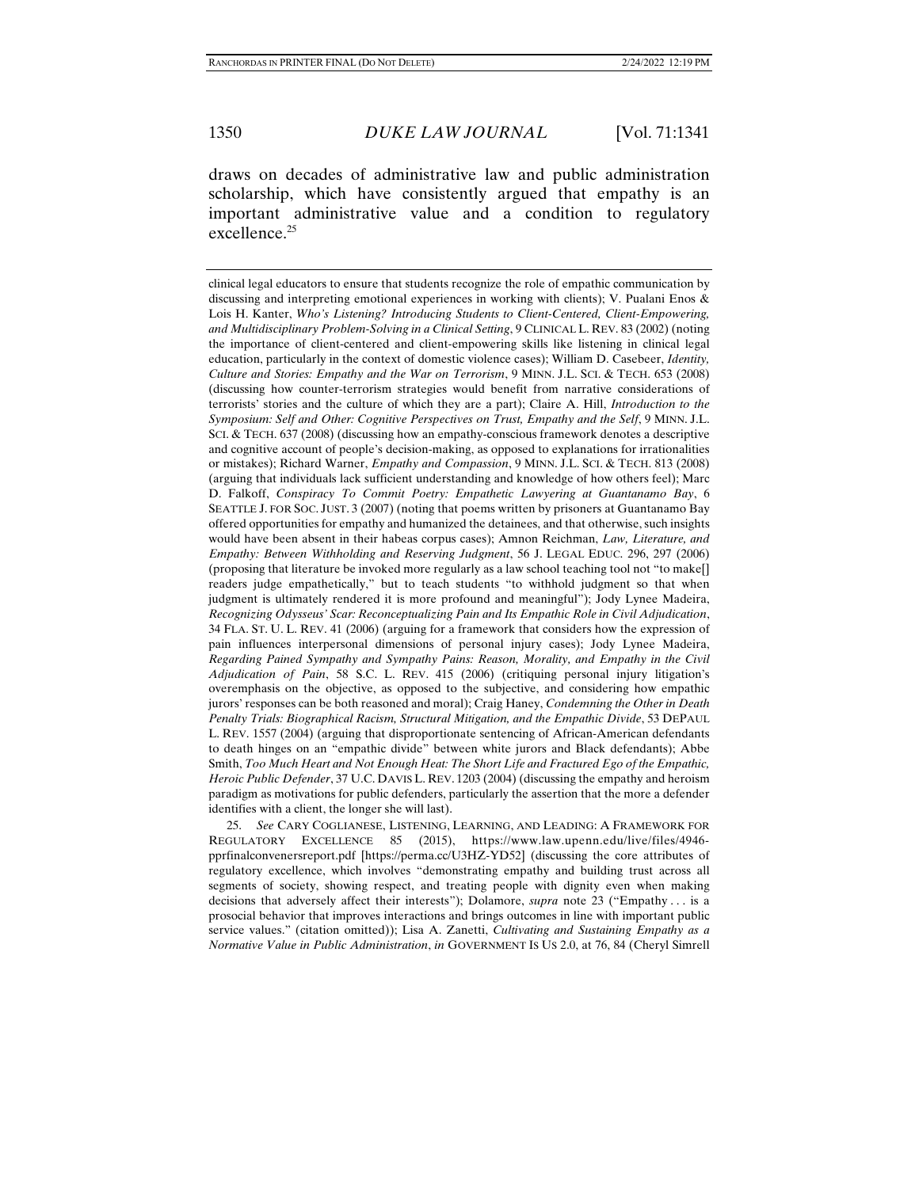draws on decades of administrative law and public administration scholarship, which have consistently argued that empathy is an important administrative value and a condition to regulatory excellence.[25]

---

clinical legal educators to ensure that students recognize the role of empathic communication by discussing and interpreting emotional experiences in working with clients); V. Pualani Enos & Lois H. Kanter, *Who's Listening? Introducing Students to Client-Centered, Client-Empowering, and Multidisciplinary Problem-Solving in a Clinical Setting*, 9 CLINICAL L. REV. 83 (2002) (noting the importance of client-centered and client-empowering skills like listening in clinical legal education, particularly in the context of domestic violence cases); William D. Casebeer, *Identity, Culture and Stories: Empathy and the War on Terrorism*, 9 MINN. J.L. SCI. & TECH. 653 (2008) (discussing how counter-terrorism strategies would benefit from narrative considerations of terrorists' stories and the culture of which they are a part); Claire A. Hill, *Introduction to the Symposium: Self and Other: Cognitive Perspectives on Trust, Empathy and the Self*, 9 MINN. J.L. SCI. & TECH. 637 (2008) (discussing how an empathy-conscious framework denotes a descriptive and cognitive account of people's decision-making, as opposed to explanations for irrationalities or mistakes); Richard Warner, *Empathy and Compassion*, 9 MINN. J.L. SCI. & TECH. 813 (2008) (arguing that individuals lack sufficient understanding and knowledge of how others feel); Marc D. Falkoff, *Conspiracy To Commit Poetry: Empathetic Lawyering at Guantanamo Bay*, 6 SEATTLE J. FOR SOC. JUST. 3 (2007) (noting that poems written by prisoners at Guantanamo Bay offered opportunities for empathy and humanized the detainees, and that otherwise, such insights would have been absent in their habeas corpus cases); Amnon Reichman, *Law, Literature, and Empathy: Between Withholding and Reserving Judgment*, 56 J. LEGAL EDUC. 296, 297 (2006) (proposing that literature be invoked more regularly as a law school teaching tool not "to make[] readers judge empathetically," but to teach students "to withhold judgment so that when judgment is ultimately rendered it is more profound and meaningful"); Jody Lynee Madeira, *Recognizing Odysseus' Scar: Reconceptualizing Pain and Its Empathic Role in Civil Adjudication*, 34 FLA. ST. U. L. REV. 41 (2006) (arguing for a framework that considers how the expression of pain influences interpersonal dimensions of personal injury cases); Jody Lynee Madeira, *Regarding Pained Sympathy and Sympathy Pains: Reason, Morality, and Empathy in the Civil Adjudication of Pain*, 58 S.C. L. REV. 415 (2006) (critiquing personal injury litigation's overemphasis on the objective, as opposed to the subjective, and considering how empathic jurors' responses can be both reasoned and moral); Craig Haney, *Condemning the Other in Death Penalty Trials: Biographical Racism, Structural Mitigation, and the Empathic Divide*, 53 DEPAUL L. REV. 1557 (2004) (arguing that disproportionate sentencing of African-American defendants to death hinges on an "empathic divide" between white jurors and Black defendants); Abbe Smith, *Too Much Heart and Not Enough Heat: The Short Life and Fractured Ego of the Empathic, Heroic Public Defender*, 37 U.C. DAVIS L. REV. 1203 (2004) (discussing the empathy and heroism paradigm as motivations for public defenders, particularly the assertion that the more a defender identifies with a client, the longer she will last).

25. *See* CARY COGLIANESE, LISTENING, LEARNING, AND LEADING: A FRAMEWORK FOR REGULATORY EXCELLENCE 85 (2015), https://www.law.upenn.edu/live/files/4946-pprfinalconvenersreport.pdf [https://perma.cc/U3HZ-YD52] (discussing the core attributes of regulatory excellence, which involves "demonstrating empathy and building trust across all segments of society, showing respect, and treating people with dignity even when making decisions that adversely affect their interests"); Dolamore, *supra* note 23 ("Empathy . . . is a prosocial behavior that improves interactions and brings outcomes in line with important public service values." (citation omitted)); Lisa A. Zanetti, *Cultivating and Sustaining Empathy as a Normative Value in Public Administration*, *in* GOVERNMENT IS US 2.0, at 76, 84 (Cheryl Simrell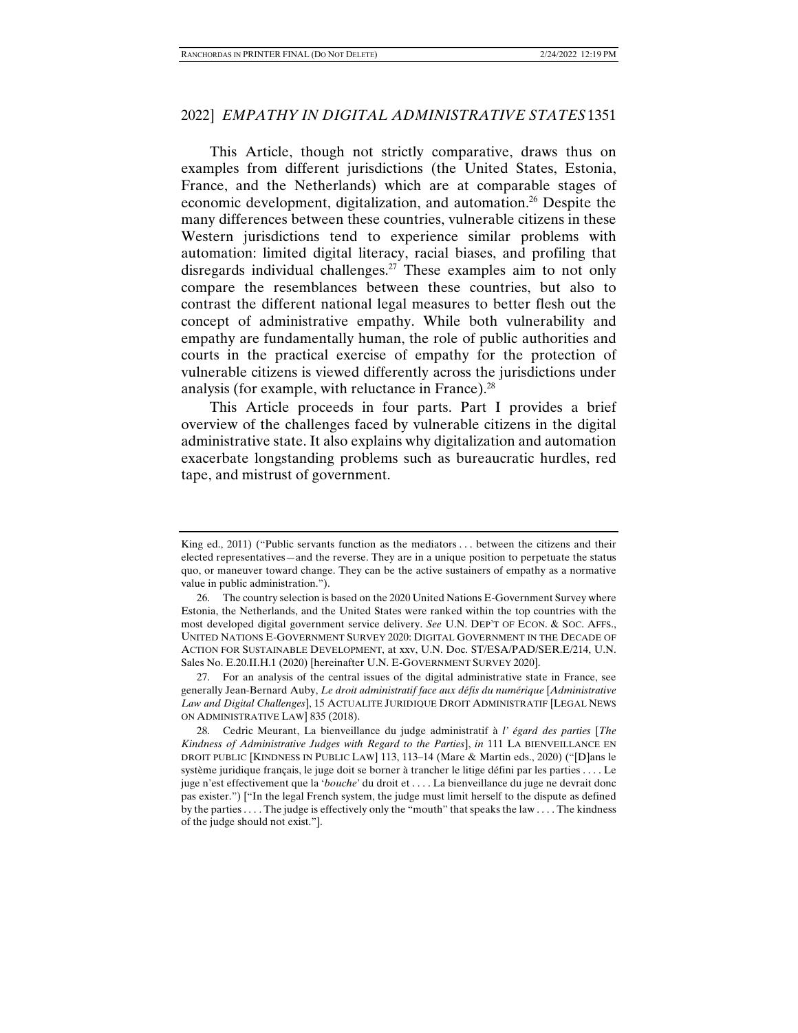This Article, though not strictly comparative, draws thus on examples from different jurisdictions (the United States, Estonia, France, and the Netherlands) which are at comparable stages of economic development, digitalization, and automation.[26] Despite the many differences between these countries, vulnerable citizens in these Western jurisdictions tend to experience similar problems with automation: limited digital literacy, racial biases, and profiling that disregards individual challenges.[27] These examples aim to not only compare the resemblances between these countries, but also to contrast the different national legal measures to better flesh out the concept of administrative empathy. While both vulnerability and empathy are fundamentally human, the role of public authorities and courts in the practical exercise of empathy for the protection of vulnerable citizens is viewed differently across the jurisdictions under analysis (for example, with reluctance in France).[28]

This Article proceeds in four parts. Part I provides a brief overview of the challenges faced by vulnerable citizens in the digital administrative state. It also explains why digitalization and automation exacerbate longstanding problems such as bureaucratic hurdles, red tape, and mistrust of government.

---

King ed., 2011) ("Public servants function as the mediators . . . between the citizens and their elected representatives—and the reverse. They are in a unique position to perpetuate the status quo, or maneuver toward change. They can be the active sustainers of empathy as a normative value in public administration.").

26. The country selection is based on the 2020 United Nations E-Government Survey where Estonia, the Netherlands, and the United States were ranked within the top countries with the most developed digital government service delivery. *See* U.N. DEP'T OF ECON. & SOC. AFFS., UNITED NATIONS E-GOVERNMENT SURVEY 2020: DIGITAL GOVERNMENT IN THE DECADE OF ACTION FOR SUSTAINABLE DEVELOPMENT, at xxv, U.N. Doc. ST/ESA/PAD/SER.E/214, U.N. Sales No. E.20.II.H.1 (2020) [hereinafter U.N. E-GOVERNMENT SURVEY 2020].

27. For an analysis of the central issues of the digital administrative state in France, see generally Jean-Bernard Auby, *Le droit administratif face aux défis du numérique* [*Administrative Law and Digital Challenges*], 15 ACTUALITE JURIDIQUE DROIT ADMINISTRATIF [LEGAL NEWS ON ADMINISTRATIVE LAW] 835 (2018).

28. Cedric Meurant, La bienveillance du judge administratif à *l' égard des parties* [*The Kindness of Administrative Judges with Regard to the Parties*], *in* 111 LA BIENVEILLANCE EN DROIT PUBLIC [KINDNESS IN PUBLIC LAW] 113, 113–14 (Mare & Martin eds., 2020) ("[D]ans le système juridique français, le juge doit se borner à trancher le litige défini par les parties . . . . Le juge n'est effectivement que la '*bouche*' du droit et . . . . La bienveillance du juge ne devrait donc pas exister.") ["In the legal French system, the judge must limit herself to the dispute as defined by the parties . . . . The judge is effectively only the "mouth" that speaks the law . . . . The kindness of the judge should not exist."].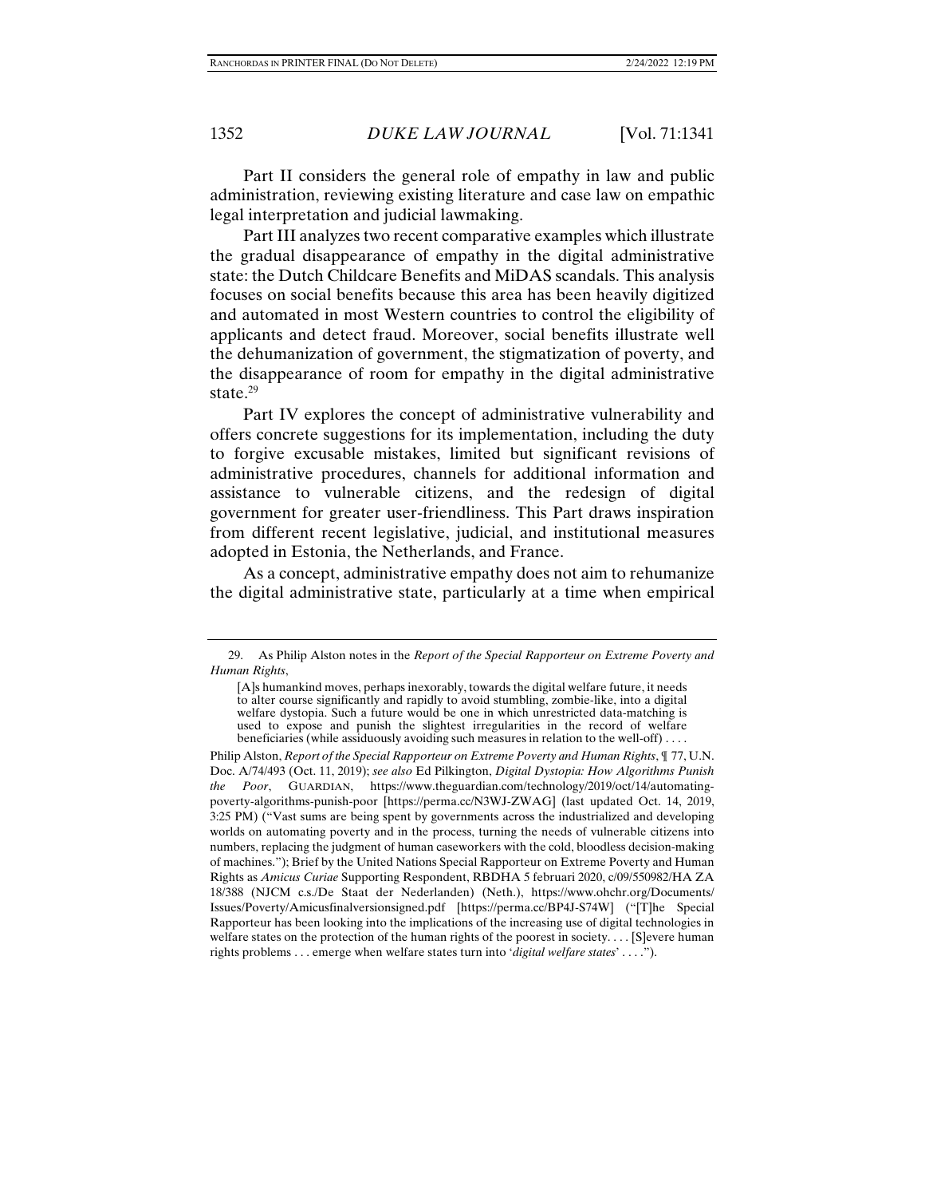Part II considers the general role of empathy in law and public administration, reviewing existing literature and case law on empathic legal interpretation and judicial lawmaking.

Part III analyzes two recent comparative examples which illustrate the gradual disappearance of empathy in the digital administrative state: the Dutch Childcare Benefits and MiDAS scandals. This analysis focuses on social benefits because this area has been heavily digitized and automated in most Western countries to control the eligibility of applicants and detect fraud. Moreover, social benefits illustrate well the dehumanization of government, the stigmatization of poverty, and the disappearance of room for empathy in the digital administrative state.[29]

Part IV explores the concept of administrative vulnerability and offers concrete suggestions for its implementation, including the duty to forgive excusable mistakes, limited but significant revisions of administrative procedures, channels for additional information and assistance to vulnerable citizens, and the redesign of digital government for greater user-friendliness. This Part draws inspiration from different recent legislative, judicial, and institutional measures adopted in Estonia, the Netherlands, and France.

As a concept, administrative empathy does not aim to rehumanize the digital administrative state, particularly at a time when empirical

---

29. As Philip Alston notes in the *Report of the Special Rapporteur on Extreme Poverty and Human Rights*,

> [A]s humankind moves, perhaps inexorably, towards the digital welfare future, it needs to alter course significantly and rapidly to avoid stumbling, zombie-like, into a digital welfare dystopia. Such a future would be one in which unrestricted data-matching is used to expose and punish the slightest irregularities in the record of welfare beneficiaries (while assiduously avoiding such measures in relation to the well-off) . . . .

Philip Alston, *Report of the Special Rapporteur on Extreme Poverty and Human Rights*, ¶ 77, U.N. Doc. A/74/493 (Oct. 11, 2019); *see also* Ed Pilkington, *Digital Dystopia: How Algorithms Punish the Poor*, GUARDIAN, https://www.theguardian.com/technology/2019/oct/14/automating-poverty-algorithms-punish-poor [https://perma.cc/N3WJ-ZWAG] (last updated Oct. 14, 2019, 3:25 PM) ("Vast sums are being spent by governments across the industrialized and developing worlds on automating poverty and in the process, turning the needs of vulnerable citizens into numbers, replacing the judgment of human caseworkers with the cold, bloodless decision-making of machines."); Brief by the United Nations Special Rapporteur on Extreme Poverty and Human Rights as *Amicus Curiae* Supporting Respondent, RBDHA 5 februari 2020, c/09/550982/HA ZA 18/388 (NJCM c.s./De Staat der Nederlanden) (Neth.), https://www.ohchr.org/Documents/Issues/Poverty/Amicusfinalversionsigned.pdf [https://perma.cc/BP4J-S74W] ("[T]he Special Rapporteur has been looking into the implications of the increasing use of digital technologies in welfare states on the protection of the human rights of the poorest in society. . . . [S]evere human rights problems . . . emerge when welfare states turn into '*digital welfare states*' . . . .").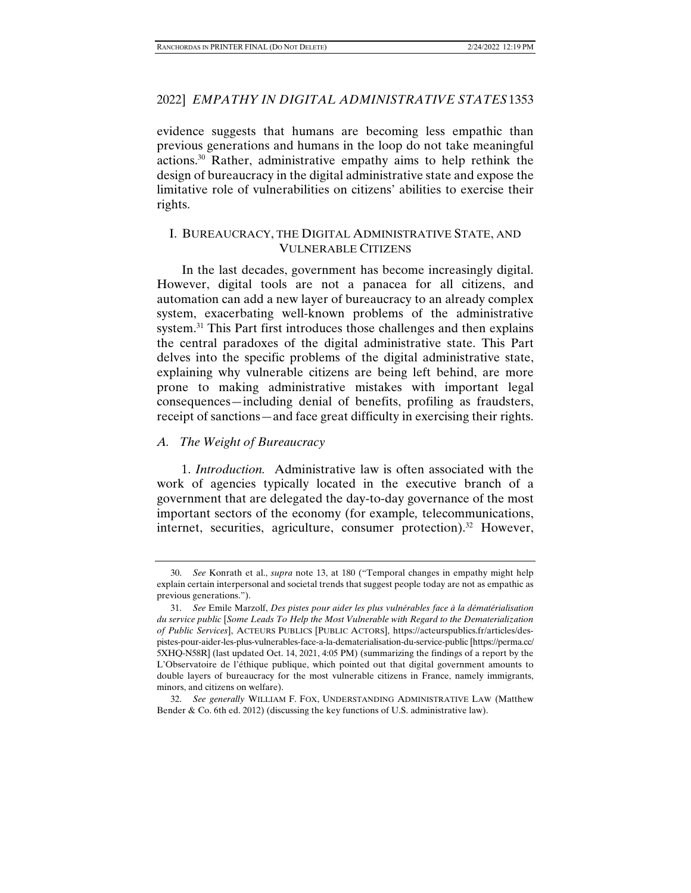evidence suggests that humans are becoming less empathic than previous generations and humans in the loop do not take meaningful actions.[30] Rather, administrative empathy aims to help rethink the design of bureaucracy in the digital administrative state and expose the limitative role of vulnerabilities on citizens' abilities to exercise their rights.

## I. BUREAUCRACY, THE DIGITAL ADMINISTRATIVE STATE, AND VULNERABLE CITIZENS

In the last decades, government has become increasingly digital. However, digital tools are not a panacea for all citizens, and automation can add a new layer of bureaucracy to an already complex system, exacerbating well-known problems of the administrative system.[31] This Part first introduces those challenges and then explains the central paradoxes of the digital administrative state. This Part delves into the specific problems of the digital administrative state, explaining why vulnerable citizens are being left behind, are more prone to making administrative mistakes with important legal consequences—including denial of benefits, profiling as fraudsters, receipt of sanctions—and face great difficulty in exercising their rights.

### A. *The Weight of Bureaucracy*

1. *Introduction.* Administrative law is often associated with the work of agencies typically located in the executive branch of a government that are delegated the day-to-day governance of the most important sectors of the economy (for example, telecommunications, internet, securities, agriculture, consumer protection).[32] However,

---

30. *See* Konrath et al., *supra* note 13, at 180 ("Temporal changes in empathy might help explain certain interpersonal and societal trends that suggest people today are not as empathic as previous generations.").

31. *See* Emile Marzolf, *Des pistes pour aider les plus vulnérables face à la dématérialisation du service public* [*Some Leads To Help the Most Vulnerable with Regard to the Dematerialization of Public Services*], ACTEURS PUBLICS [PUBLIC ACTORS], https://acteurspublics.fr/articles/des-pistes-pour-aider-les-plus-vulnerables-face-a-la-dematerialisation-du-service-public [https://perma.cc/5XHQ-N58R] (last updated Oct. 14, 2021, 4:05 PM) (summarizing the findings of a report by the L'Observatoire de l'éthique publique, which pointed out that digital government amounts to double layers of bureaucracy for the most vulnerable citizens in France, namely immigrants, minors, and citizens on welfare).

32. *See generally* WILLIAM F. FOX, UNDERSTANDING ADMINISTRATIVE LAW (Matthew Bender & Co. 6th ed. 2012) (discussing the key functions of U.S. administrative law).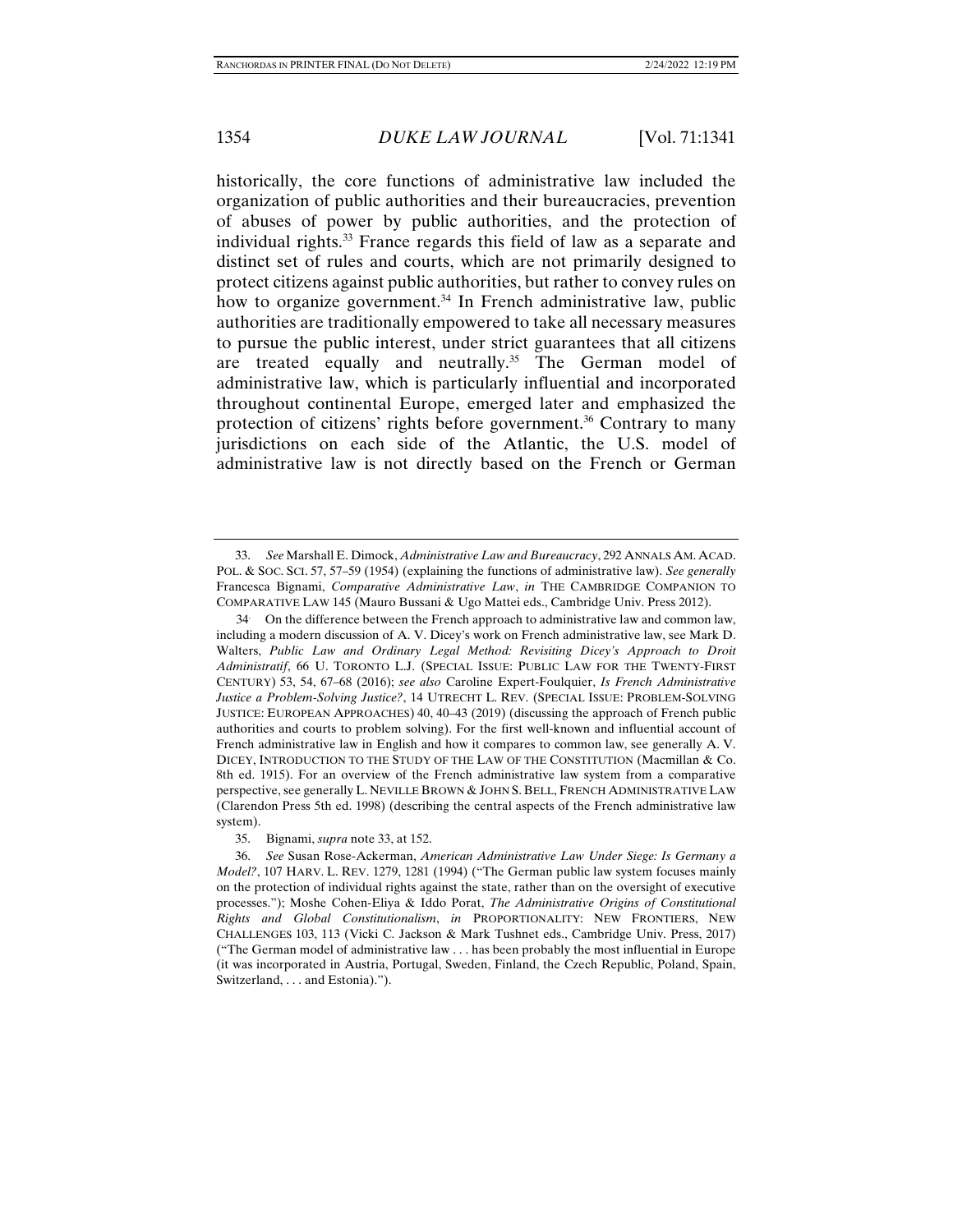historically, the core functions of administrative law included the organization of public authorities and their bureaucracies, prevention of abuses of power by public authorities, and the protection of individual rights.[33] France regards this field of law as a separate and distinct set of rules and courts, which are not primarily designed to protect citizens against public authorities, but rather to convey rules on how to organize government.[34] In French administrative law, public authorities are traditionally empowered to take all necessary measures to pursue the public interest, under strict guarantees that all citizens are treated equally and neutrally.[35] The German model of administrative law, which is particularly influential and incorporated throughout continental Europe, emerged later and emphasized the protection of citizens' rights before government.[36] Contrary to many jurisdictions on each side of the Atlantic, the U.S. model of administrative law is not directly based on the French or German

---

33. *See* Marshall E. Dimock, *Administrative Law and Bureaucracy*, 292 ANNALS AM. ACAD. POL. & SOC. SCI. 57, 57–59 (1954) (explaining the functions of administrative law). *See generally* Francesca Bignami, *Comparative Administrative Law*, *in* THE CAMBRIDGE COMPANION TO COMPARATIVE LAW 145 (Mauro Bussani & Ugo Mattei eds., Cambridge Univ. Press 2012).

34. On the difference between the French approach to administrative law and common law, including a modern discussion of A. V. Dicey's work on French administrative law, see Mark D. Walters, *Public Law and Ordinary Legal Method: Revisiting Dicey's Approach to Droit Administratif*, 66 U. TORONTO L.J. (SPECIAL ISSUE: PUBLIC LAW FOR THE TWENTY-FIRST CENTURY) 53, 54, 67–68 (2016); *see also* Caroline Expert-Foulquier, *Is French Administrative Justice a Problem-Solving Justice?*, 14 UTRECHT L. REV. (SPECIAL ISSUE: PROBLEM-SOLVING JUSTICE: EUROPEAN APPROACHES) 40, 40–43 (2019) (discussing the approach of French public authorities and courts to problem solving). For the first well-known and influential account of French administrative law in English and how it compares to common law, see generally A. V. DICEY, INTRODUCTION TO THE STUDY OF THE LAW OF THE CONSTITUTION (Macmillan & Co. 8th ed. 1915). For an overview of the French administrative law system from a comparative perspective, see generally L. NEVILLE BROWN & JOHN S. BELL, FRENCH ADMINISTRATIVE LAW (Clarendon Press 5th ed. 1998) (describing the central aspects of the French administrative law system).

35. Bignami, *supra* note 33, at 152.

36. *See* Susan Rose-Ackerman, *American Administrative Law Under Siege: Is Germany a Model?*, 107 HARV. L. REV. 1279, 1281 (1994) ("The German public law system focuses mainly on the protection of individual rights against the state, rather than on the oversight of executive processes."); Moshe Cohen-Eliya & Iddo Porat, *The Administrative Origins of Constitutional Rights and Global Constitutionalism*, *in* PROPORTIONALITY: NEW FRONTIERS, NEW CHALLENGES 103, 113 (Vicki C. Jackson & Mark Tushnet eds., Cambridge Univ. Press, 2017) ("The German model of administrative law . . . has been probably the most influential in Europe (it was incorporated in Austria, Portugal, Sweden, Finland, the Czech Republic, Poland, Spain, Switzerland, . . . and Estonia).").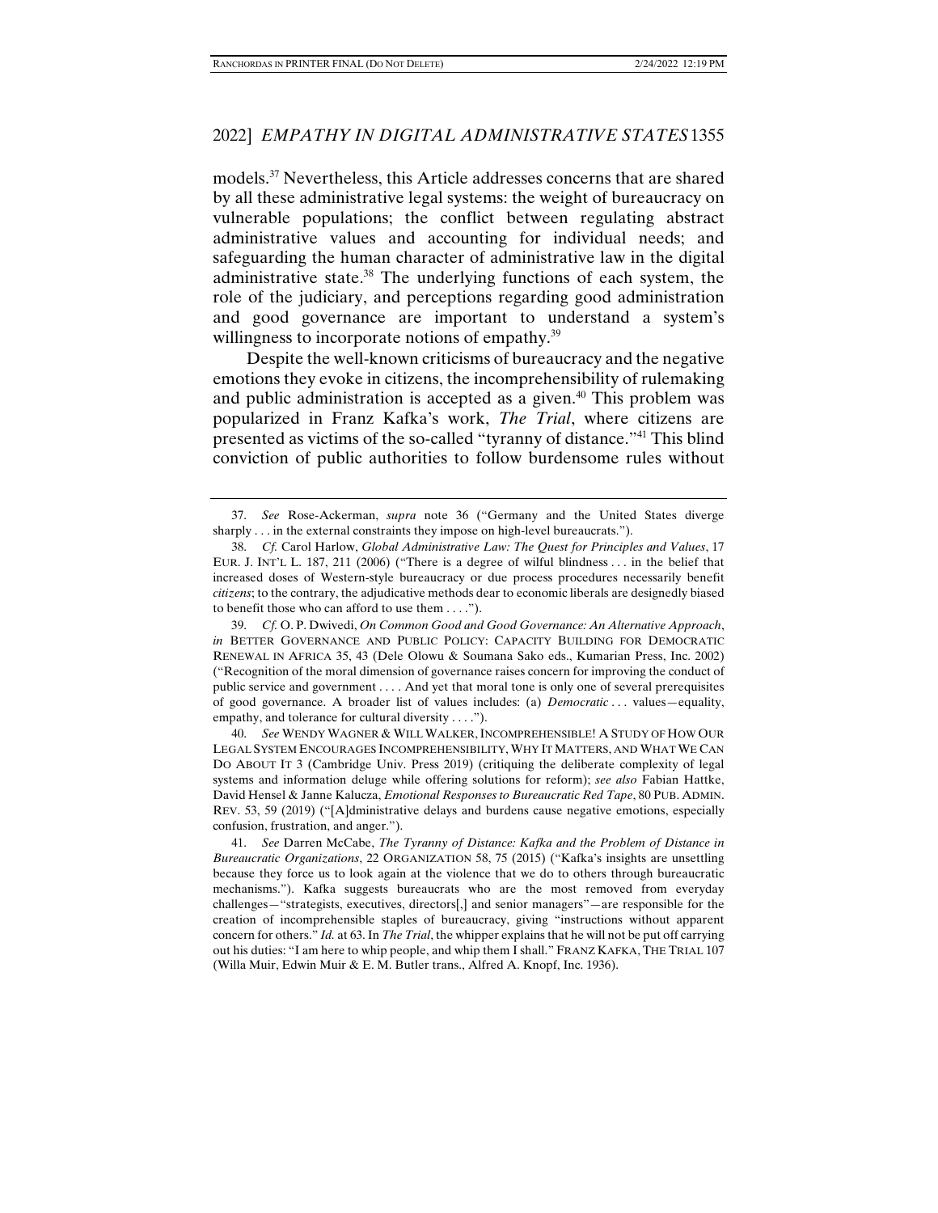models.[37] Nevertheless, this Article addresses concerns that are shared by all these administrative legal systems: the weight of bureaucracy on vulnerable populations; the conflict between regulating abstract administrative values and accounting for individual needs; and safeguarding the human character of administrative law in the digital administrative state.[38] The underlying functions of each system, the role of the judiciary, and perceptions regarding good administration and good governance are important to understand a system's willingness to incorporate notions of empathy.[39]

Despite the well-known criticisms of bureaucracy and the negative emotions they evoke in citizens, the incomprehensibility of rulemaking and public administration is accepted as a given.[40] This problem was popularized in Franz Kafka's work, *The Trial*, where citizens are presented as victims of the so-called "tyranny of distance."[41] This blind conviction of public authorities to follow burdensome rules without

---

37. *See* Rose-Ackerman, *supra* note 36 ("Germany and the United States diverge sharply . . . in the external constraints they impose on high-level bureaucrats.").

38. *Cf.* Carol Harlow, *Global Administrative Law: The Quest for Principles and Values*, 17 EUR. J. INT'L L. 187, 211 (2006) ("There is a degree of wilful blindness . . . in the belief that increased doses of Western-style bureaucracy or due process procedures necessarily benefit *citizens*; to the contrary, the adjudicative methods dear to economic liberals are designedly biased to benefit those who can afford to use them . . . .").

39. *Cf.* O. P. Dwivedi, *On Common Good and Good Governance: An Alternative Approach*, *in* BETTER GOVERNANCE AND PUBLIC POLICY: CAPACITY BUILDING FOR DEMOCRATIC RENEWAL IN AFRICA 35, 43 (Dele Olowu & Soumana Sako eds., Kumarian Press, Inc. 2002) ("Recognition of the moral dimension of governance raises concern for improving the conduct of public service and government . . . . And yet that moral tone is only one of several prerequisites of good governance. A broader list of values includes: (a) *Democratic* . . . values—equality, empathy, and tolerance for cultural diversity . . . .").

40. *See* WENDY WAGNER & WILL WALKER, INCOMPREHENSIBLE! A STUDY OF HOW OUR LEGAL SYSTEM ENCOURAGES INCOMPREHENSIBILITY, WHY IT MATTERS, AND WHAT WE CAN DO ABOUT IT 3 (Cambridge Univ. Press 2019) (critiquing the deliberate complexity of legal systems and information deluge while offering solutions for reform); *see also* Fabian Hattke, David Hensel & Janne Kalucza, *Emotional Responses to Bureaucratic Red Tape*, 80 PUB. ADMIN. REV. 53, 59 (2019) ("[A]dministrative delays and burdens cause negative emotions, especially confusion, frustration, and anger.").

41. *See* Darren McCabe, *The Tyranny of Distance: Kafka and the Problem of Distance in Bureaucratic Organizations*, 22 ORGANIZATION 58, 75 (2015) ("Kafka's insights are unsettling because they force us to look again at the violence that we do to others through bureaucratic mechanisms."). Kafka suggests bureaucrats who are the most removed from everyday challenges—"strategists, executives, directors[,] and senior managers"—are responsible for the creation of incomprehensible staples of bureaucracy, giving "instructions without apparent concern for others." *Id.* at 63. In *The Trial*, the whipper explains that he will not be put off carrying out his duties: "I am here to whip people, and whip them I shall." FRANZ KAFKA, THE TRIAL 107 (Willa Muir, Edwin Muir & E. M. Butler trans., Alfred A. Knopf, Inc. 1936).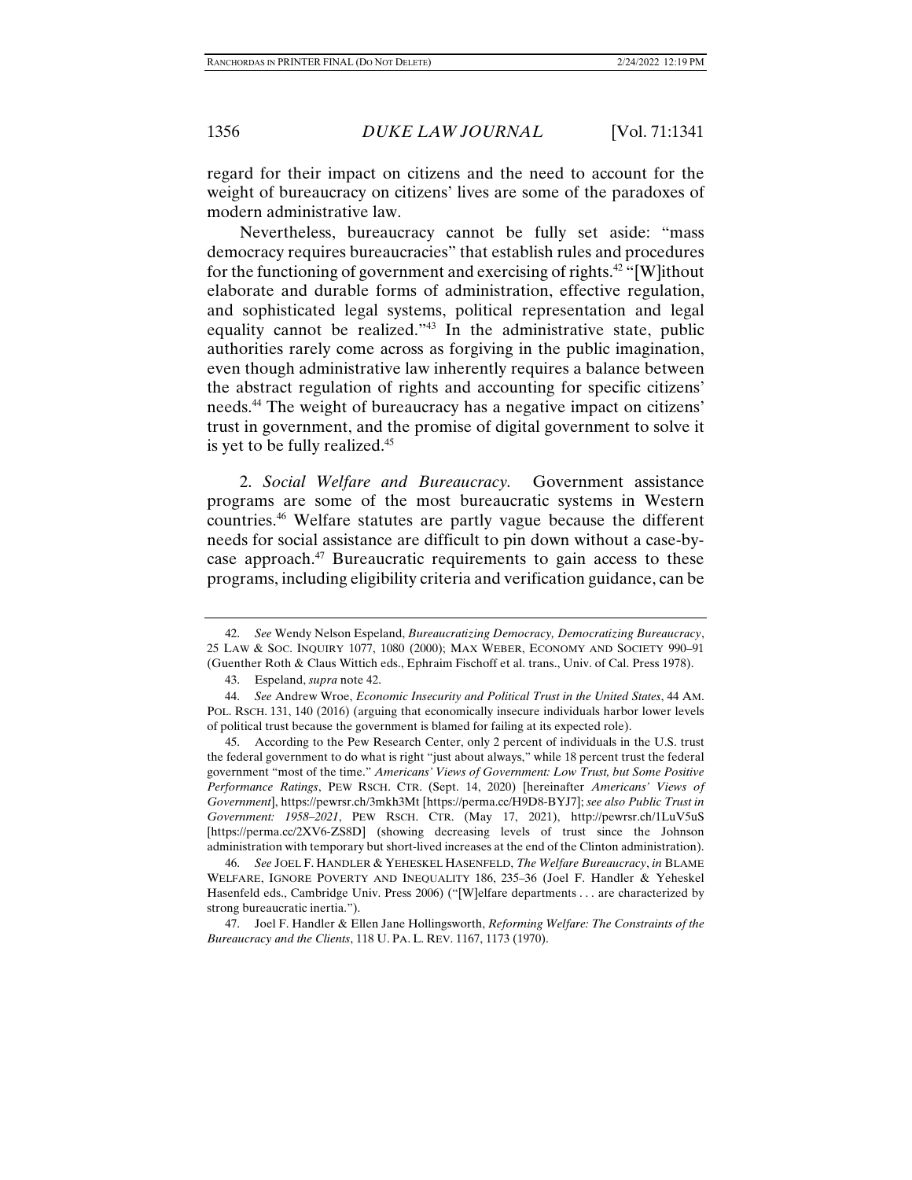regard for their impact on citizens and the need to account for the weight of bureaucracy on citizens' lives are some of the paradoxes of modern administrative law.

Nevertheless, bureaucracy cannot be fully set aside: "mass democracy requires bureaucracies" that establish rules and procedures for the functioning of government and exercising of rights.[42] "[W]ithout elaborate and durable forms of administration, effective regulation, and sophisticated legal systems, political representation and legal equality cannot be realized."[43] In the administrative state, public authorities rarely come across as forgiving in the public imagination, even though administrative law inherently requires a balance between the abstract regulation of rights and accounting for specific citizens' needs.[44] The weight of bureaucracy has a negative impact on citizens' trust in government, and the promise of digital government to solve it is yet to be fully realized.[45]

2. *Social Welfare and Bureaucracy.* Government assistance programs are some of the most bureaucratic systems in Western countries.[46] Welfare statutes are partly vague because the different needs for social assistance are difficult to pin down without a case-by-case approach.[47] Bureaucratic requirements to gain access to these programs, including eligibility criteria and verification guidance, can be

---

42. *See* Wendy Nelson Espeland, *Bureaucratizing Democracy, Democratizing Bureaucracy*, 25 LAW & SOC. INQUIRY 1077, 1080 (2000); MAX WEBER, ECONOMY AND SOCIETY 990–91 (Guenther Roth & Claus Wittich eds., Ephraim Fischoff et al. trans., Univ. of Cal. Press 1978).

43. Espeland, *supra* note 42.

44. *See* Andrew Wroe, *Economic Insecurity and Political Trust in the United States*, 44 AM. POL. RSCH. 131, 140 (2016) (arguing that economically insecure individuals harbor lower levels of political trust because the government is blamed for failing at its expected role).

45. According to the Pew Research Center, only 2 percent of individuals in the U.S. trust the federal government to do what is right "just about always," while 18 percent trust the federal government "most of the time." *Americans' Views of Government: Low Trust, but Some Positive Performance Ratings*, PEW RSCH. CTR. (Sept. 14, 2020) [hereinafter *Americans' Views of Government*], https://pewrsr.ch/3mkh3Mt [https://perma.cc/H9D8-BYJ7]; *see also Public Trust in Government: 1958–2021*, PEW RSCH. CTR. (May 17, 2021), http://pewrsr.ch/1LuV5uS [https://perma.cc/2XV6-ZS8D] (showing decreasing levels of trust since the Johnson administration with temporary but short-lived increases at the end of the Clinton administration).

46. *See* JOEL F. HANDLER & YEHESKEL HASENFELD, *The Welfare Bureaucracy*, *in* BLAME WELFARE, IGNORE POVERTY AND INEQUALITY 186, 235–36 (Joel F. Handler & Yeheskel Hasenfeld eds., Cambridge Univ. Press 2006) ("[W]elfare departments . . . are characterized by strong bureaucratic inertia.").

47. Joel F. Handler & Ellen Jane Hollingsworth, *Reforming Welfare: The Constraints of the Bureaucracy and the Clients*, 118 U. PA. L. REV. 1167, 1173 (1970).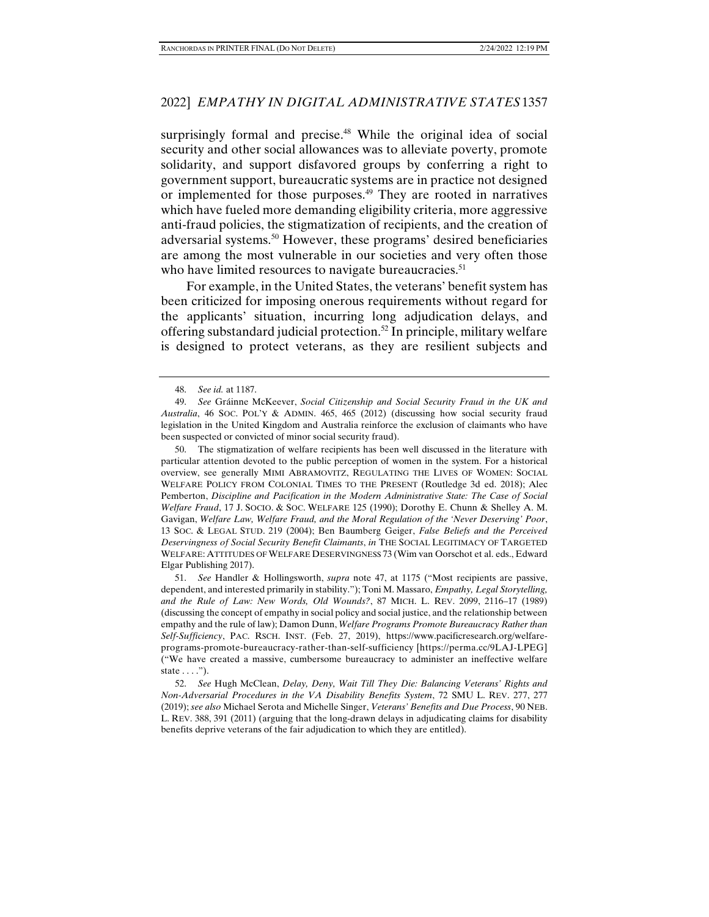surprisingly formal and precise.[48] While the original idea of social security and other social allowances was to alleviate poverty, promote solidarity, and support disfavored groups by conferring a right to government support, bureaucratic systems are in practice not designed or implemented for those purposes.[49] They are rooted in narratives which have fueled more demanding eligibility criteria, more aggressive anti-fraud policies, the stigmatization of recipients, and the creation of adversarial systems.[50] However, these programs' desired beneficiaries are among the most vulnerable in our societies and very often those who have limited resources to navigate bureaucracies.[51]

For example, in the United States, the veterans' benefit system has been criticized for imposing onerous requirements without regard for the applicants' situation, incurring long adjudication delays, and offering substandard judicial protection.[52] In principle, military welfare is designed to protect veterans, as they are resilient subjects and

---

48. *See id.* at 1187.

49. *See* Gráinne McKeever, *Social Citizenship and Social Security Fraud in the UK and Australia*, 46 SOC. POL'Y & ADMIN. 465, 465 (2012) (discussing how social security fraud legislation in the United Kingdom and Australia reinforce the exclusion of claimants who have been suspected or convicted of minor social security fraud).

50. The stigmatization of welfare recipients has been well discussed in the literature with particular attention devoted to the public perception of women in the system. For a historical overview, see generally MIMI ABRAMOVITZ, REGULATING THE LIVES OF WOMEN: SOCIAL WELFARE POLICY FROM COLONIAL TIMES TO THE PRESENT (Routledge 3d ed. 2018); Alec Pemberton, *Discipline and Pacification in the Modern Administrative State: The Case of Social Welfare Fraud*, 17 J. SOCIO. & SOC. WELFARE 125 (1990); Dorothy E. Chunn & Shelley A. M. Gavigan, *Welfare Law, Welfare Fraud, and the Moral Regulation of the 'Never Deserving' Poor*, 13 SOC. & LEGAL STUD. 219 (2004); Ben Baumberg Geiger, *False Beliefs and the Perceived Deservingness of Social Security Benefit Claimants*, *in* THE SOCIAL LEGITIMACY OF TARGETED WELFARE: ATTITUDES OF WELFARE DESERVINGNESS 73 (Wim van Oorschot et al. eds., Edward Elgar Publishing 2017).

51. *See* Handler & Hollingsworth, *supra* note 47, at 1175 ("Most recipients are passive, dependent, and interested primarily in stability."); Toni M. Massaro, *Empathy, Legal Storytelling, and the Rule of Law: New Words, Old Wounds?*, 87 MICH. L. REV. 2099, 2116–17 (1989) (discussing the concept of empathy in social policy and social justice, and the relationship between empathy and the rule of law); Damon Dunn, *Welfare Programs Promote Bureaucracy Rather than Self-Sufficiency*, PAC. RSCH. INST. (Feb. 27, 2019), https://www.pacificresearch.org/welfare-programs-promote-bureaucracy-rather-than-self-sufficiency [https://perma.cc/9LAJ-LPEG] ("We have created a massive, cumbersome bureaucracy to administer an ineffective welfare state . . . .").

52. *See* Hugh McClean, *Delay, Deny, Wait Till They Die: Balancing Veterans' Rights and Non-Adversarial Procedures in the VA Disability Benefits System*, 72 SMU L. REV. 277, 277 (2019); *see also* Michael Serota and Michelle Singer, *Veterans' Benefits and Due Process*, 90 NEB. L. REV. 388, 391 (2011) (arguing that the long-drawn delays in adjudicating claims for disability benefits deprive veterans of the fair adjudication to which they are entitled).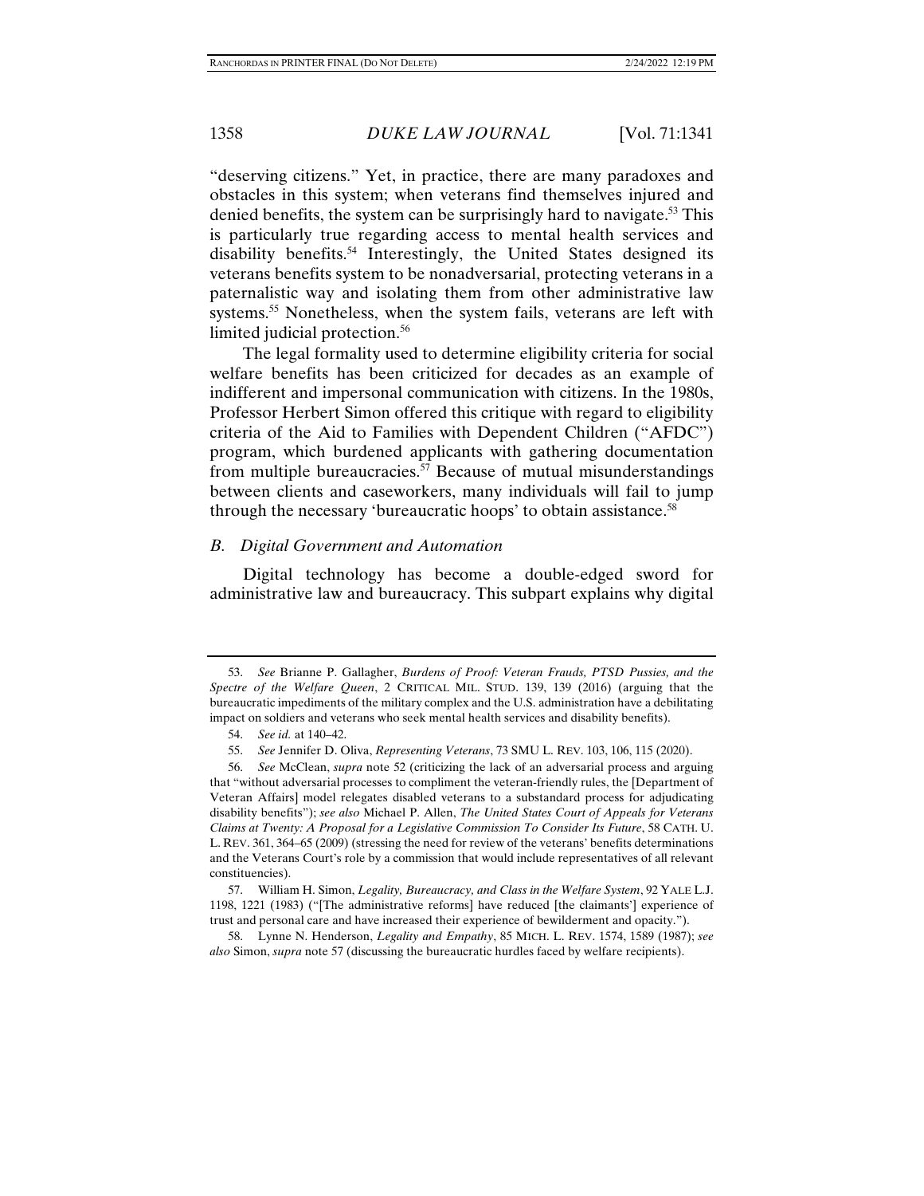"deserving citizens." Yet, in practice, there are many paradoxes and obstacles in this system; when veterans find themselves injured and denied benefits, the system can be surprisingly hard to navigate.[53] This is particularly true regarding access to mental health services and disability benefits.[54] Interestingly, the United States designed its veterans benefits system to be nonadversarial, protecting veterans in a paternalistic way and isolating them from other administrative law systems.[55] Nonetheless, when the system fails, veterans are left with limited judicial protection.[56]

The legal formality used to determine eligibility criteria for social welfare benefits has been criticized for decades as an example of indifferent and impersonal communication with citizens. In the 1980s, Professor Herbert Simon offered this critique with regard to eligibility criteria of the Aid to Families with Dependent Children ("AFDC") program, which burdened applicants with gathering documentation from multiple bureaucracies.[57] Because of mutual misunderstandings between clients and caseworkers, many individuals will fail to jump through the necessary 'bureaucratic hoops' to obtain assistance.[58]

### *B. Digital Government and Automation*

Digital technology has become a double-edged sword for administrative law and bureaucracy. This subpart explains why digital

---

53. *See* Brianne P. Gallagher, *Burdens of Proof: Veteran Frauds, PTSD Pussies, and the Spectre of the Welfare Queen*, 2 CRITICAL MIL. STUD. 139, 139 (2016) (arguing that the bureaucratic impediments of the military complex and the U.S. administration have a debilitating impact on soldiers and veterans who seek mental health services and disability benefits).

54. *See id.* at 140–42.

55. *See* Jennifer D. Oliva, *Representing Veterans*, 73 SMU L. REV. 103, 106, 115 (2020).

56. *See* McClean, *supra* note 52 (criticizing the lack of an adversarial process and arguing that "without adversarial processes to compliment the veteran-friendly rules, the [Department of Veteran Affairs] model relegates disabled veterans to a substandard process for adjudicating disability benefits"); *see also* Michael P. Allen, *The United States Court of Appeals for Veterans Claims at Twenty: A Proposal for a Legislative Commission To Consider Its Future*, 58 CATH. U. L. REV. 361, 364–65 (2009) (stressing the need for review of the veterans' benefits determinations and the Veterans Court's role by a commission that would include representatives of all relevant constituencies).

57. William H. Simon, *Legality, Bureaucracy, and Class in the Welfare System*, 92 YALE L.J. 1198, 1221 (1983) ("[The administrative reforms] have reduced [the claimants'] experience of trust and personal care and have increased their experience of bewilderment and opacity.").

58. Lynne N. Henderson, *Legality and Empathy*, 85 MICH. L. REV. 1574, 1589 (1987); *see also* Simon, *supra* note 57 (discussing the bureaucratic hurdles faced by welfare recipients).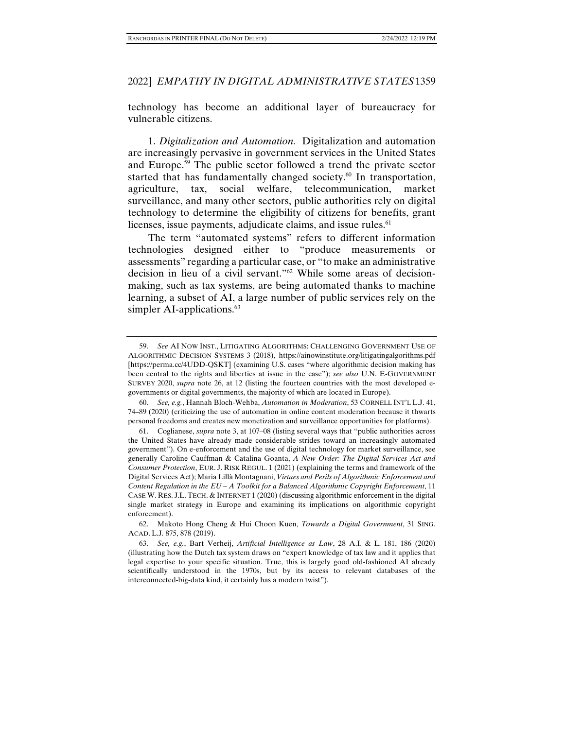technology has become an additional layer of bureaucracy for vulnerable citizens.

1. *Digitalization and Automation.* Digitalization and automation are increasingly pervasive in government services in the United States and Europe.[59] The public sector followed a trend the private sector started that has fundamentally changed society.[60] In transportation, agriculture, tax, social welfare, telecommunication, market surveillance, and many other sectors, public authorities rely on digital technology to determine the eligibility of citizens for benefits, grant licenses, issue payments, adjudicate claims, and issue rules.[61]

The term "automated systems" refers to different information technologies designed either to "produce measurements or assessments" regarding a particular case, or "to make an administrative decision in lieu of a civil servant."[62] While some areas of decision-making, such as tax systems, are being automated thanks to machine learning, a subset of AI, a large number of public services rely on the simpler AI-applications.[63]

---

59. *See* AI NOW INST., LITIGATING ALGORITHMS: CHALLENGING GOVERNMENT USE OF ALGORITHMIC DECISION SYSTEMS 3 (2018), https://ainowinstitute.org/litigatingalgorithms.pdf [https://perma.cc/4UDD-QSKT] (examining U.S. cases "where algorithmic decision making has been central to the rights and liberties at issue in the case"); *see also* U.N. E-GOVERNMENT SURVEY 2020, *supra* note 26, at 12 (listing the fourteen countries with the most developed e-governments or digital governments, the majority of which are located in Europe).

60. *See, e.g.*, Hannah Bloch-Wehba, *Automation in Moderation*, 53 CORNELL INT'L L.J. 41, 74–89 (2020) (criticizing the use of automation in online content moderation because it thwarts personal freedoms and creates new monetization and surveillance opportunities for platforms).

61. Coglianese, *supra* note 3, at 107–08 (listing several ways that "public authorities across the United States have already made considerable strides toward an increasingly automated government"). On e-enforcement and the use of digital technology for market surveillance, see generally Caroline Cauffman & Catalina Goanta, *A New Order: The Digital Services Act and Consumer Protection*, EUR. J. RISK REGUL. 1 (2021) (explaining the terms and framework of the Digital Services Act); Maria Lillà Montagnani, *Virtues and Perils of Algorithmic Enforcement and Content Regulation in the EU – A Toolkit for a Balanced Algorithmic Copyright Enforcement*, 11 CASE W. RES. J.L. TECH. & INTERNET 1 (2020) (discussing algorithmic enforcement in the digital single market strategy in Europe and examining its implications on algorithmic copyright enforcement).

62. Makoto Hong Cheng & Hui Choon Kuen, *Towards a Digital Government*, 31 SING. ACAD. L.J. 875, 878 (2019).

63. *See, e.g.*, Bart Verheij, *Artificial Intelligence as Law*, 28 A.I. & L. 181, 186 (2020) (illustrating how the Dutch tax system draws on "expert knowledge of tax law and it applies that legal expertise to your specific situation. True, this is largely good old-fashioned AI already scientifically understood in the 1970s, but by its access to relevant databases of the interconnected-big-data kind, it certainly has a modern twist").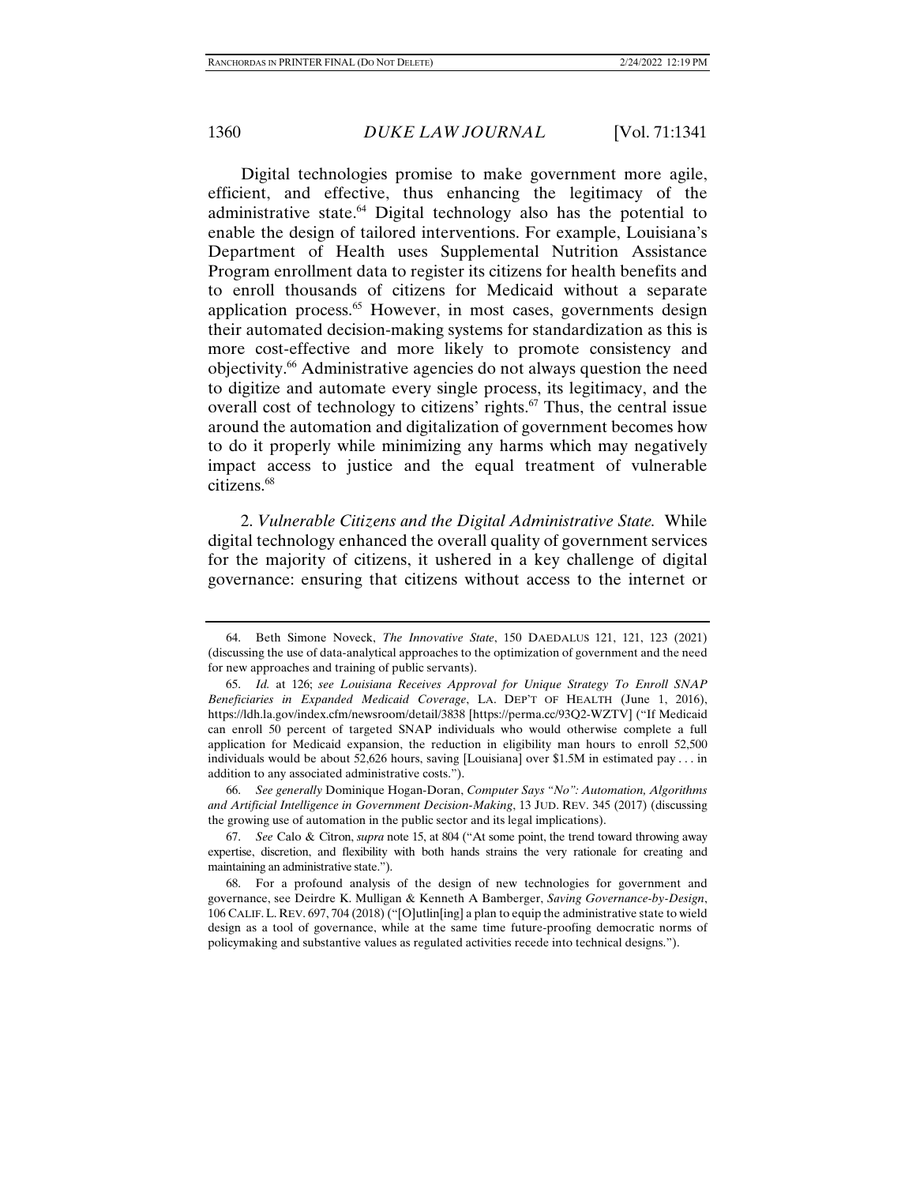Digital technologies promise to make government more agile, efficient, and effective, thus enhancing the legitimacy of the administrative state.[64] Digital technology also has the potential to enable the design of tailored interventions. For example, Louisiana's Department of Health uses Supplemental Nutrition Assistance Program enrollment data to register its citizens for health benefits and to enroll thousands of citizens for Medicaid without a separate application process.[65] However, in most cases, governments design their automated decision-making systems for standardization as this is more cost-effective and more likely to promote consistency and objectivity.[66] Administrative agencies do not always question the need to digitize and automate every single process, its legitimacy, and the overall cost of technology to citizens' rights.[67] Thus, the central issue around the automation and digitalization of government becomes how to do it properly while minimizing any harms which may negatively impact access to justice and the equal treatment of vulnerable citizens.[68]

2. *Vulnerable Citizens and the Digital Administrative State.* While digital technology enhanced the overall quality of government services for the majority of citizens, it ushered in a key challenge of digital governance: ensuring that citizens without access to the internet or

---

64. Beth Simone Noveck, *The Innovative State*, 150 DAEDALUS 121, 121, 123 (2021) (discussing the use of data-analytical approaches to the optimization of government and the need for new approaches and training of public servants).

65. *Id.* at 126; *see Louisiana Receives Approval for Unique Strategy To Enroll SNAP Beneficiaries in Expanded Medicaid Coverage*, LA. DEP'T OF HEALTH (June 1, 2016), https://ldh.la.gov/index.cfm/newsroom/detail/3838 [https://perma.cc/93Q2-WZTV] ("If Medicaid can enroll 50 percent of targeted SNAP individuals who would otherwise complete a full application for Medicaid expansion, the reduction in eligibility man hours to enroll 52,500 individuals would be about 52,626 hours, saving [Louisiana] over $1.5M in estimated pay . . . in addition to any associated administrative costs.").

66. *See generally* Dominique Hogan-Doran, *Computer Says "No": Automation, Algorithms and Artificial Intelligence in Government Decision-Making*, 13 JUD. REV. 345 (2017) (discussing the growing use of automation in the public sector and its legal implications).

67. *See* Calo & Citron, *supra* note 15, at 804 ("At some point, the trend toward throwing away expertise, discretion, and flexibility with both hands strains the very rationale for creating and maintaining an administrative state.").

68. For a profound analysis of the design of new technologies for government and governance, see Deirdre K. Mulligan & Kenneth A Bamberger, *Saving Governance-by-Design*, 106 CALIF. L. REV. 697, 704 (2018) ("[O]utlin[ing] a plan to equip the administrative state to wield design as a tool of governance, while at the same time future-proofing democratic norms of policymaking and substantive values as regulated activities recede into technical designs.").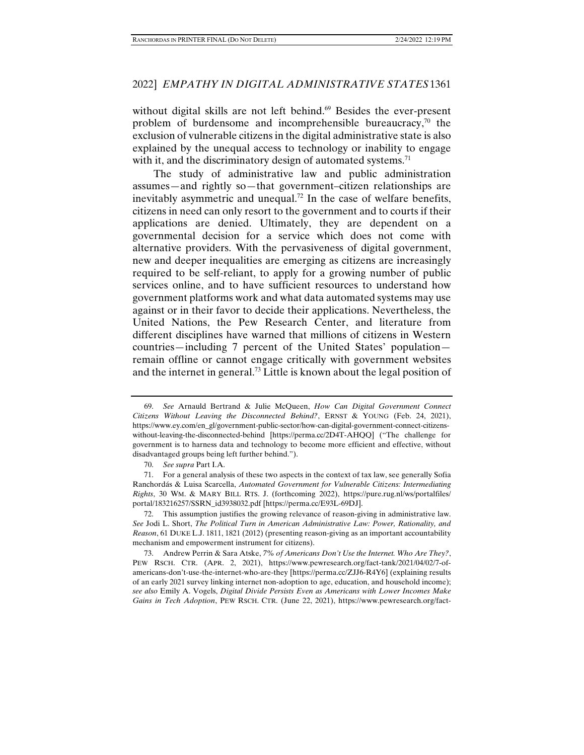without digital skills are not left behind.[69] Besides the ever-present problem of burdensome and incomprehensible bureaucracy,[70] the exclusion of vulnerable citizens in the digital administrative state is also explained by the unequal access to technology or inability to engage with it, and the discriminatory design of automated systems.[71]

The study of administrative law and public administration assumes—and rightly so—that government–citizen relationships are inevitably asymmetric and unequal.[72] In the case of welfare benefits, citizens in need can only resort to the government and to courts if their applications are denied. Ultimately, they are dependent on a governmental decision for a service which does not come with alternative providers. With the pervasiveness of digital government, new and deeper inequalities are emerging as citizens are increasingly required to be self-reliant, to apply for a growing number of public services online, and to have sufficient resources to understand how government platforms work and what data automated systems may use against or in their favor to decide their applications. Nevertheless, the United Nations, the Pew Research Center, and literature from different disciplines have warned that millions of citizens in Western countries—including 7 percent of the United States' population—remain offline or cannot engage critically with government websites and the internet in general.[73] Little is known about the legal position of

---

69. *See* Arnauld Bertrand & Julie McQueen, *How Can Digital Government Connect Citizens Without Leaving the Disconnected Behind?*, ERNST & YOUNG (Feb. 24, 2021), https://www.ey.com/en_gl/government-public-sector/how-can-digital-government-connect-citizens-without-leaving-the-disconnected-behind [https://perma.cc/2D4T-AHQQ] ("The challenge for government is to harness data and technology to become more efficient and effective, without disadvantaged groups being left further behind.").

70. *See supra* Part I.A.

71. For a general analysis of these two aspects in the context of tax law, see generally Sofia Ranchordás & Luisa Scarcella, *Automated Government for Vulnerable Citizens: Intermediating Rights*, 30 WM. & MARY BILL RTS. J. (forthcoming 2022), https://pure.rug.nl/ws/portalfiles/portal/183216257/SSRN_id3938032.pdf [https://perma.cc/E93L-69DJ].

72. This assumption justifies the growing relevance of reason-giving in administrative law. *See* Jodi L. Short, *The Political Turn in American Administrative Law: Power, Rationality, and Reason*, 61 DUKE L.J. 1811, 1821 (2012) (presenting reason-giving as an important accountability mechanism and empowerment instrument for citizens).

73. Andrew Perrin & Sara Atske, *7% of Americans Don't Use the Internet. Who Are They?*, PEW RSCH. CTR. (APR. 2, 2021), https://www.pewresearch.org/fact-tank/2021/04/02/7-of-americans-don't-use-the-internet-who-are-they [https://perma.cc/ZJJ6-R4Y6] (explaining results of an early 2021 survey linking internet non-adoption to age, education, and household income); *see also* Emily A. Vogels, *Digital Divide Persists Even as Americans with Lower Incomes Make Gains in Tech Adoption*, PEW RSCH. CTR. (June 22, 2021), https://www.pewresearch.org/fact-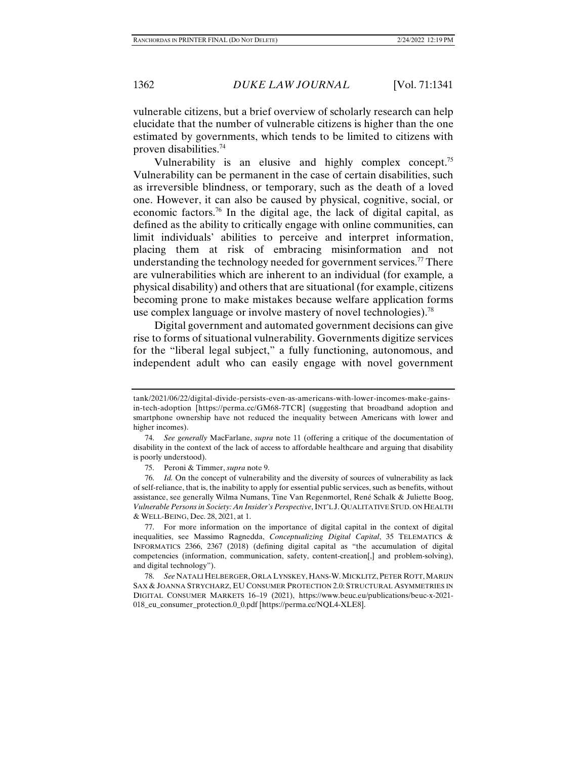vulnerable citizens, but a brief overview of scholarly research can help elucidate that the number of vulnerable citizens is higher than the one estimated by governments, which tends to be limited to citizens with proven disabilities.[74]

Vulnerability is an elusive and highly complex concept.[75] Vulnerability can be permanent in the case of certain disabilities, such as irreversible blindness, or temporary, such as the death of a loved one. However, it can also be caused by physical, cognitive, social, or economic factors.[76] In the digital age, the lack of digital capital, as defined as the ability to critically engage with online communities, can limit individuals' abilities to perceive and interpret information, placing them at risk of embracing misinformation and not understanding the technology needed for government services.[77] There are vulnerabilities which are inherent to an individual (for example*,* a physical disability) and others that are situational (for example, citizens becoming prone to make mistakes because welfare application forms use complex language or involve mastery of novel technologies).[78]

Digital government and automated government decisions can give rise to forms of situational vulnerability. Governments digitize services for the "liberal legal subject," a fully functioning, autonomous, and independent adult who can easily engage with novel government

---

tank/2021/06/22/digital-divide-persists-even-as-americans-with-lower-incomes-make-gains-in-tech-adoption [https://perma.cc/GM68-7TCR] (suggesting that broadband adoption and smartphone ownership have not reduced the inequality between Americans with lower and higher incomes).

74. *See generally* MacFarlane, *supra* note 11 (offering a critique of the documentation of disability in the context of the lack of access to affordable healthcare and arguing that disability is poorly understood).

75. Peroni & Timmer, *supra* note 9.

76. *Id.* On the concept of vulnerability and the diversity of sources of vulnerability as lack of self-reliance, that is, the inability to apply for essential public services, such as benefits, without assistance, see generally Wilma Numans, Tine Van Regenmortel, René Schalk & Juliette Boog, *Vulnerable Persons in Society: An Insider's Perspective*, INT'L J. QUALITATIVE STUD. ON HEALTH & WELL-BEING, Dec. 28, 2021, at 1.

77. For more information on the importance of digital capital in the context of digital inequalities, see Massimo Ragnedda, *Conceptualizing Digital Capital*, 35 TELEMATICS & INFORMATICS 2366, 2367 (2018) (defining digital capital as "the accumulation of digital competencies (information, communication, safety, content-creation[,] and problem-solving), and digital technology").

78. *See* NATALI HELBERGER, ORLA LYNSKEY, HANS-W. MICKLITZ, PETER ROTT, MARIJN SAX & JOANNA STRYCHARZ, EU CONSUMER PROTECTION 2.0: STRUCTURAL ASYMMETRIES IN DIGITAL CONSUMER MARKETS 16–19 (2021), https://www.beuc.eu/publications/beuc-x-2021-018_eu_consumer_protection.0_0.pdf [https://perma.cc/NQL4-XLE8].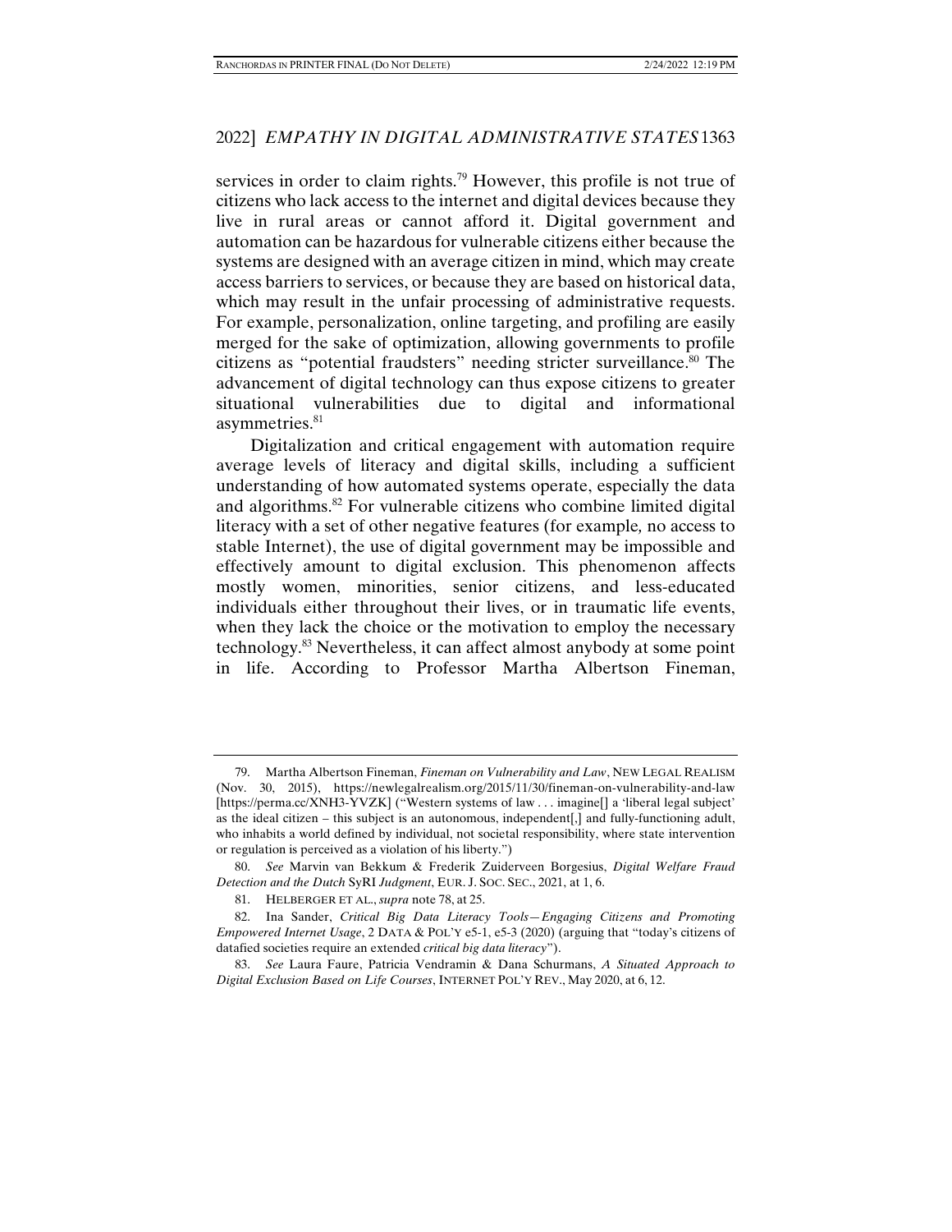services in order to claim rights.[79] However, this profile is not true of citizens who lack access to the internet and digital devices because they live in rural areas or cannot afford it. Digital government and automation can be hazardous for vulnerable citizens either because the systems are designed with an average citizen in mind, which may create access barriers to services, or because they are based on historical data, which may result in the unfair processing of administrative requests. For example, personalization, online targeting, and profiling are easily merged for the sake of optimization, allowing governments to profile citizens as "potential fraudsters" needing stricter surveillance.[80] The advancement of digital technology can thus expose citizens to greater situational vulnerabilities due to digital and informational asymmetries.[81]

Digitalization and critical engagement with automation require average levels of literacy and digital skills, including a sufficient understanding of how automated systems operate, especially the data and algorithms.[82] For vulnerable citizens who combine limited digital literacy with a set of other negative features (for example*,* no access to stable Internet), the use of digital government may be impossible and effectively amount to digital exclusion. This phenomenon affects mostly women, minorities, senior citizens, and less-educated individuals either throughout their lives, or in traumatic life events, when they lack the choice or the motivation to employ the necessary technology.[83] Nevertheless, it can affect almost anybody at some point in life. According to Professor Martha Albertson Fineman,

---

79. Martha Albertson Fineman, *Fineman on Vulnerability and Law*, NEW LEGAL REALISM (Nov. 30, 2015), https://newlegalrealism.org/2015/11/30/fineman-on-vulnerability-and-law [https://perma.cc/XNH3-YVZK] ("Western systems of law . . . imagine[] a 'liberal legal subject' as the ideal citizen – this subject is an autonomous, independent[,] and fully-functioning adult, who inhabits a world defined by individual, not societal responsibility, where state intervention or regulation is perceived as a violation of his liberty.")

80. *See* Marvin van Bekkum & Frederik Zuiderveen Borgesius, *Digital Welfare Fraud Detection and the Dutch* SyRI *Judgment*, EUR. J. SOC. SEC., 2021, at 1, 6.

81. HELBERGER ET AL., *supra* note 78, at 25.

82. Ina Sander, *Critical Big Data Literacy Tools—Engaging Citizens and Promoting Empowered Internet Usage*, 2 DATA & POL'Y e5-1, e5-3 (2020) (arguing that "today's citizens of datafied societies require an extended *critical big data literacy*").

83. *See* Laura Faure, Patricia Vendramin & Dana Schurmans, *A Situated Approach to Digital Exclusion Based on Life Courses*, INTERNET POL'Y REV., May 2020, at 6, 12.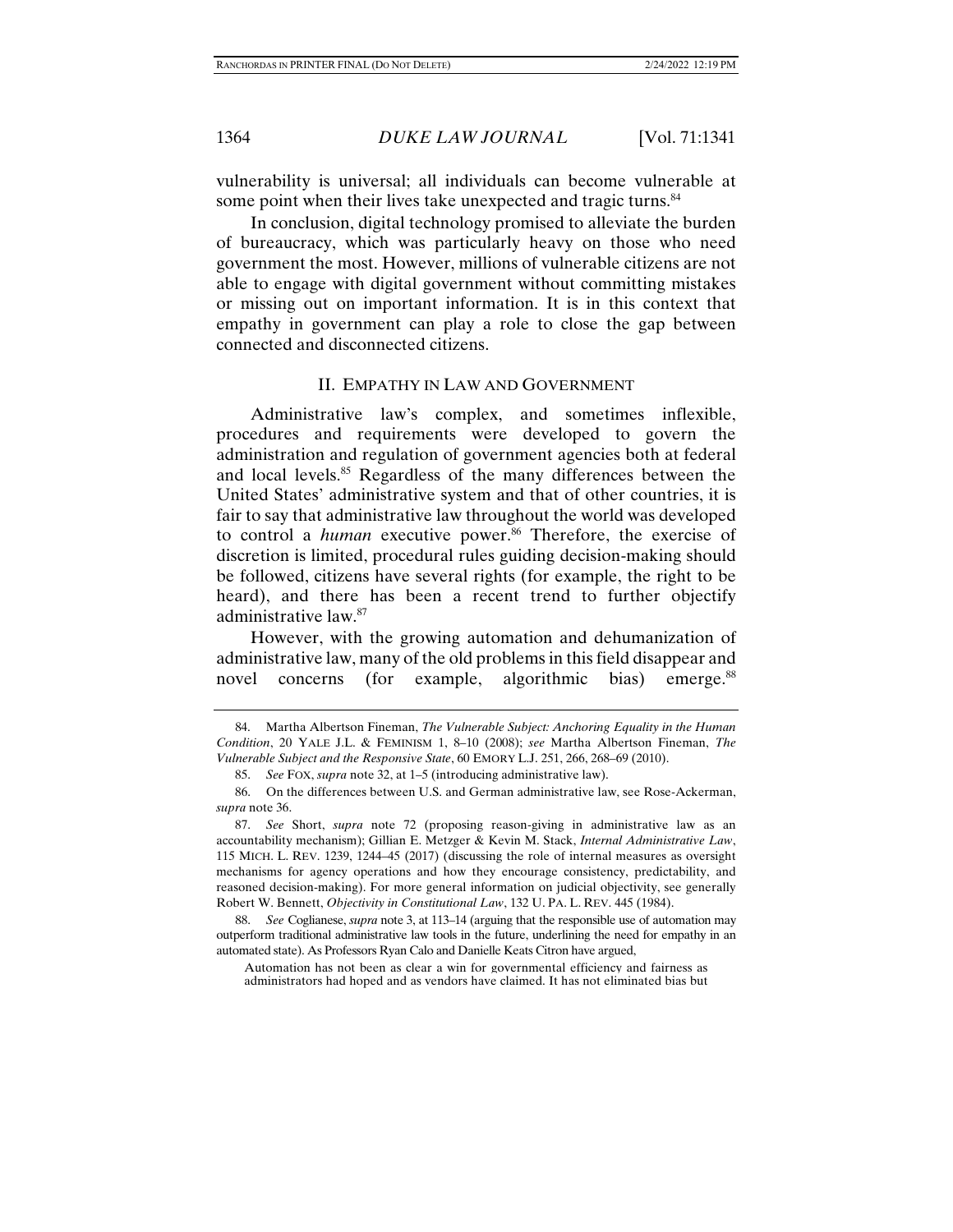vulnerability is universal; all individuals can become vulnerable at some point when their lives take unexpected and tragic turns.[84]

In conclusion, digital technology promised to alleviate the burden of bureaucracy, which was particularly heavy on those who need government the most. However, millions of vulnerable citizens are not able to engage with digital government without committing mistakes or missing out on important information. It is in this context that empathy in government can play a role to close the gap between connected and disconnected citizens.

## II. Empathy in Law and Government

Administrative law's complex, and sometimes inflexible, procedures and requirements were developed to govern the administration and regulation of government agencies both at federal and local levels.[85] Regardless of the many differences between the United States' administrative system and that of other countries, it is fair to say that administrative law throughout the world was developed to control a *human* executive power.[86] Therefore, the exercise of discretion is limited, procedural rules guiding decision-making should be followed, citizens have several rights (for example, the right to be heard), and there has been a recent trend to further objectify administrative law.[87]

However, with the growing automation and dehumanization of administrative law, many of the old problems in this field disappear and novel concerns (for example, algorithmic bias) emerge.[88]

---

84. Martha Albertson Fineman, *The Vulnerable Subject: Anchoring Equality in the Human Condition*, 20 Yale J.L. & Feminism 1, 8–10 (2008); *see* Martha Albertson Fineman, *The Vulnerable Subject and the Responsive State*, 60 Emory L.J. 251, 266, 268–69 (2010).

85. *See* Fox, *supra* note 32, at 1–5 (introducing administrative law).

86. On the differences between U.S. and German administrative law, see Rose-Ackerman, *supra* note 36.

87. *See* Short, *supra* note 72 (proposing reason-giving in administrative law as an accountability mechanism); Gillian E. Metzger & Kevin M. Stack, *Internal Administrative Law*, 115 Mich. L. Rev. 1239, 1244–45 (2017) (discussing the role of internal measures as oversight mechanisms for agency operations and how they encourage consistency, predictability, and reasoned decision-making). For more general information on judicial objectivity, see generally Robert W. Bennett, *Objectivity in Constitutional Law*, 132 U. Pa. L. Rev. 445 (1984).

88. *See* Coglianese, *supra* note 3, at 113–14 (arguing that the responsible use of automation may outperform traditional administrative law tools in the future, underlining the need for empathy in an automated state). As Professors Ryan Calo and Danielle Keats Citron have argued,

> Automation has not been as clear a win for governmental efficiency and fairness as administrators had hoped and as vendors have claimed. It has not eliminated bias but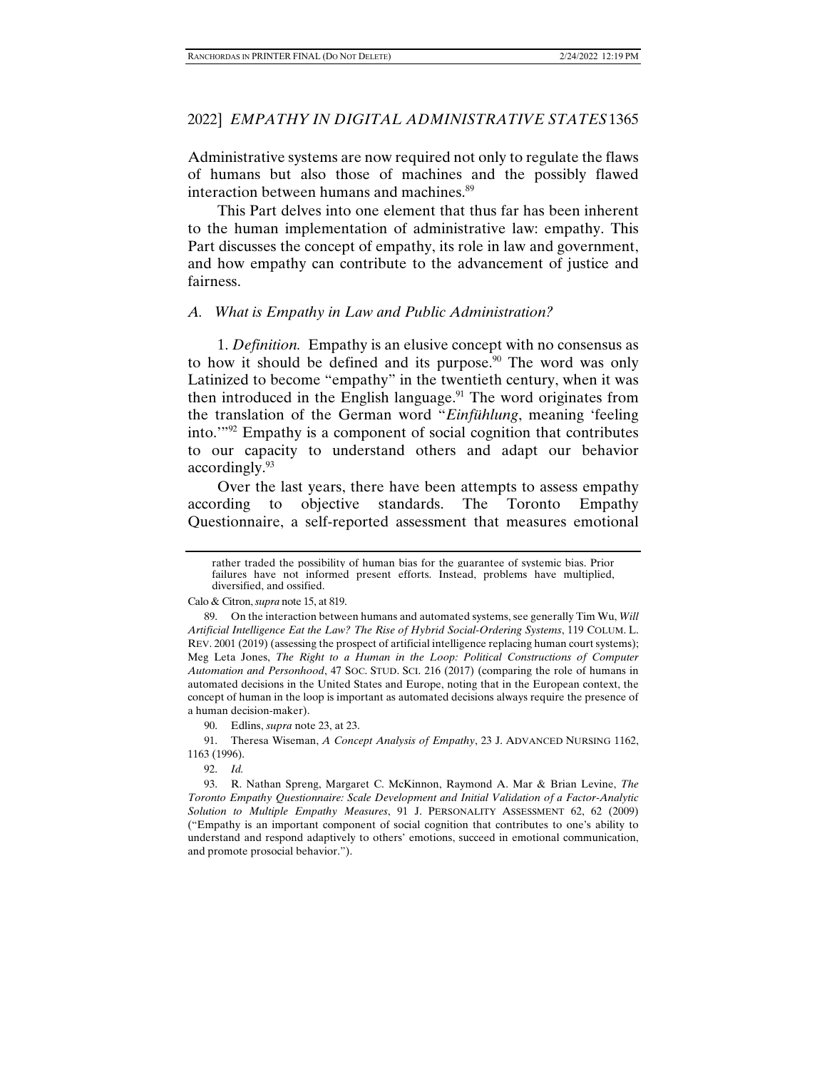Administrative systems are now required not only to regulate the flaws of humans but also those of machines and the possibly flawed interaction between humans and machines.[89]

This Part delves into one element that thus far has been inherent to the human implementation of administrative law: empathy. This Part discusses the concept of empathy, its role in law and government, and how empathy can contribute to the advancement of justice and fairness.

### A. What is Empathy in Law and Public Administration?

1. *Definition.* Empathy is an elusive concept with no consensus as to how it should be defined and its purpose.[90] The word was only Latinized to become "empathy" in the twentieth century, when it was then introduced in the English language.[91] The word originates from the translation of the German word "*Einfühlung*, meaning 'feeling into.'"[92] Empathy is a component of social cognition that contributes to our capacity to understand others and adapt our behavior accordingly.[93]

Over the last years, there have been attempts to assess empathy according to objective standards. The Toronto Empathy Questionnaire, a self-reported assessment that measures emotional

---

> rather traded the possibility of human bias for the guarantee of systemic bias. Prior failures have not informed present efforts. Instead, problems have multiplied, diversified, and ossified.

Calo & Citron, *supra* note 15, at 819.

89. On the interaction between humans and automated systems, see generally Tim Wu, *Will Artificial Intelligence Eat the Law? The Rise of Hybrid Social-Ordering Systems*, 119 COLUM. L. REV. 2001 (2019) (assessing the prospect of artificial intelligence replacing human court systems); Meg Leta Jones, *The Right to a Human in the Loop: Political Constructions of Computer Automation and Personhood*, 47 SOC. STUD. SCI. 216 (2017) (comparing the role of humans in automated decisions in the United States and Europe, noting that in the European context, the concept of human in the loop is important as automated decisions always require the presence of a human decision-maker).

90. Edlins, *supra* note 23, at 23.

91. Theresa Wiseman, *A Concept Analysis of Empathy*, 23 J. ADVANCED NURSING 1162, 1163 (1996).

92. *Id.*

93. R. Nathan Spreng, Margaret C. McKinnon, Raymond A. Mar & Brian Levine, *The Toronto Empathy Questionnaire: Scale Development and Initial Validation of a Factor-Analytic Solution to Multiple Empathy Measures*, 91 J. PERSONALITY ASSESSMENT 62, 62 (2009) ("Empathy is an important component of social cognition that contributes to one's ability to understand and respond adaptively to others' emotions, succeed in emotional communication, and promote prosocial behavior.").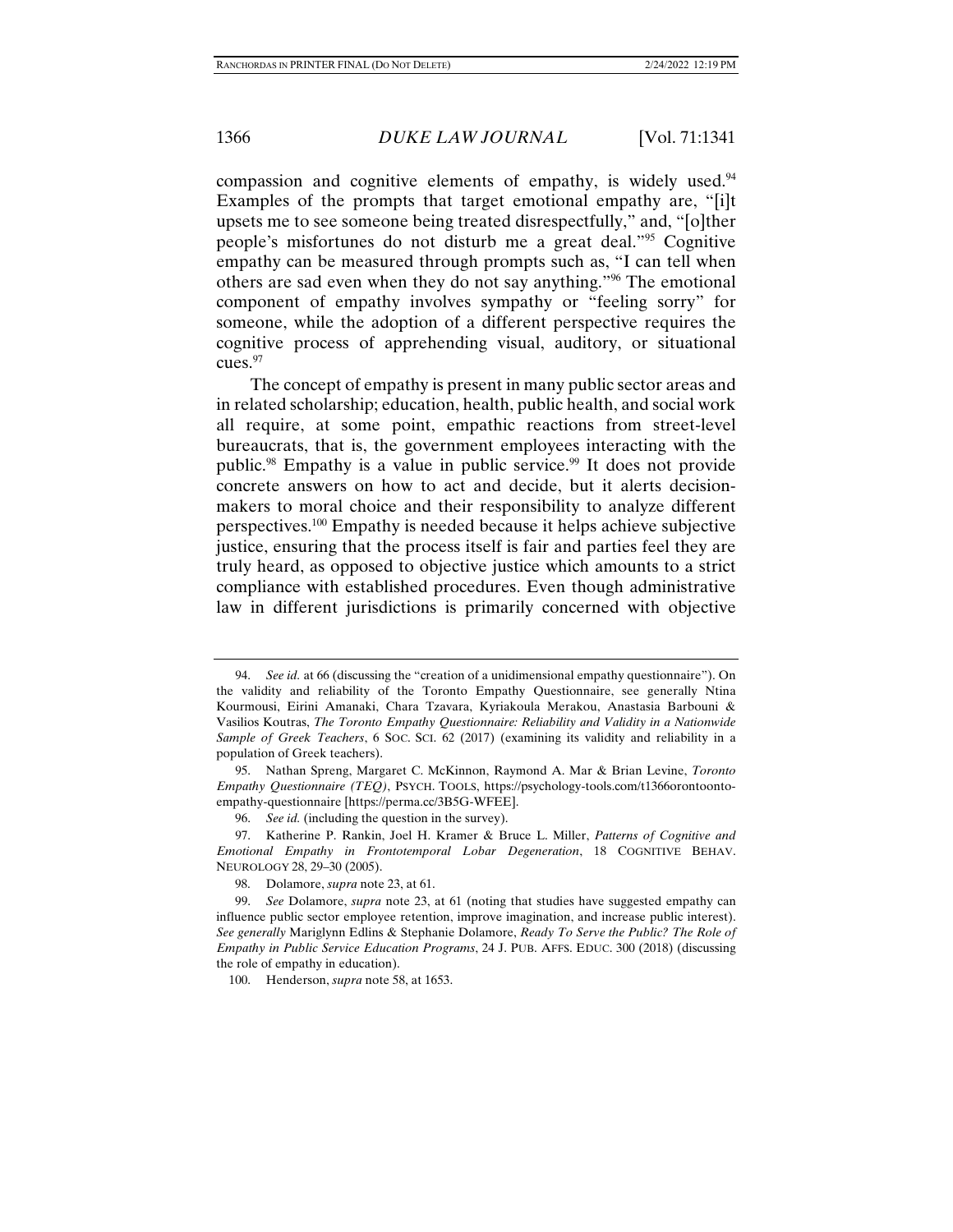compassion and cognitive elements of empathy, is widely used.[94] Examples of the prompts that target emotional empathy are, "[i]t upsets me to see someone being treated disrespectfully," and, "[o]ther people's misfortunes do not disturb me a great deal."[95] Cognitive empathy can be measured through prompts such as, "I can tell when others are sad even when they do not say anything."[96] The emotional component of empathy involves sympathy or "feeling sorry" for someone, while the adoption of a different perspective requires the cognitive process of apprehending visual, auditory, or situational cues.[97]

The concept of empathy is present in many public sector areas and in related scholarship; education, health, public health, and social work all require, at some point, empathic reactions from street-level bureaucrats, that is, the government employees interacting with the public.[98] Empathy is a value in public service.[99] It does not provide concrete answers on how to act and decide, but it alerts decision-makers to moral choice and their responsibility to analyze different perspectives.[100] Empathy is needed because it helps achieve subjective justice, ensuring that the process itself is fair and parties feel they are truly heard, as opposed to objective justice which amounts to a strict compliance with established procedures. Even though administrative law in different jurisdictions is primarily concerned with objective

---

94. *See id.* at 66 (discussing the "creation of a unidimensional empathy questionnaire"). On the validity and reliability of the Toronto Empathy Questionnaire, see generally Ntina Kourmousi, Eirini Amanaki, Chara Tzavara, Kyriakoula Merakou, Anastasia Barbouni & Vasilios Koutras, *The Toronto Empathy Questionnaire: Reliability and Validity in a Nationwide Sample of Greek Teachers*, 6 SOC. SCI. 62 (2017) (examining its validity and reliability in a population of Greek teachers).

95. Nathan Spreng, Margaret C. McKinnon, Raymond A. Mar & Brian Levine, *Toronto Empathy Questionnaire (TEQ)*, PSYCH. TOOLS, https://psychology-tools.com/t1366orontoonto-empathy-questionnaire [https://perma.cc/3B5G-WFEE].

96. *See id.* (including the question in the survey).

97. Katherine P. Rankin, Joel H. Kramer & Bruce L. Miller, *Patterns of Cognitive and Emotional Empathy in Frontotemporal Lobar Degeneration*, 18 COGNITIVE BEHAV. NEUROLOGY 28, 29–30 (2005).

98. Dolamore, *supra* note 23, at 61.

99. *See* Dolamore, *supra* note 23, at 61 (noting that studies have suggested empathy can influence public sector employee retention, improve imagination, and increase public interest). *See generally* Mariglynn Edlins & Stephanie Dolamore, *Ready To Serve the Public? The Role of Empathy in Public Service Education Programs*, 24 J. PUB. AFFS. EDUC. 300 (2018) (discussing the role of empathy in education).

100. Henderson, *supra* note 58, at 1653.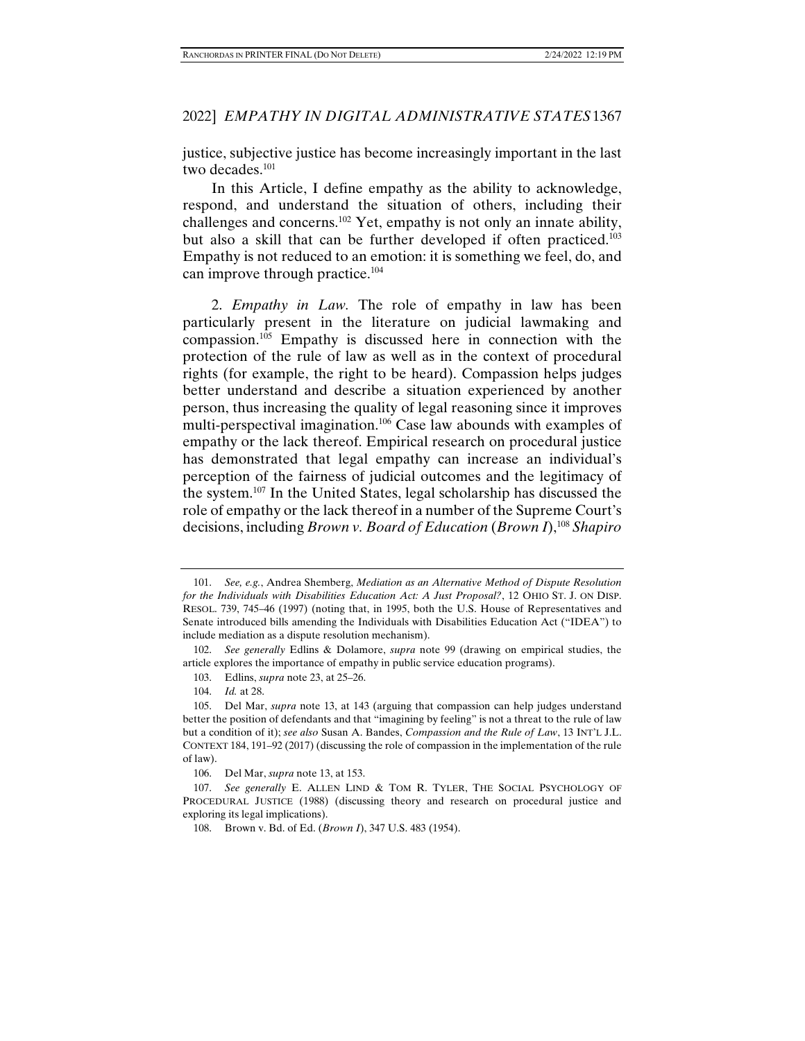justice, subjective justice has become increasingly important in the last two decades.[101]

In this Article, I define empathy as the ability to acknowledge, respond, and understand the situation of others, including their challenges and concerns.[102] Yet, empathy is not only an innate ability, but also a skill that can be further developed if often practiced.[103] Empathy is not reduced to an emotion: it is something we feel, do, and can improve through practice.[104]

2. *Empathy in Law.* The role of empathy in law has been particularly present in the literature on judicial lawmaking and compassion.[105] Empathy is discussed here in connection with the protection of the rule of law as well as in the context of procedural rights (for example, the right to be heard). Compassion helps judges better understand and describe a situation experienced by another person, thus increasing the quality of legal reasoning since it improves multi-perspectival imagination.[106] Case law abounds with examples of empathy or the lack thereof. Empirical research on procedural justice has demonstrated that legal empathy can increase an individual's perception of the fairness of judicial outcomes and the legitimacy of the system.[107] In the United States, legal scholarship has discussed the role of empathy or the lack thereof in a number of the Supreme Court's decisions, including *Brown v. Board of Education* (*Brown I*),[108] *Shapiro*

---

101. *See, e.g.*, Andrea Shemberg, *Mediation as an Alternative Method of Dispute Resolution for the Individuals with Disabilities Education Act: A Just Proposal?*, 12 OHIO ST. J. ON DISP. RESOL. 739, 745–46 (1997) (noting that, in 1995, both the U.S. House of Representatives and Senate introduced bills amending the Individuals with Disabilities Education Act ("IDEA") to include mediation as a dispute resolution mechanism).

102. *See generally* Edlins & Dolamore, *supra* note 99 (drawing on empirical studies, the article explores the importance of empathy in public service education programs).

103. Edlins, *supra* note 23, at 25–26.

104. *Id.* at 28.

105. Del Mar, *supra* note 13, at 143 (arguing that compassion can help judges understand better the position of defendants and that "imagining by feeling" is not a threat to the rule of law but a condition of it); *see also* Susan A. Bandes, *Compassion and the Rule of Law*, 13 INT'L J.L. CONTEXT 184, 191–92 (2017) (discussing the role of compassion in the implementation of the rule of law).

106. Del Mar, *supra* note 13, at 153.

107. *See generally* E. ALLEN LIND & TOM R. TYLER, THE SOCIAL PSYCHOLOGY OF PROCEDURAL JUSTICE (1988) (discussing theory and research on procedural justice and exploring its legal implications).

108. Brown v. Bd. of Ed. (*Brown I*), 347 U.S. 483 (1954).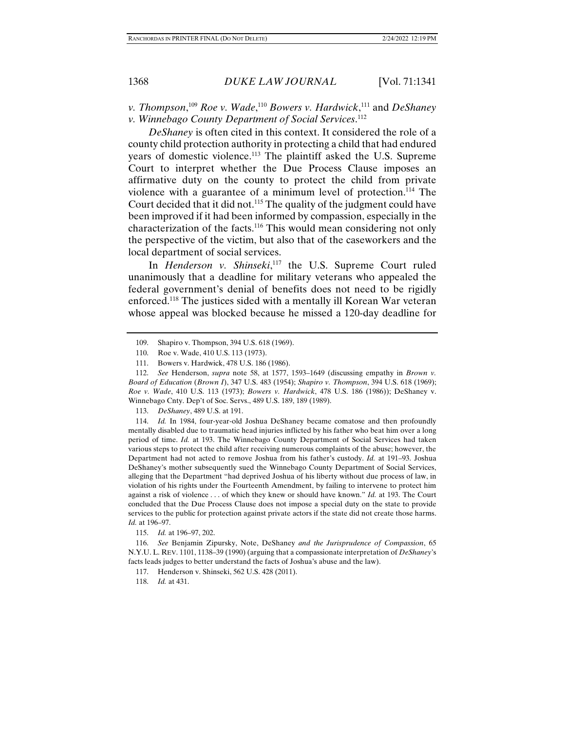*v. Thompson*,[109] *Roe v. Wade*,[110] *Bowers v. Hardwick*,[111] and *DeShaney v. Winnebago County Department of Social Services*.[112]

*DeShaney* is often cited in this context. It considered the role of a county child protection authority in protecting a child that had endured years of domestic violence.[113] The plaintiff asked the U.S. Supreme Court to interpret whether the Due Process Clause imposes an affirmative duty on the county to protect the child from private violence with a guarantee of a minimum level of protection.[114] The Court decided that it did not.[115] The quality of the judgment could have been improved if it had been informed by compassion, especially in the characterization of the facts.[116] This would mean considering not only the perspective of the victim, but also that of the caseworkers and the local department of social services.

In *Henderson v. Shinseki*,[117] the U.S. Supreme Court ruled unanimously that a deadline for military veterans who appealed the federal government's denial of benefits does not need to be rigidly enforced.[118] The justices sided with a mentally ill Korean War veteran whose appeal was blocked because he missed a 120-day deadline for

---

109. Shapiro v. Thompson, 394 U.S. 618 (1969).

110. Roe v. Wade, 410 U.S. 113 (1973).

111. Bowers v. Hardwick, 478 U.S. 186 (1986).

112. *See* Henderson, *supra* note 58, at 1577, 1593–1649 (discussing empathy in *Brown v. Board of Education* (*Brown I*), 347 U.S. 483 (1954); *Shapiro v. Thompson*, 394 U.S. 618 (1969); *Roe v. Wade*, 410 U.S. 113 (1973); *Bowers v. Hardwick*, 478 U.S. 186 (1986)); DeShaney v. Winnebago Cnty. Dep't of Soc. Servs., 489 U.S. 189, 189 (1989).

113. *DeShaney*, 489 U.S. at 191.

114. *Id.* In 1984, four-year-old Joshua DeShaney became comatose and then profoundly mentally disabled due to traumatic head injuries inflicted by his father who beat him over a long period of time. *Id.* at 193. The Winnebago County Department of Social Services had taken various steps to protect the child after receiving numerous complaints of the abuse; however, the Department had not acted to remove Joshua from his father's custody. *Id.* at 191–93. Joshua DeShaney's mother subsequently sued the Winnebago County Department of Social Services, alleging that the Department "had deprived Joshua of his liberty without due process of law, in violation of his rights under the Fourteenth Amendment, by failing to intervene to protect him against a risk of violence . . . of which they knew or should have known." *Id.* at 193. The Court concluded that the Due Process Clause does not impose a special duty on the state to provide services to the public for protection against private actors if the state did not create those harms. *Id.* at 196–97.

115. *Id.* at 196–97, 202.

116. *See* Benjamin Zipursky, Note, DeShaney *and the Jurisprudence of Compassion*, 65 N.Y.U. L. REV. 1101, 1138–39 (1990) (arguing that a compassionate interpretation of *DeShaney*'s facts leads judges to better understand the facts of Joshua's abuse and the law).

117. Henderson v. Shinseki, 562 U.S. 428 (2011).

118. *Id.* at 431.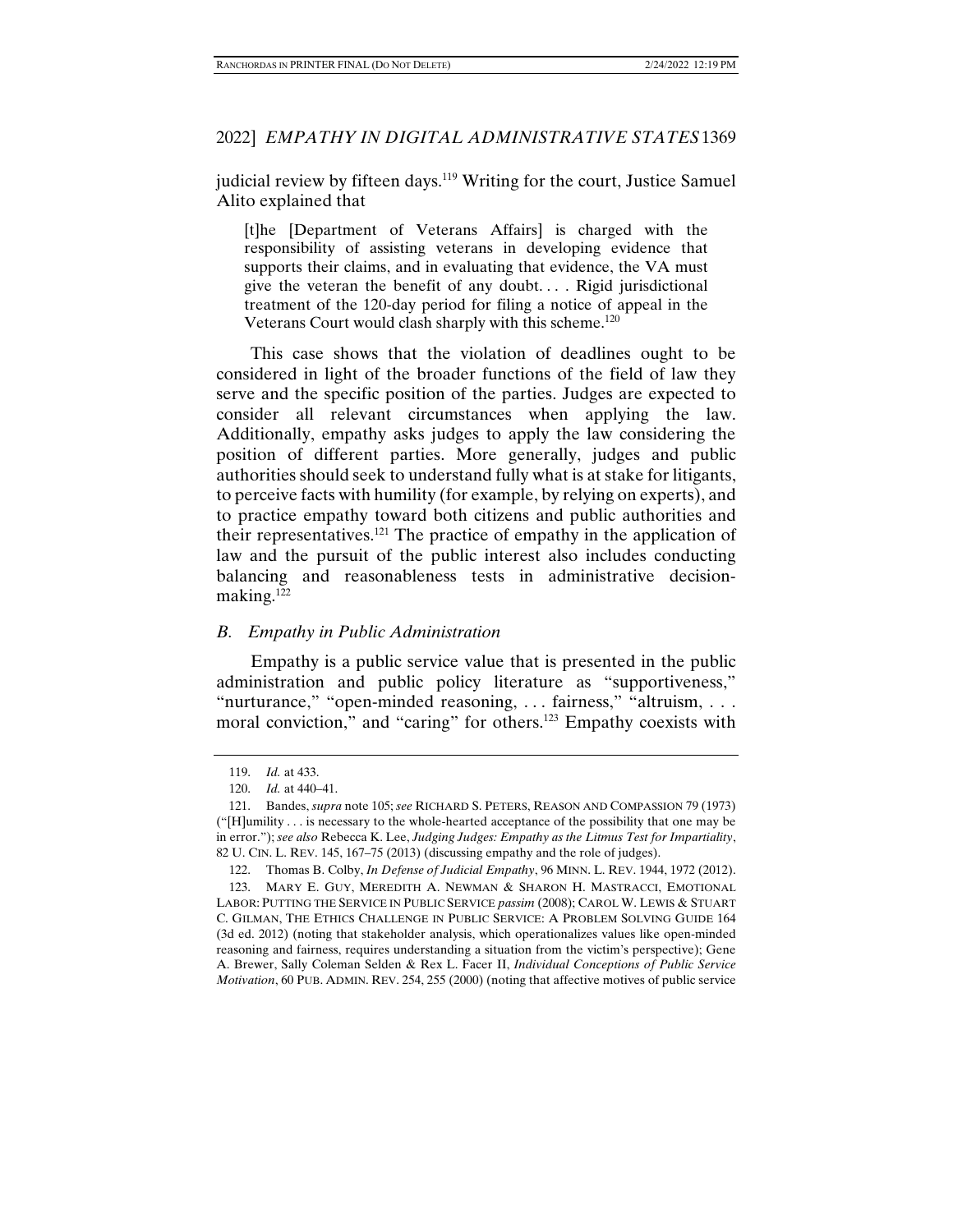judicial review by fifteen days.[119] Writing for the court, Justice Samuel Alito explained that

> [t]he [Department of Veterans Affairs] is charged with the responsibility of assisting veterans in developing evidence that supports their claims, and in evaluating that evidence, the VA must give the veteran the benefit of any doubt. . . . Rigid jurisdictional treatment of the 120-day period for filing a notice of appeal in the Veterans Court would clash sharply with this scheme.[120]

This case shows that the violation of deadlines ought to be considered in light of the broader functions of the field of law they serve and the specific position of the parties. Judges are expected to consider all relevant circumstances when applying the law. Additionally, empathy asks judges to apply the law considering the position of different parties. More generally, judges and public authorities should seek to understand fully what is at stake for litigants, to perceive facts with humility (for example, by relying on experts), and to practice empathy toward both citizens and public authorities and their representatives.[121] The practice of empathy in the application of law and the pursuit of the public interest also includes conducting balancing and reasonableness tests in administrative decision-making.[122]

### *B. Empathy in Public Administration*

Empathy is a public service value that is presented in the public administration and public policy literature as "supportiveness," "nurturance," "open-minded reasoning, . . . fairness," "altruism, . . . moral conviction," and "caring" for others.[123] Empathy coexists with

---

119. *Id.* at 433.

120. *Id.* at 440–41.

121. Bandes, *supra* note 105; *see* RICHARD S. PETERS, REASON AND COMPASSION 79 (1973) ("[H]umility . . . is necessary to the whole-hearted acceptance of the possibility that one may be in error."); *see also* Rebecca K. Lee, *Judging Judges: Empathy as the Litmus Test for Impartiality*, 82 U. CIN. L. REV. 145, 167–75 (2013) (discussing empathy and the role of judges).

122. Thomas B. Colby, *In Defense of Judicial Empathy*, 96 MINN. L. REV. 1944, 1972 (2012).

123. MARY E. GUY, MEREDITH A. NEWMAN & SHARON H. MASTRACCI, EMOTIONAL LABOR: PUTTING THE SERVICE IN PUBLIC SERVICE *passim* (2008); CAROL W. LEWIS & STUART C. GILMAN, THE ETHICS CHALLENGE IN PUBLIC SERVICE: A PROBLEM SOLVING GUIDE 164 (3d ed. 2012) (noting that stakeholder analysis, which operationalizes values like open-minded reasoning and fairness, requires understanding a situation from the victim's perspective); Gene A. Brewer, Sally Coleman Selden & Rex L. Facer II, *Individual Conceptions of Public Service Motivation*, 60 PUB. ADMIN. REV. 254, 255 (2000) (noting that affective motives of public service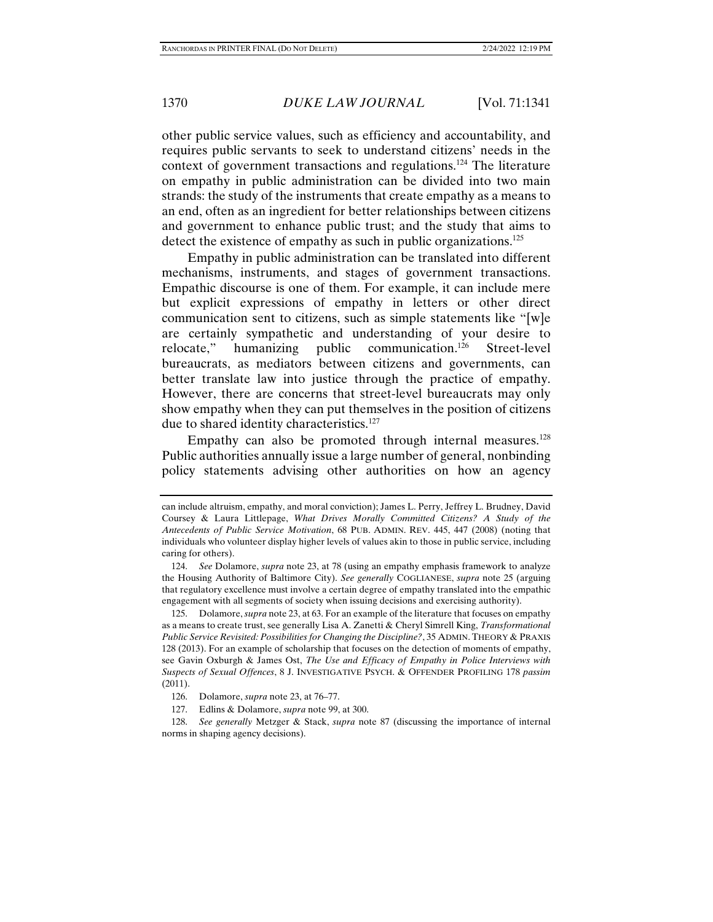other public service values, such as efficiency and accountability, and requires public servants to seek to understand citizens' needs in the context of government transactions and regulations.[124] The literature on empathy in public administration can be divided into two main strands: the study of the instruments that create empathy as a means to an end, often as an ingredient for better relationships between citizens and government to enhance public trust; and the study that aims to detect the existence of empathy as such in public organizations.[125]

Empathy in public administration can be translated into different mechanisms, instruments, and stages of government transactions. Empathic discourse is one of them. For example, it can include mere but explicit expressions of empathy in letters or other direct communication sent to citizens, such as simple statements like "[w]e are certainly sympathetic and understanding of your desire to relocate," humanizing public communication.[126] Street-level bureaucrats, as mediators between citizens and governments, can better translate law into justice through the practice of empathy. However, there are concerns that street-level bureaucrats may only show empathy when they can put themselves in the position of citizens due to shared identity characteristics.[127]

Empathy can also be promoted through internal measures.[128] Public authorities annually issue a large number of general, nonbinding policy statements advising other authorities on how an agency

---

can include altruism, empathy, and moral conviction); James L. Perry, Jeffrey L. Brudney, David Coursey & Laura Littlepage, *What Drives Morally Committed Citizens? A Study of the Antecedents of Public Service Motivation*, 68 PUB. ADMIN. REV. 445, 447 (2008) (noting that individuals who volunteer display higher levels of values akin to those in public service, including caring for others).

124. *See* Dolamore, *supra* note 23, at 78 (using an empathy emphasis framework to analyze the Housing Authority of Baltimore City). *See generally* COGLIANESE, *supra* note 25 (arguing that regulatory excellence must involve a certain degree of empathy translated into the empathic engagement with all segments of society when issuing decisions and exercising authority).

125. Dolamore, *supra* note 23, at 63. For an example of the literature that focuses on empathy as a means to create trust, see generally Lisa A. Zanetti & Cheryl Simrell King, *Transformational Public Service Revisited: Possibilities for Changing the Discipline?*, 35 ADMIN. THEORY & PRAXIS 128 (2013). For an example of scholarship that focuses on the detection of moments of empathy, see Gavin Oxburgh & James Ost, *The Use and Efficacy of Empathy in Police Interviews with Suspects of Sexual Offences*, 8 J. INVESTIGATIVE PSYCH. & OFFENDER PROFILING 178 *passim* (2011).

126. Dolamore, *supra* note 23, at 76–77.

127. Edlins & Dolamore, *supra* note 99, at 300.

128. *See generally* Metzger & Stack, *supra* note 87 (discussing the importance of internal norms in shaping agency decisions).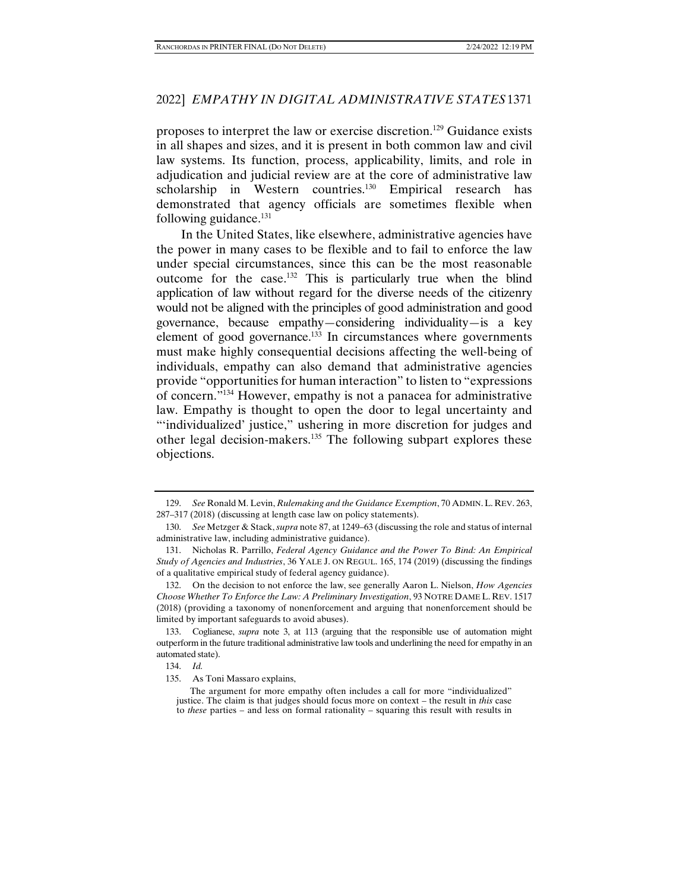proposes to interpret the law or exercise discretion.[129] Guidance exists in all shapes and sizes, and it is present in both common law and civil law systems. Its function, process, applicability, limits, and role in adjudication and judicial review are at the core of administrative law scholarship in Western countries.[130] Empirical research has demonstrated that agency officials are sometimes flexible when following guidance.[131]

In the United States, like elsewhere, administrative agencies have the power in many cases to be flexible and to fail to enforce the law under special circumstances, since this can be the most reasonable outcome for the case.[132] This is particularly true when the blind application of law without regard for the diverse needs of the citizenry would not be aligned with the principles of good administration and good governance, because empathy—considering individuality—is a key element of good governance.[133] In circumstances where governments must make highly consequential decisions affecting the well-being of individuals, empathy can also demand that administrative agencies provide "opportunities for human interaction" to listen to "expressions of concern."[134] However, empathy is not a panacea for administrative law. Empathy is thought to open the door to legal uncertainty and "'individualized' justice," ushering in more discretion for judges and other legal decision-makers.[135] The following subpart explores these objections.

---

129. *See* Ronald M. Levin, *Rulemaking and the Guidance Exemption*, 70 ADMIN. L. REV. 263, 287–317 (2018) (discussing at length case law on policy statements).

130. *See* Metzger & Stack, *supra* note 87, at 1249–63 (discussing the role and status of internal administrative law, including administrative guidance).

131. Nicholas R. Parrillo, *Federal Agency Guidance and the Power To Bind: An Empirical Study of Agencies and Industries*, 36 YALE J. ON REGUL. 165, 174 (2019) (discussing the findings of a qualitative empirical study of federal agency guidance).

132. On the decision to not enforce the law, see generally Aaron L. Nielson, *How Agencies Choose Whether To Enforce the Law: A Preliminary Investigation*, 93 NOTRE DAME L. REV. 1517 (2018) (providing a taxonomy of nonenforcement and arguing that nonenforcement should be limited by important safeguards to avoid abuses).

133. Coglianese, *supra* note 3, at 113 (arguing that the responsible use of automation might outperform in the future traditional administrative law tools and underlining the need for empathy in an automated state).

134. *Id.*

135. As Toni Massaro explains,

> The argument for more empathy often includes a call for more "individualized" justice. The claim is that judges should focus more on context – the result in *this* case to *these* parties – and less on formal rationality – squaring this result with results in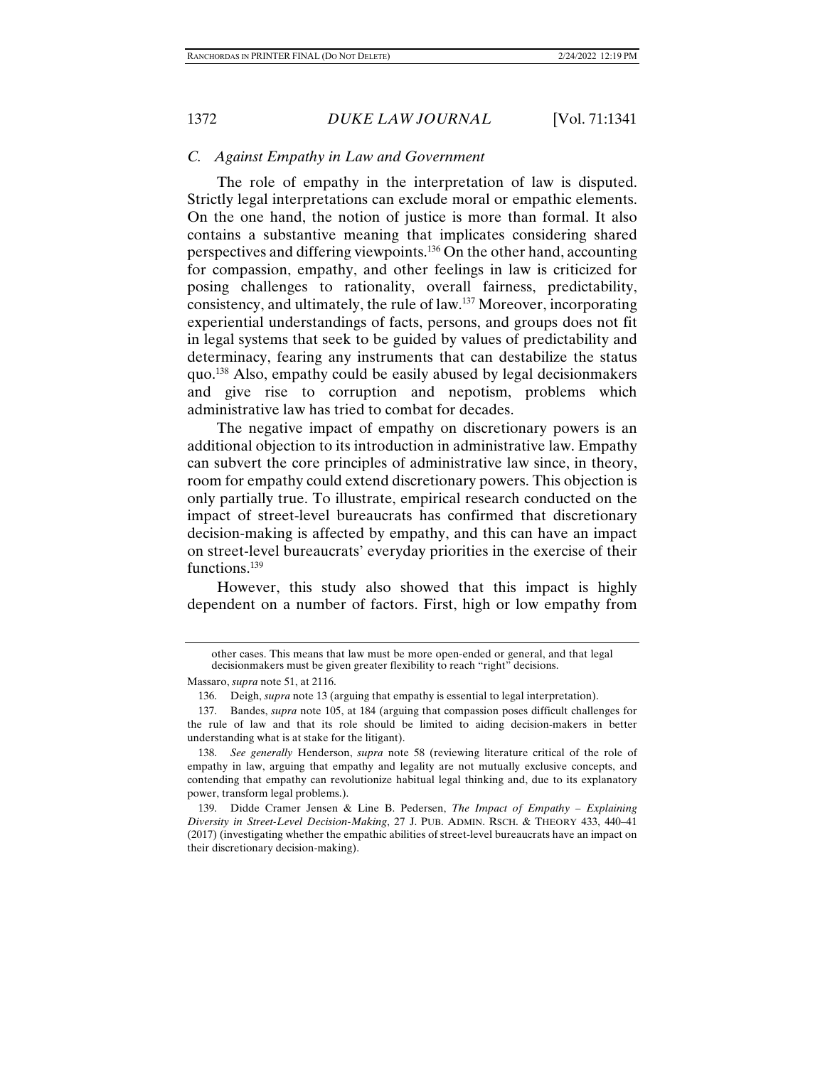### C. *Against Empathy in Law and Government*

The role of empathy in the interpretation of law is disputed. Strictly legal interpretations can exclude moral or empathic elements. On the one hand, the notion of justice is more than formal. It also contains a substantive meaning that implicates considering shared perspectives and differing viewpoints.[136] On the other hand, accounting for compassion, empathy, and other feelings in law is criticized for posing challenges to rationality, overall fairness, predictability, consistency, and ultimately, the rule of law.[137] Moreover, incorporating experiential understandings of facts, persons, and groups does not fit in legal systems that seek to be guided by values of predictability and determinacy, fearing any instruments that can destabilize the status quo.[138] Also, empathy could be easily abused by legal decisionmakers and give rise to corruption and nepotism, problems which administrative law has tried to combat for decades.

The negative impact of empathy on discretionary powers is an additional objection to its introduction in administrative law. Empathy can subvert the core principles of administrative law since, in theory, room for empathy could extend discretionary powers. This objection is only partially true. To illustrate, empirical research conducted on the impact of street-level bureaucrats has confirmed that discretionary decision-making is affected by empathy, and this can have an impact on street-level bureaucrats' everyday priorities in the exercise of their functions.[139]

However, this study also showed that this impact is highly dependent on a number of factors. First, high or low empathy from

---

other cases. This means that law must be more open-ended or general, and that legal decisionmakers must be given greater flexibility to reach "right" decisions.

Massaro, *supra* note 51, at 2116.

136. Deigh, *supra* note 13 (arguing that empathy is essential to legal interpretation).

137. Bandes, *supra* note 105, at 184 (arguing that compassion poses difficult challenges for the rule of law and that its role should be limited to aiding decision-makers in better understanding what is at stake for the litigant).

138. *See generally* Henderson, *supra* note 58 (reviewing literature critical of the role of empathy in law, arguing that empathy and legality are not mutually exclusive concepts, and contending that empathy can revolutionize habitual legal thinking and, due to its explanatory power, transform legal problems.).

139. Didde Cramer Jensen & Line B. Pedersen, *The Impact of Empathy – Explaining Diversity in Street-Level Decision-Making*, 27 J. PUB. ADMIN. RSCH. & THEORY 433, 440–41 (2017) (investigating whether the empathic abilities of street-level bureaucrats have an impact on their discretionary decision-making).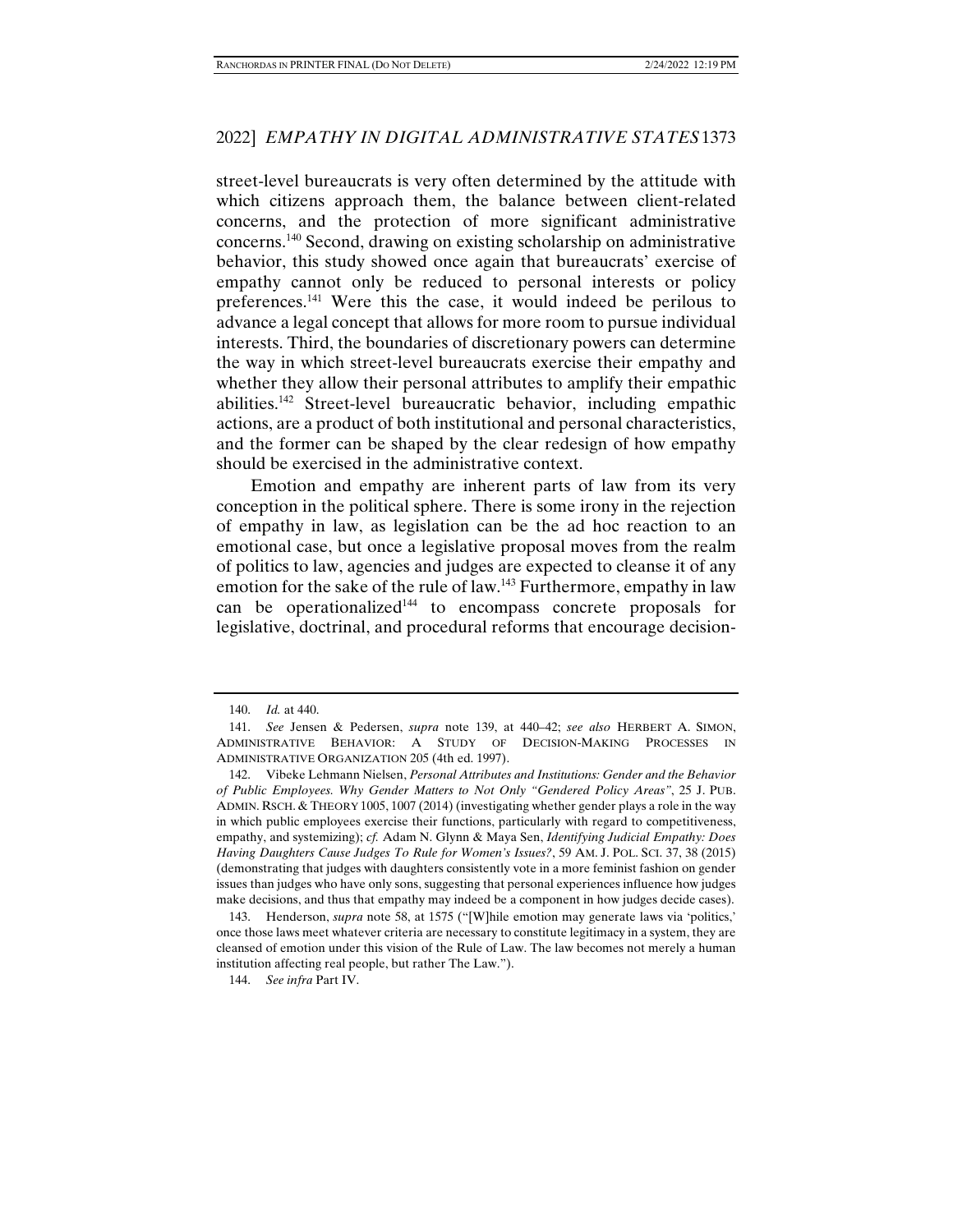street-level bureaucrats is very often determined by the attitude with which citizens approach them, the balance between client-related concerns, and the protection of more significant administrative concerns.[140] Second, drawing on existing scholarship on administrative behavior, this study showed once again that bureaucrats' exercise of empathy cannot only be reduced to personal interests or policy preferences.[141] Were this the case, it would indeed be perilous to advance a legal concept that allows for more room to pursue individual interests. Third, the boundaries of discretionary powers can determine the way in which street-level bureaucrats exercise their empathy and whether they allow their personal attributes to amplify their empathic abilities.[142] Street-level bureaucratic behavior, including empathic actions, are a product of both institutional and personal characteristics, and the former can be shaped by the clear redesign of how empathy should be exercised in the administrative context.

Emotion and empathy are inherent parts of law from its very conception in the political sphere. There is some irony in the rejection of empathy in law, as legislation can be the ad hoc reaction to an emotional case, but once a legislative proposal moves from the realm of politics to law, agencies and judges are expected to cleanse it of any emotion for the sake of the rule of law.[143] Furthermore, empathy in law can be operationalized[144] to encompass concrete proposals for legislative, doctrinal, and procedural reforms that encourage decision-

---

140. *Id.* at 440.

141. *See* Jensen & Pedersen, *supra* note 139, at 440–42; *see also* HERBERT A. SIMON, ADMINISTRATIVE BEHAVIOR: A STUDY OF DECISION-MAKING PROCESSES IN ADMINISTRATIVE ORGANIZATION 205 (4th ed. 1997).

142. Vibeke Lehmann Nielsen, *Personal Attributes and Institutions: Gender and the Behavior of Public Employees. Why Gender Matters to Not Only "Gendered Policy Areas"*, 25 J. PUB. ADMIN. RSCH. & THEORY 1005, 1007 (2014) (investigating whether gender plays a role in the way in which public employees exercise their functions, particularly with regard to competitiveness, empathy, and systemizing); *cf.* Adam N. Glynn & Maya Sen, *Identifying Judicial Empathy: Does Having Daughters Cause Judges To Rule for Women's Issues?*, 59 AM. J. POL. SCI. 37, 38 (2015) (demonstrating that judges with daughters consistently vote in a more feminist fashion on gender issues than judges who have only sons, suggesting that personal experiences influence how judges make decisions, and thus that empathy may indeed be a component in how judges decide cases).

143. Henderson, *supra* note 58, at 1575 ("[W]hile emotion may generate laws via 'politics,' once those laws meet whatever criteria are necessary to constitute legitimacy in a system, they are cleansed of emotion under this vision of the Rule of Law. The law becomes not merely a human institution affecting real people, but rather The Law.").

144. *See infra* Part IV.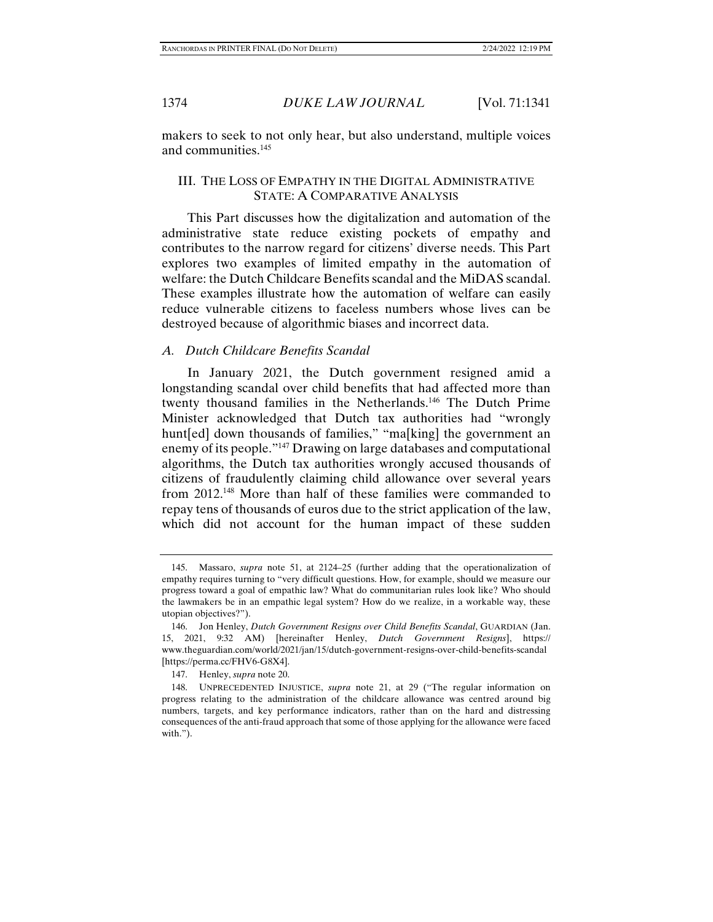makers to seek to not only hear, but also understand, multiple voices and communities.[145]

## III. THE LOSS OF EMPATHY IN THE DIGITAL ADMINISTRATIVE STATE: A COMPARATIVE ANALYSIS

This Part discusses how the digitalization and automation of the administrative state reduce existing pockets of empathy and contributes to the narrow regard for citizens' diverse needs. This Part explores two examples of limited empathy in the automation of welfare: the Dutch Childcare Benefits scandal and the MiDAS scandal. These examples illustrate how the automation of welfare can easily reduce vulnerable citizens to faceless numbers whose lives can be destroyed because of algorithmic biases and incorrect data.

### *A. Dutch Childcare Benefits Scandal*

In January 2021, the Dutch government resigned amid a longstanding scandal over child benefits that had affected more than twenty thousand families in the Netherlands.[146] The Dutch Prime Minister acknowledged that Dutch tax authorities had "wrongly hunt[ed] down thousands of families," "ma[king] the government an enemy of its people."[147] Drawing on large databases and computational algorithms, the Dutch tax authorities wrongly accused thousands of citizens of fraudulently claiming child allowance over several years from 2012.[148] More than half of these families were commanded to repay tens of thousands of euros due to the strict application of the law, which did not account for the human impact of these sudden

---

145. Massaro, *supra* note 51, at 2124–25 (further adding that the operationalization of empathy requires turning to "very difficult questions. How, for example, should we measure our progress toward a goal of empathic law? What do communitarian rules look like? Who should the lawmakers be in an empathic legal system? How do we realize, in a workable way, these utopian objectives?").

146. Jon Henley, *Dutch Government Resigns over Child Benefits Scandal*, GUARDIAN (Jan. 15, 2021, 9:32 AM) [hereinafter Henley, *Dutch Government Resigns*], https://www.theguardian.com/world/2021/jan/15/dutch-government-resigns-over-child-benefits-scandal [https://perma.cc/FHV6-G8X4].

147. Henley, *supra* note 20.

148. UNPRECEDENTED INJUSTICE, *supra* note 21, at 29 ("The regular information on progress relating to the administration of the childcare allowance was centred around big numbers, targets, and key performance indicators, rather than on the hard and distressing consequences of the anti-fraud approach that some of those applying for the allowance were faced with.").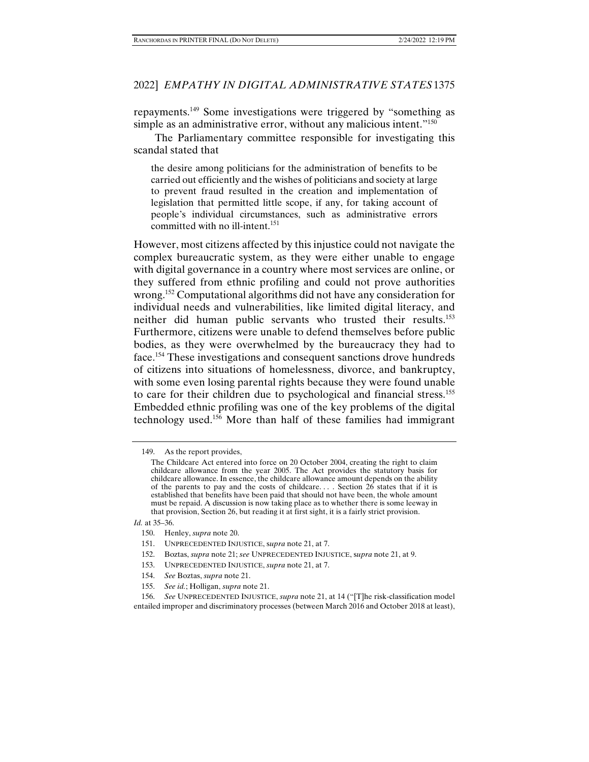repayments.[149] Some investigations were triggered by "something as simple as an administrative error, without any malicious intent."[150]

The Parliamentary committee responsible for investigating this scandal stated that

> the desire among politicians for the administration of benefits to be carried out efficiently and the wishes of politicians and society at large to prevent fraud resulted in the creation and implementation of legislation that permitted little scope, if any, for taking account of people's individual circumstances, such as administrative errors committed with no ill-intent.[151]

However, most citizens affected by this injustice could not navigate the complex bureaucratic system, as they were either unable to engage with digital governance in a country where most services are online, or they suffered from ethnic profiling and could not prove authorities wrong.[152] Computational algorithms did not have any consideration for individual needs and vulnerabilities, like limited digital literacy, and neither did human public servants who trusted their results.[153] Furthermore, citizens were unable to defend themselves before public bodies, as they were overwhelmed by the bureaucracy they had to face.[154] These investigations and consequent sanctions drove hundreds of citizens into situations of homelessness, divorce, and bankruptcy, with some even losing parental rights because they were found unable to care for their children due to psychological and financial stress.[155] Embedded ethnic profiling was one of the key problems of the digital technology used.[156] More than half of these families had immigrant

---

149. As the report provides,

> The Childcare Act entered into force on 20 October 2004, creating the right to claim childcare allowance from the year 2005. The Act provides the statutory basis for childcare allowance. In essence, the childcare allowance amount depends on the ability of the parents to pay and the costs of childcare. . . . Section 26 states that if it is established that benefits have been paid that should not have been, the whole amount must be repaid. A discussion is now taking place as to whether there is some leeway in that provision, Section 26, but reading it at first sight, it is a fairly strict provision.

*Id.* at 35–36.

150. Henley, *supra* note 20.

151. UNPRECEDENTED INJUSTICE, *supra* note 21, at 7.

152. Boztas, *supra* note 21; *see* UNPRECEDENTED INJUSTICE, *supra* note 21, at 9.

153. UNPRECEDENTED INJUSTICE, *supra* note 21, at 7.

154. *See* Boztas, *supra* note 21.

155. *See id.*; Holligan, *supra* note 21.

156. *See* UNPRECEDENTED INJUSTICE, *supra* note 21, at 14 ("[T]he risk-classification model entailed improper and discriminatory processes (between March 2016 and October 2018 at least),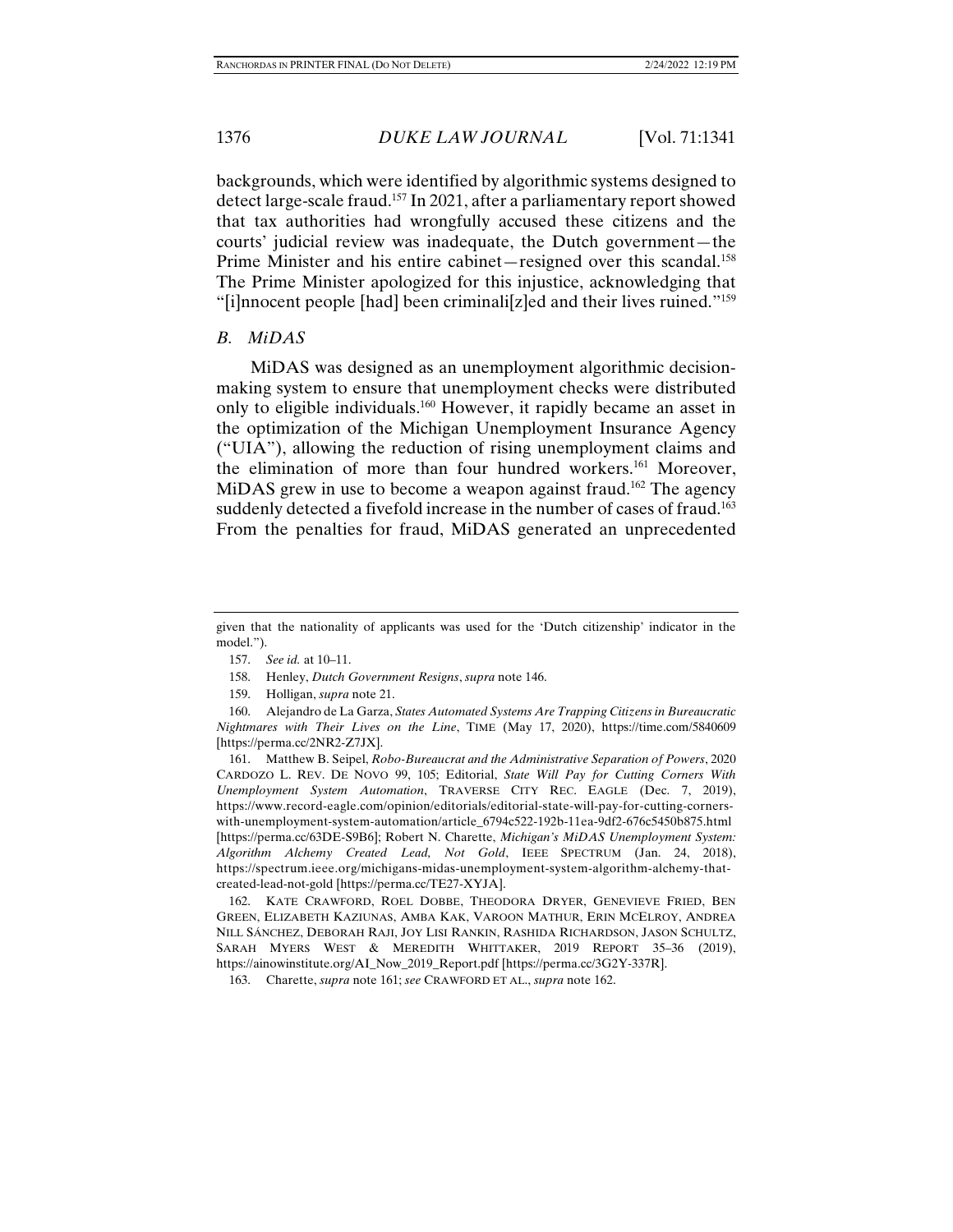backgrounds, which were identified by algorithmic systems designed to detect large-scale fraud.[157] In 2021, after a parliamentary report showed that tax authorities had wrongfully accused these citizens and the courts' judicial review was inadequate, the Dutch government—the Prime Minister and his entire cabinet—resigned over this scandal.[158] The Prime Minister apologized for this injustice, acknowledging that "[i]nnocent people [had] been criminali[z]ed and their lives ruined."[159]

### *B. MiDAS*

MiDAS was designed as an unemployment algorithmic decision-making system to ensure that unemployment checks were distributed only to eligible individuals.[160] However, it rapidly became an asset in the optimization of the Michigan Unemployment Insurance Agency ("UIA"), allowing the reduction of rising unemployment claims and the elimination of more than four hundred workers.[161] Moreover, MiDAS grew in use to become a weapon against fraud.[162] The agency suddenly detected a fivefold increase in the number of cases of fraud.[163] From the penalties for fraud, MiDAS generated an unprecedented

---

given that the nationality of applicants was used for the 'Dutch citizenship' indicator in the model.").

157. *See id.* at 10–11.

158. Henley, *Dutch Government Resigns*, *supra* note 146.

159. Holligan, *supra* note 21.

160. Alejandro de La Garza, *States Automated Systems Are Trapping Citizens in Bureaucratic Nightmares with Their Lives on the Line*, TIME (May 17, 2020), https://time.com/5840609 [https://perma.cc/2NR2-Z7JX].

161. Matthew B. Seipel, *Robo-Bureaucrat and the Administrative Separation of Powers*, 2020 CARDOZO L. REV. DE NOVO 99, 105; Editorial, *State Will Pay for Cutting Corners With Unemployment System Automation*, TRAVERSE CITY REC. EAGLE (Dec. 7, 2019), https://www.record-eagle.com/opinion/editorials/editorial-state-will-pay-for-cutting-corners-with-unemployment-system-automation/article_6794c522-192b-11ea-9df2-676c5450b875.html [https://perma.cc/63DE-S9B6]; Robert N. Charette, *Michigan's MiDAS Unemployment System: Algorithm Alchemy Created Lead, Not Gold*, IEEE SPECTRUM (Jan. 24, 2018), https://spectrum.ieee.org/michigans-midas-unemployment-system-algorithm-alchemy-that-created-lead-not-gold [https://perma.cc/TE27-XYJA].

162. KATE CRAWFORD, ROEL DOBBE, THEODORA DRYER, GENEVIEVE FRIED, BEN GREEN, ELIZABETH KAZIUNAS, AMBA KAK, VAROON MATHUR, ERIN MCELROY, ANDREA NILL SÁNCHEZ, DEBORAH RAJI, JOY LISI RANKIN, RASHIDA RICHARDSON, JASON SCHULTZ, SARAH MYERS WEST & MEREDITH WHITTAKER, 2019 REPORT 35–36 (2019), https://ainowinstitute.org/AI_Now_2019_Report.pdf [https://perma.cc/3G2Y-337R].

163. Charette, *supra* note 161; *see* CRAWFORD ET AL., *supra* note 162.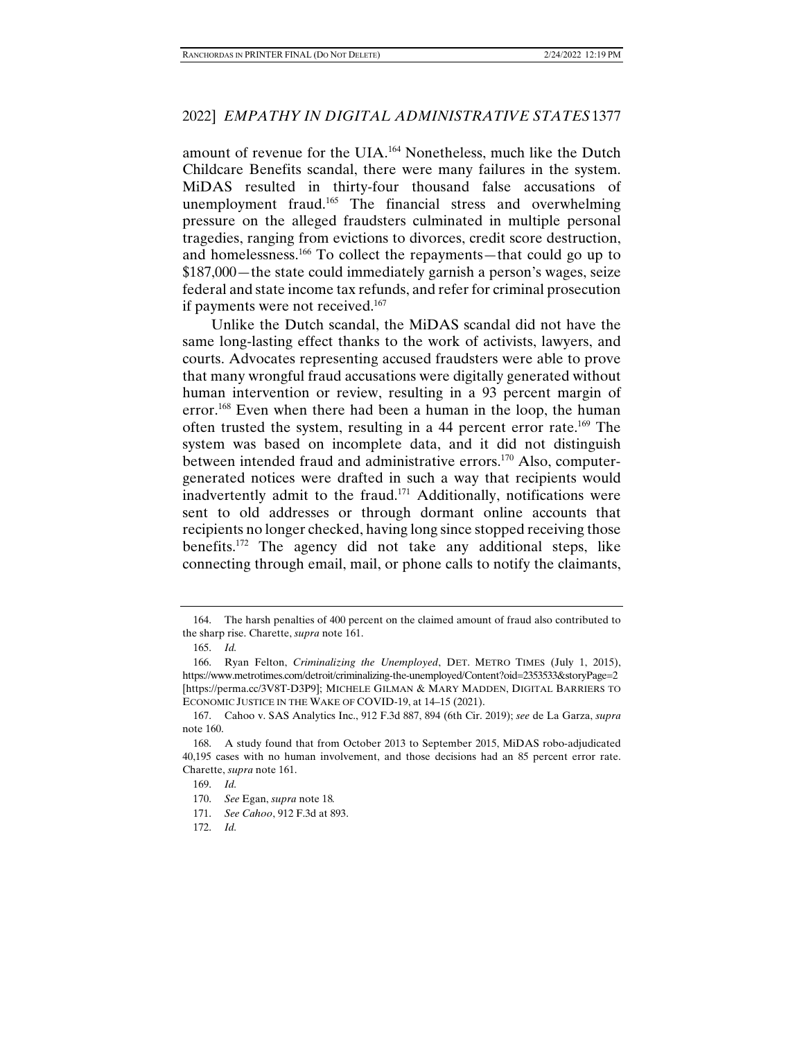amount of revenue for the UIA.[164] Nonetheless, much like the Dutch Childcare Benefits scandal, there were many failures in the system. MiDAS resulted in thirty-four thousand false accusations of unemployment fraud.[165] The financial stress and overwhelming pressure on the alleged fraudsters culminated in multiple personal tragedies, ranging from evictions to divorces, credit score destruction, and homelessness.[166] To collect the repayments—that could go up to $187,000—the state could immediately garnish a person's wages, seize federal and state income tax refunds, and refer for criminal prosecution if payments were not received.[167]

Unlike the Dutch scandal, the MiDAS scandal did not have the same long-lasting effect thanks to the work of activists, lawyers, and courts. Advocates representing accused fraudsters were able to prove that many wrongful fraud accusations were digitally generated without human intervention or review, resulting in a 93 percent margin of error.[168] Even when there had been a human in the loop, the human often trusted the system, resulting in a 44 percent error rate.[169] The system was based on incomplete data, and it did not distinguish between intended fraud and administrative errors.[170] Also, computer-generated notices were drafted in such a way that recipients would inadvertently admit to the fraud.[171] Additionally, notifications were sent to old addresses or through dormant online accounts that recipients no longer checked, having long since stopped receiving those benefits.[172] The agency did not take any additional steps, like connecting through email, mail, or phone calls to notify the claimants,

---

164. The harsh penalties of 400 percent on the claimed amount of fraud also contributed to the sharp rise. Charette, *supra* note 161.

165. *Id.*

166. Ryan Felton, *Criminalizing the Unemployed*, DET. METRO TIMES (July 1, 2015), https://www.metrotimes.com/detroit/criminalizing-the-unemployed/Content?oid=2353533&storyPage=2 [https://perma.cc/3V8T-D3P9]; MICHELE GILMAN & MARY MADDEN, DIGITAL BARRIERS TO ECONOMIC JUSTICE IN THE WAKE OF COVID-19, at 14–15 (2021).

167. Cahoo v. SAS Analytics Inc., 912 F.3d 887, 894 (6th Cir. 2019); *see* de La Garza, *supra* note 160.

168. A study found that from October 2013 to September 2015, MiDAS robo-adjudicated 40,195 cases with no human involvement, and those decisions had an 85 percent error rate. Charette, *supra* note 161.

169. *Id.*

170. *See* Egan, *supra* note 18.

171. *See Cahoo*, 912 F.3d at 893.

172. *Id.*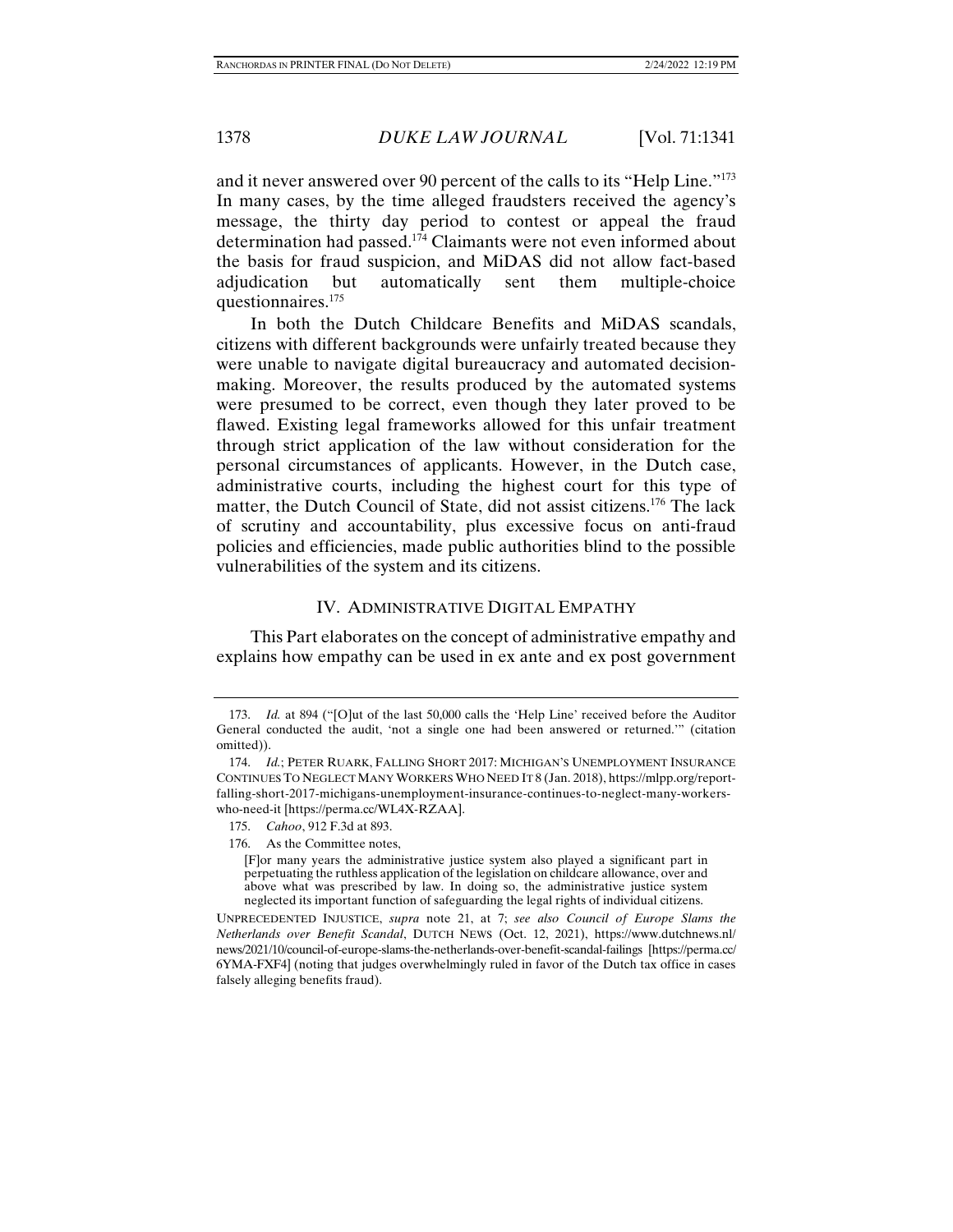and it never answered over 90 percent of the calls to its "Help Line."[173] In many cases, by the time alleged fraudsters received the agency's message, the thirty day period to contest or appeal the fraud determination had passed.[174] Claimants were not even informed about the basis for fraud suspicion, and MiDAS did not allow fact-based adjudication but automatically sent them multiple-choice questionnaires.[175]

In both the Dutch Childcare Benefits and MiDAS scandals, citizens with different backgrounds were unfairly treated because they were unable to navigate digital bureaucracy and automated decision-making. Moreover, the results produced by the automated systems were presumed to be correct, even though they later proved to be flawed. Existing legal frameworks allowed for this unfair treatment through strict application of the law without consideration for the personal circumstances of applicants. However, in the Dutch case, administrative courts, including the highest court for this type of matter, the Dutch Council of State, did not assist citizens.[176] The lack of scrutiny and accountability, plus excessive focus on anti-fraud policies and efficiencies, made public authorities blind to the possible vulnerabilities of the system and its citizens.

## IV. ADMINISTRATIVE DIGITAL EMPATHY

This Part elaborates on the concept of administrative empathy and explains how empathy can be used in ex ante and ex post government

---

173. *Id.* at 894 ("[O]ut of the last 50,000 calls the 'Help Line' received before the Auditor General conducted the audit, 'not a single one had been answered or returned.'" (citation omitted)).

174. *Id.*; PETER RUARK, FALLING SHORT 2017: MICHIGAN'S UNEMPLOYMENT INSURANCE CONTINUES TO NEGLECT MANY WORKERS WHO NEED IT 8 (Jan. 2018), https://mlpp.org/report-falling-short-2017-michigans-unemployment-insurance-continues-to-neglect-many-workers-who-need-it [https://perma.cc/WL4X-RZAA].

175. *Cahoo*, 912 F.3d at 893.

176. As the Committee notes,

> [F]or many years the administrative justice system also played a significant part in perpetuating the ruthless application of the legislation on childcare allowance, over and above what was prescribed by law. In doing so, the administrative justice system neglected its important function of safeguarding the legal rights of individual citizens.

UNPRECEDENTED INJUSTICE, *supra* note 21, at 7; *see also Council of Europe Slams the Netherlands over Benefit Scandal*, DUTCH NEWS (Oct. 12, 2021), https://www.dutchnews.nl/news/2021/10/council-of-europe-slams-the-netherlands-over-benefit-scandal-failings [https://perma.cc/6YMA-FXF4] (noting that judges overwhelmingly ruled in favor of the Dutch tax office in cases falsely alleging benefits fraud).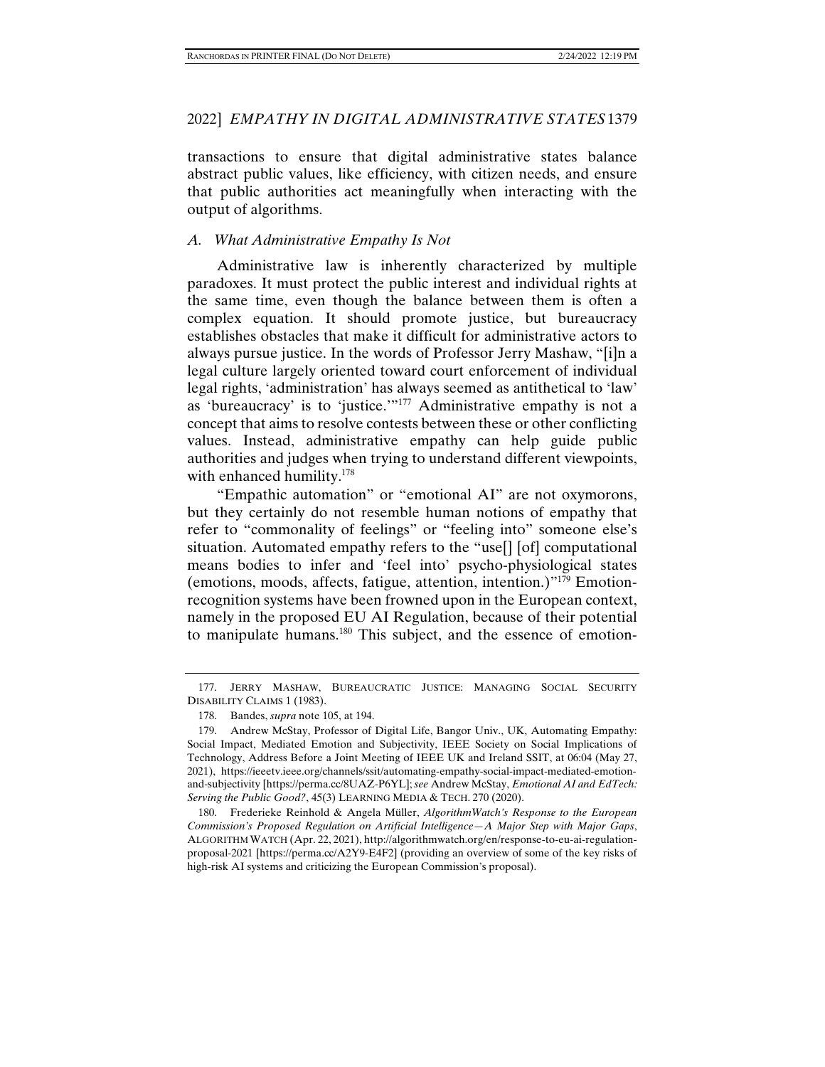transactions to ensure that digital administrative states balance abstract public values, like efficiency, with citizen needs, and ensure that public authorities act meaningfully when interacting with the output of algorithms.

### *A. What Administrative Empathy Is Not*

Administrative law is inherently characterized by multiple paradoxes. It must protect the public interest and individual rights at the same time, even though the balance between them is often a complex equation. It should promote justice, but bureaucracy establishes obstacles that make it difficult for administrative actors to always pursue justice. In the words of Professor Jerry Mashaw, "[i]n a legal culture largely oriented toward court enforcement of individual legal rights, 'administration' has always seemed as antithetical to 'law' as 'bureaucracy' is to 'justice.'"[177] Administrative empathy is not a concept that aims to resolve contests between these or other conflicting values. Instead, administrative empathy can help guide public authorities and judges when trying to understand different viewpoints, with enhanced humility.[178]

"Empathic automation" or "emotional AI" are not oxymorons, but they certainly do not resemble human notions of empathy that refer to "commonality of feelings" or "feeling into" someone else's situation. Automated empathy refers to the "use[] [of] computational means bodies to infer and 'feel into' psycho-physiological states (emotions, moods, affects, fatigue, attention, intention.)"[179] Emotion-recognition systems have been frowned upon in the European context, namely in the proposed EU AI Regulation, because of their potential to manipulate humans.[180] This subject, and the essence of emotion-

---

177. JERRY MASHAW, BUREAUCRATIC JUSTICE: MANAGING SOCIAL SECURITY DISABILITY CLAIMS 1 (1983).

178. Bandes, *supra* note 105, at 194.

179. Andrew McStay, Professor of Digital Life, Bangor Univ., UK, Automating Empathy: Social Impact, Mediated Emotion and Subjectivity, IEEE Society on Social Implications of Technology, Address Before a Joint Meeting of IEEE UK and Ireland SSIT, at 06:04 (May 27, 2021), https://ieeetv.ieee.org/channels/ssit/automating-empathy-social-impact-mediated-emotion-and-subjectivity [https://perma.cc/8UAZ-P6YL]; *see* Andrew McStay, *Emotional AI and EdTech: Serving the Public Good?*, 45(3) LEARNING MEDIA & TECH. 270 (2020).

180. Frederieke Reinhold & Angela Müller, *AlgorithmWatch's Response to the European Commission's Proposed Regulation on Artificial Intelligence—A Major Step with Major Gaps*, ALGORITHM WATCH (Apr. 22, 2021), http://algorithmwatch.org/en/response-to-eu-ai-regulation-proposal-2021 [https://perma.cc/A2Y9-E4F2] (providing an overview of some of the key risks of high-risk AI systems and criticizing the European Commission's proposal).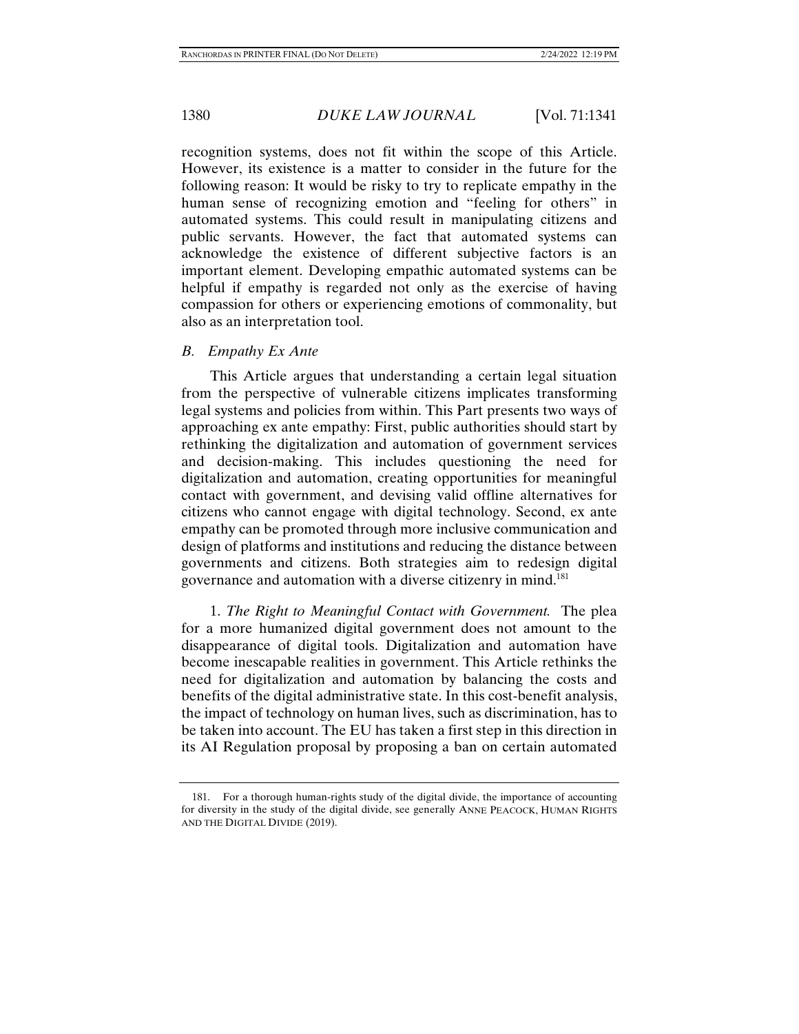recognition systems, does not fit within the scope of this Article. However, its existence is a matter to consider in the future for the following reason: It would be risky to try to replicate empathy in the human sense of recognizing emotion and "feeling for others" in automated systems. This could result in manipulating citizens and public servants. However, the fact that automated systems can acknowledge the existence of different subjective factors is an important element. Developing empathic automated systems can be helpful if empathy is regarded not only as the exercise of having compassion for others or experiencing emotions of commonality, but also as an interpretation tool.

### *B. Empathy Ex Ante*

This Article argues that understanding a certain legal situation from the perspective of vulnerable citizens implicates transforming legal systems and policies from within. This Part presents two ways of approaching ex ante empathy: First, public authorities should start by rethinking the digitalization and automation of government services and decision-making. This includes questioning the need for digitalization and automation, creating opportunities for meaningful contact with government, and devising valid offline alternatives for citizens who cannot engage with digital technology. Second, ex ante empathy can be promoted through more inclusive communication and design of platforms and institutions and reducing the distance between governments and citizens. Both strategies aim to redesign digital governance and automation with a diverse citizenry in mind.[181]

1. *The Right to Meaningful Contact with Government.* The plea for a more humanized digital government does not amount to the disappearance of digital tools. Digitalization and automation have become inescapable realities in government. This Article rethinks the need for digitalization and automation by balancing the costs and benefits of the digital administrative state. In this cost-benefit analysis, the impact of technology on human lives, such as discrimination, has to be taken into account. The EU has taken a first step in this direction in its AI Regulation proposal by proposing a ban on certain automated

181. For a thorough human-rights study of the digital divide, the importance of accounting for diversity in the study of the digital divide, see generally ANNE PEACOCK, HUMAN RIGHTS AND THE DIGITAL DIVIDE (2019).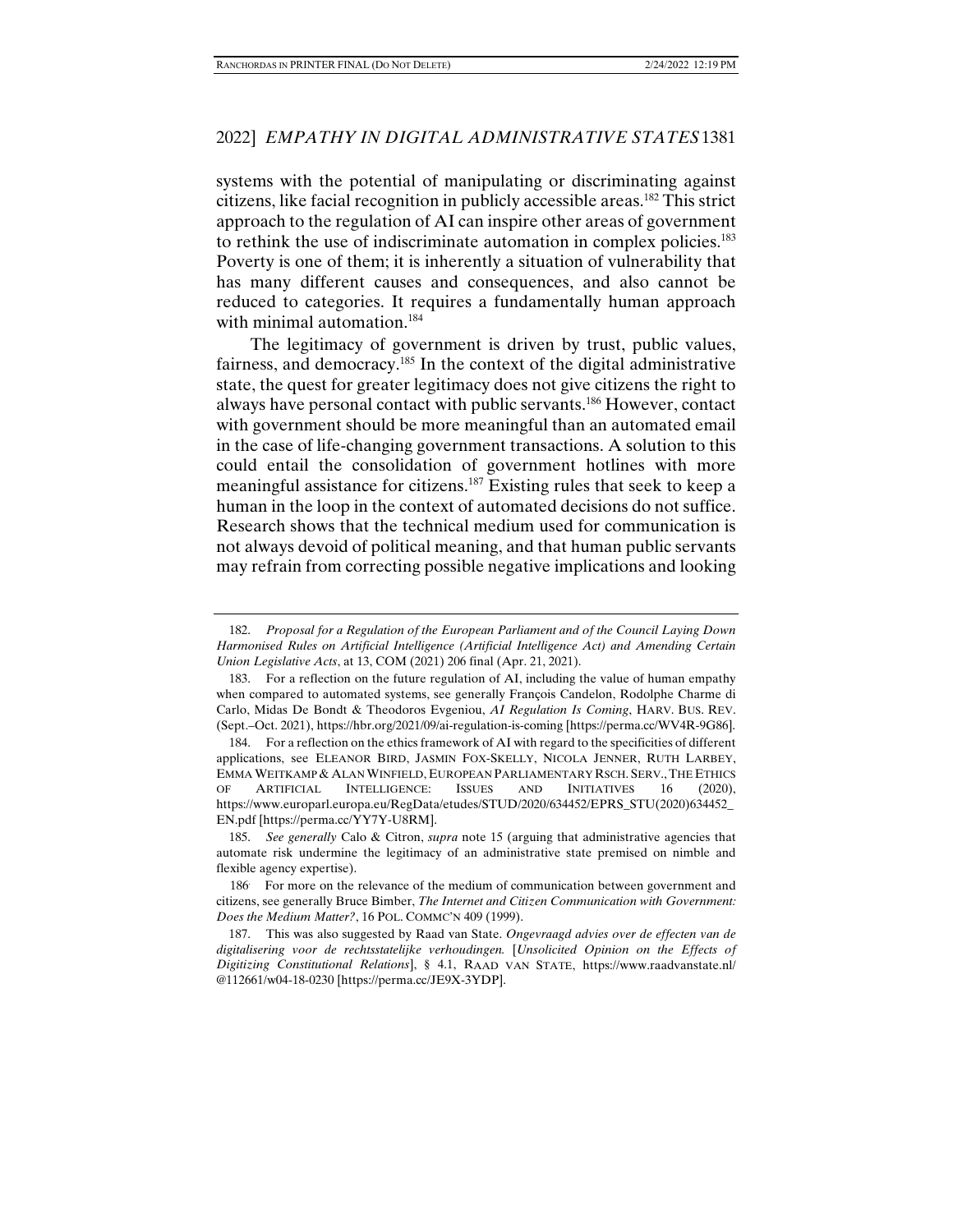systems with the potential of manipulating or discriminating against citizens, like facial recognition in publicly accessible areas.[182] This strict approach to the regulation of AI can inspire other areas of government to rethink the use of indiscriminate automation in complex policies.[183] Poverty is one of them; it is inherently a situation of vulnerability that has many different causes and consequences, and also cannot be reduced to categories. It requires a fundamentally human approach with minimal automation.[184]

The legitimacy of government is driven by trust, public values, fairness, and democracy.[185] In the context of the digital administrative state, the quest for greater legitimacy does not give citizens the right to always have personal contact with public servants.[186] However, contact with government should be more meaningful than an automated email in the case of life-changing government transactions. A solution to this could entail the consolidation of government hotlines with more meaningful assistance for citizens.[187] Existing rules that seek to keep a human in the loop in the context of automated decisions do not suffice. Research shows that the technical medium used for communication is not always devoid of political meaning, and that human public servants may refrain from correcting possible negative implications and looking

---

182. *Proposal for a Regulation of the European Parliament and of the Council Laying Down Harmonised Rules on Artificial Intelligence (Artificial Intelligence Act) and Amending Certain Union Legislative Acts*, at 13, COM (2021) 206 final (Apr. 21, 2021).

183. For a reflection on the future regulation of AI, including the value of human empathy when compared to automated systems, see generally François Candelon, Rodolphe Charme di Carlo, Midas De Bondt & Theodoros Evgeniou, *AI Regulation Is Coming*, HARV. BUS. REV. (Sept.–Oct. 2021), https://hbr.org/2021/09/ai-regulation-is-coming [https://perma.cc/WV4R-9G86].

184. For a reflection on the ethics framework of AI with regard to the specificities of different applications, see ELEANOR BIRD, JASMIN FOX-SKELLY, NICOLA JENNER, RUTH LARBEY, EMMA WEITKAMP & ALAN WINFIELD, EUROPEAN PARLIAMENTARY RSCH. SERV., THE ETHICS OF ARTIFICIAL INTELLIGENCE: ISSUES AND INITIATIVES 16 (2020), https://www.europarl.europa.eu/RegData/etudes/STUD/2020/634452/EPRS_STU(2020)634452_EN.pdf [https://perma.cc/YY7Y-U8RM].

185. *See generally* Calo & Citron, *supra* note 15 (arguing that administrative agencies that automate risk undermine the legitimacy of an administrative state premised on nimble and flexible agency expertise).

186. For more on the relevance of the medium of communication between government and citizens, see generally Bruce Bimber, *The Internet and Citizen Communication with Government: Does the Medium Matter?*, 16 POL. COMMC'N 409 (1999).

187. This was also suggested by Raad van State. *Ongevraagd advies over de effecten van de digitalisering voor de rechtsstatelijke verhoudingen.* [*Unsolicited Opinion on the Effects of Digitizing Constitutional Relations*], § 4.1, RAAD VAN STATE, https://www.raadvanstate.nl/@112661/w04-18-0230 [https://perma.cc/JE9X-3YDP].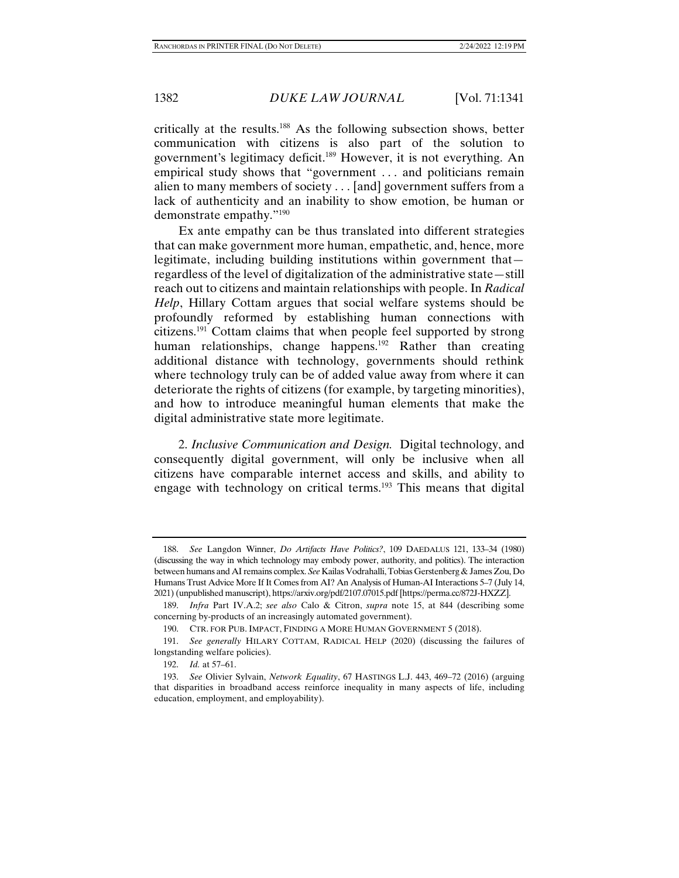critically at the results.[188] As the following subsection shows, better communication with citizens is also part of the solution to government's legitimacy deficit.[189] However, it is not everything. An empirical study shows that "government . . . and politicians remain alien to many members of society . . . [and] government suffers from a lack of authenticity and an inability to show emotion, be human or demonstrate empathy."[190]

Ex ante empathy can be thus translated into different strategies that can make government more human, empathetic, and, hence, more legitimate, including building institutions within government that—regardless of the level of digitalization of the administrative state—still reach out to citizens and maintain relationships with people. In *Radical Help*, Hillary Cottam argues that social welfare systems should be profoundly reformed by establishing human connections with citizens.[191] Cottam claims that when people feel supported by strong human relationships, change happens.[192] Rather than creating additional distance with technology, governments should rethink where technology truly can be of added value away from where it can deteriorate the rights of citizens (for example, by targeting minorities), and how to introduce meaningful human elements that make the digital administrative state more legitimate.

2. *Inclusive Communication and Design.* Digital technology, and consequently digital government, will only be inclusive when all citizens have comparable internet access and skills, and ability to engage with technology on critical terms.[193] This means that digital

---

188. *See* Langdon Winner, *Do Artifacts Have Politics?*, 109 DAEDALUS 121, 133–34 (1980) (discussing the way in which technology may embody power, authority, and politics). The interaction between humans and AI remains complex. *See* Kailas Vodrahalli, Tobias Gerstenberg & James Zou, Do Humans Trust Advice More If It Comes from AI? An Analysis of Human-AI Interactions 5–7 (July 14, 2021) (unpublished manuscript), https://arxiv.org/pdf/2107.07015.pdf [https://perma.cc/872J-HXZZ].

189. *Infra* Part IV.A.2; *see also* Calo & Citron, *supra* note 15, at 844 (describing some concerning by-products of an increasingly automated government).

190. CTR. FOR PUB. IMPACT, FINDING A MORE HUMAN GOVERNMENT 5 (2018).

191. *See generally* HILARY COTTAM, RADICAL HELP (2020) (discussing the failures of longstanding welfare policies).

192. *Id.* at 57–61.

193. *See* Olivier Sylvain, *Network Equality*, 67 HASTINGS L.J. 443, 469–72 (2016) (arguing that disparities in broadband access reinforce inequality in many aspects of life, including education, employment, and employability).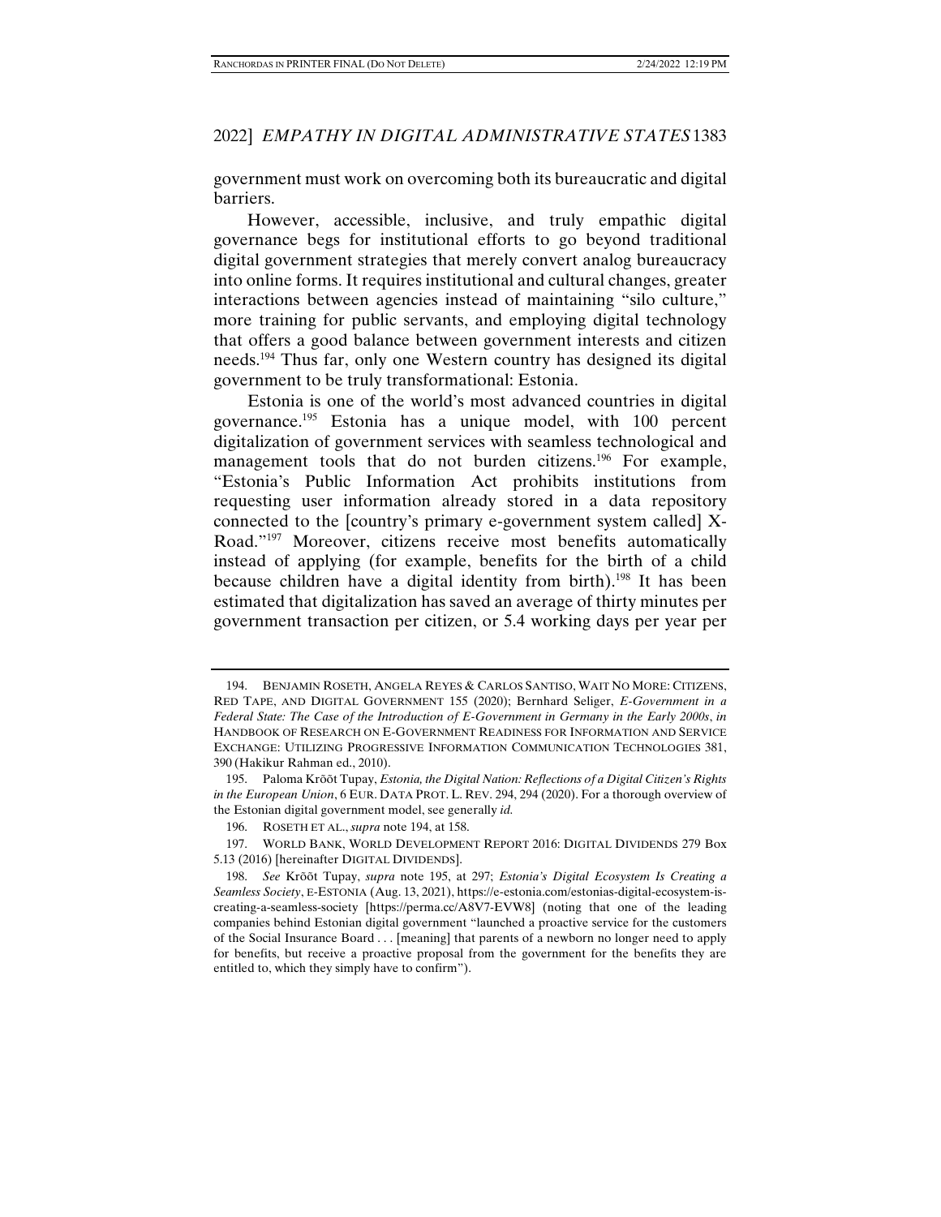government must work on overcoming both its bureaucratic and digital barriers.

However, accessible, inclusive, and truly empathic digital governance begs for institutional efforts to go beyond traditional digital government strategies that merely convert analog bureaucracy into online forms. It requires institutional and cultural changes, greater interactions between agencies instead of maintaining "silo culture," more training for public servants, and employing digital technology that offers a good balance between government interests and citizen needs.[194] Thus far, only one Western country has designed its digital government to be truly transformational: Estonia.

Estonia is one of the world's most advanced countries in digital governance.[195] Estonia has a unique model, with 100 percent digitalization of government services with seamless technological and management tools that do not burden citizens.[196] For example, "Estonia's Public Information Act prohibits institutions from requesting user information already stored in a data repository connected to the [country's primary e-government system called] X-Road."[197] Moreover, citizens receive most benefits automatically instead of applying (for example, benefits for the birth of a child because children have a digital identity from birth).[198] It has been estimated that digitalization has saved an average of thirty minutes per government transaction per citizen, or 5.4 working days per year per

---

194. BENJAMIN ROSETH, ANGELA REYES & CARLOS SANTISO, WAIT NO MORE: CITIZENS, RED TAPE, AND DIGITAL GOVERNMENT 155 (2020); Bernhard Seliger, *E-Government in a Federal State: The Case of the Introduction of E-Government in Germany in the Early 2000s*, *in* HANDBOOK OF RESEARCH ON E-GOVERNMENT READINESS FOR INFORMATION AND SERVICE EXCHANGE: UTILIZING PROGRESSIVE INFORMATION COMMUNICATION TECHNOLOGIES 381, 390 (Hakikur Rahman ed., 2010).

195. Paloma Krõõt Tupay, *Estonia, the Digital Nation: Reflections of a Digital Citizen's Rights in the European Union*, 6 EUR. DATA PROT. L. REV. 294, 294 (2020). For a thorough overview of the Estonian digital government model, see generally *id.*

196. ROSETH ET AL., *supra* note 194, at 158.

197. WORLD BANK, WORLD DEVELOPMENT REPORT 2016: DIGITAL DIVIDENDS 279 Box 5.13 (2016) [hereinafter DIGITAL DIVIDENDS].

198. *See* Krõõt Tupay, *supra* note 195, at 297; *Estonia's Digital Ecosystem Is Creating a Seamless Society*, E-ESTONIA (Aug. 13, 2021), https://e-estonia.com/estonias-digital-ecosystem-is-creating-a-seamless-society [https://perma.cc/A8V7-EVW8] (noting that one of the leading companies behind Estonian digital government "launched a proactive service for the customers of the Social Insurance Board . . . [meaning] that parents of a newborn no longer need to apply for benefits, but receive a proactive proposal from the government for the benefits they are entitled to, which they simply have to confirm").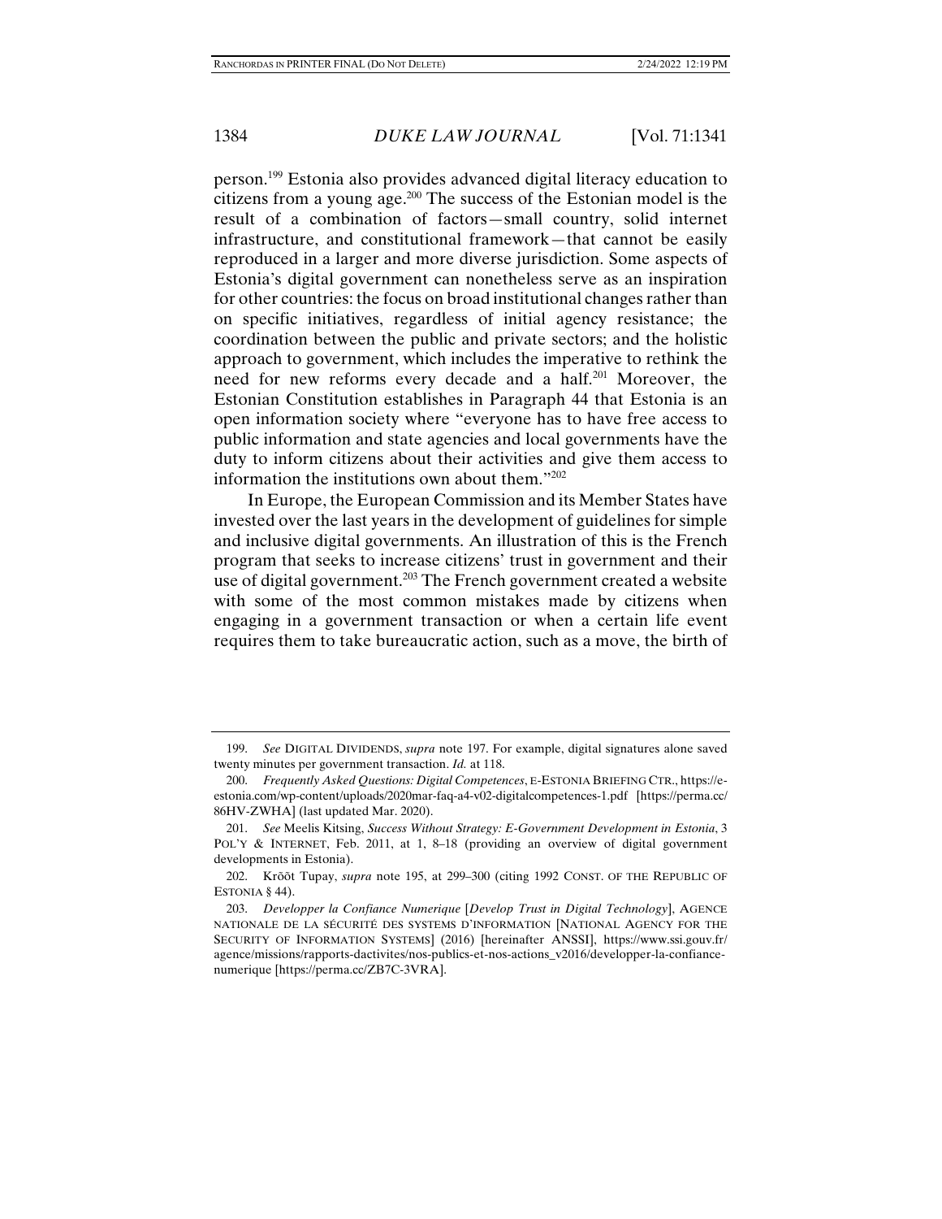person.[199] Estonia also provides advanced digital literacy education to citizens from a young age.[200] The success of the Estonian model is the result of a combination of factors—small country, solid internet infrastructure, and constitutional framework—that cannot be easily reproduced in a larger and more diverse jurisdiction. Some aspects of Estonia's digital government can nonetheless serve as an inspiration for other countries: the focus on broad institutional changes rather than on specific initiatives, regardless of initial agency resistance; the coordination between the public and private sectors; and the holistic approach to government, which includes the imperative to rethink the need for new reforms every decade and a half.[201] Moreover, the Estonian Constitution establishes in Paragraph 44 that Estonia is an open information society where "everyone has to have free access to public information and state agencies and local governments have the duty to inform citizens about their activities and give them access to information the institutions own about them."[202]

In Europe, the European Commission and its Member States have invested over the last years in the development of guidelines for simple and inclusive digital governments. An illustration of this is the French program that seeks to increase citizens' trust in government and their use of digital government.[203] The French government created a website with some of the most common mistakes made by citizens when engaging in a government transaction or when a certain life event requires them to take bureaucratic action, such as a move, the birth of

---

199. *See* DIGITAL DIVIDENDS, *supra* note 197. For example, digital signatures alone saved twenty minutes per government transaction. *Id.* at 118.

200. *Frequently Asked Questions: Digital Competences*, E-ESTONIA BRIEFING CTR., https://e-estonia.com/wp-content/uploads/2020mar-faq-a4-v02-digitalcompetences-1.pdf [https://perma.cc/86HV-ZWHA] (last updated Mar. 2020).

201. *See* Meelis Kitsing, *Success Without Strategy: E-Government Development in Estonia*, 3 POL'Y & INTERNET, Feb. 2011, at 1, 8–18 (providing an overview of digital government developments in Estonia).

202. Krõõt Tupay, *supra* note 195, at 299–300 (citing 1992 CONST. OF THE REPUBLIC OF ESTONIA § 44).

203. *Developper la Confiance Numerique* [*Develop Trust in Digital Technology*], AGENCE NATIONALE DE LA SÉCURITÉ DES SYSTEMS D'INFORMATION [NATIONAL AGENCY FOR THE SECURITY OF INFORMATION SYSTEMS] (2016) [hereinafter ANSSI], https://www.ssi.gouv.fr/agence/missions/rapports-dactivites/nos-publics-et-nos-actions_v2016/developper-la-confiance-numerique [https://perma.cc/ZB7C-3VRA].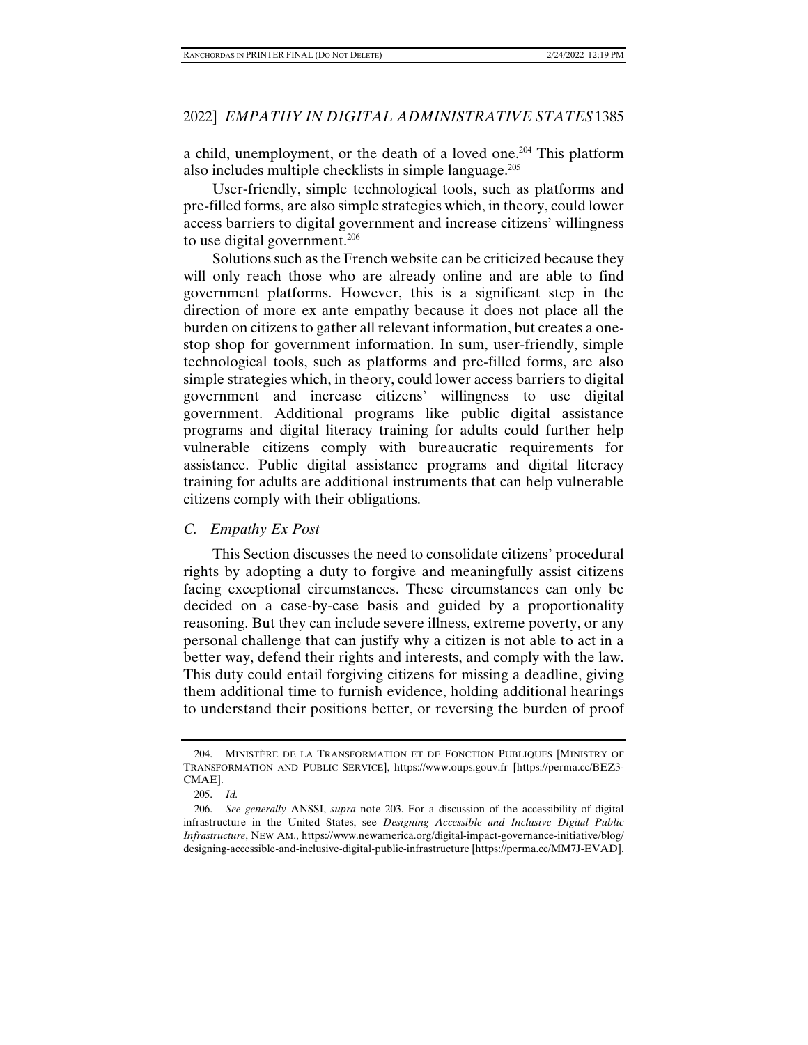a child, unemployment, or the death of a loved one.[204] This platform also includes multiple checklists in simple language.[205]

User-friendly, simple technological tools, such as platforms and pre-filled forms, are also simple strategies which, in theory, could lower access barriers to digital government and increase citizens' willingness to use digital government.[206]

Solutions such as the French website can be criticized because they will only reach those who are already online and are able to find government platforms. However, this is a significant step in the direction of more ex ante empathy because it does not place all the burden on citizens to gather all relevant information, but creates a one-stop shop for government information. In sum, user-friendly, simple technological tools, such as platforms and pre-filled forms, are also simple strategies which, in theory, could lower access barriers to digital government and increase citizens' willingness to use digital government. Additional programs like public digital assistance programs and digital literacy training for adults could further help vulnerable citizens comply with bureaucratic requirements for assistance. Public digital assistance programs and digital literacy training for adults are additional instruments that can help vulnerable citizens comply with their obligations.

### *C. Empathy Ex Post*

This Section discusses the need to consolidate citizens' procedural rights by adopting a duty to forgive and meaningfully assist citizens facing exceptional circumstances. These circumstances can only be decided on a case-by-case basis and guided by a proportionality reasoning. But they can include severe illness, extreme poverty, or any personal challenge that can justify why a citizen is not able to act in a better way, defend their rights and interests, and comply with the law. This duty could entail forgiving citizens for missing a deadline, giving them additional time to furnish evidence, holding additional hearings to understand their positions better, or reversing the burden of proof

---

204. MINISTÈRE DE LA TRANSFORMATION ET DE FONCTION PUBLIQUES [MINISTRY OF TRANSFORMATION AND PUBLIC SERVICE], https://www.oups.gouv.fr [https://perma.cc/BEZ3-CMAE].

205. *Id.*

206. *See generally* ANSSI, *supra* note 203. For a discussion of the accessibility of digital infrastructure in the United States, see *Designing Accessible and Inclusive Digital Public Infrastructure*, NEW AM., https://www.newamerica.org/digital-impact-governance-initiative/blog/designing-accessible-and-inclusive-digital-public-infrastructure [https://perma.cc/MM7J-EVAD].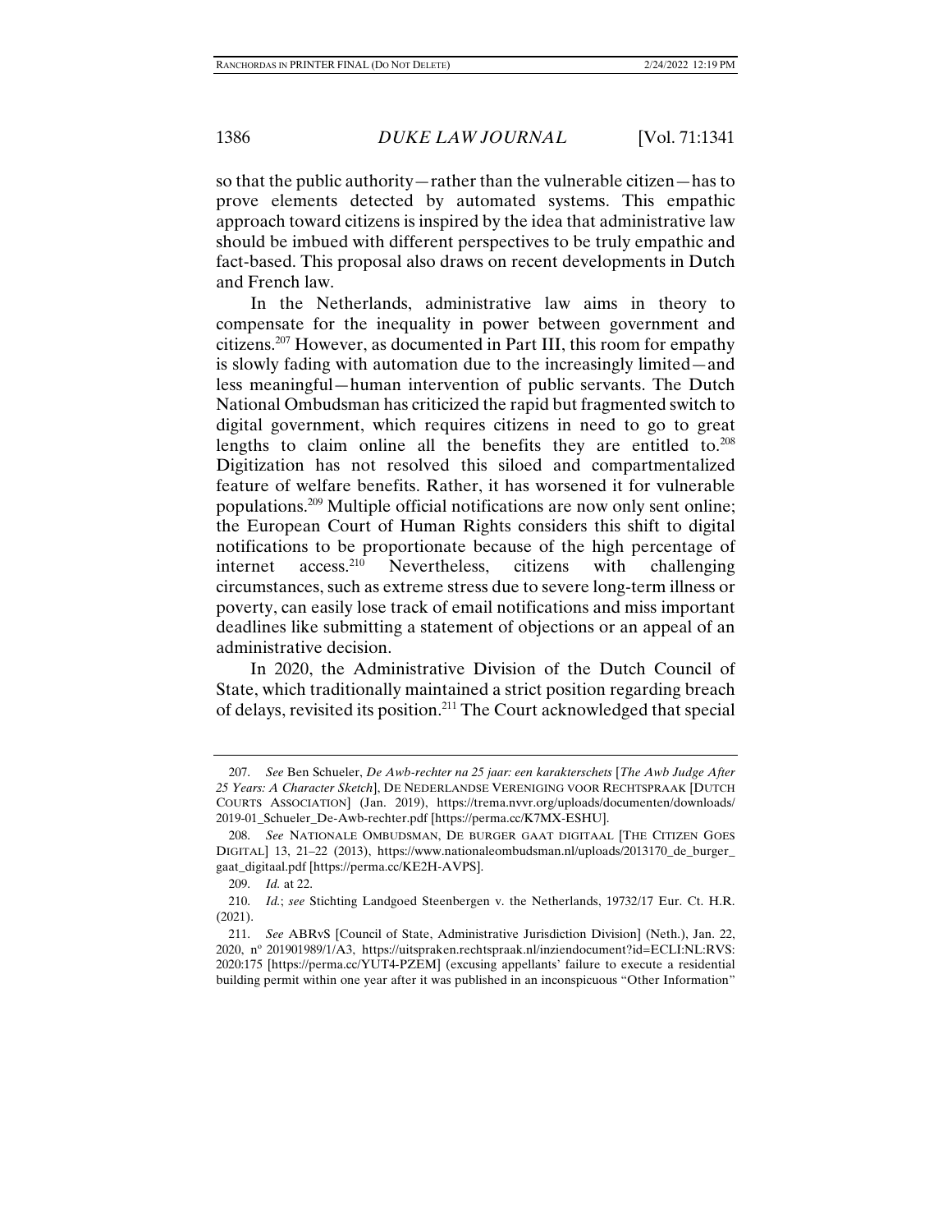so that the public authority—rather than the vulnerable citizen—has to prove elements detected by automated systems. This empathic approach toward citizens is inspired by the idea that administrative law should be imbued with different perspectives to be truly empathic and fact-based. This proposal also draws on recent developments in Dutch and French law.

In the Netherlands, administrative law aims in theory to compensate for the inequality in power between government and citizens.[207] However, as documented in Part III, this room for empathy is slowly fading with automation due to the increasingly limited—and less meaningful—human intervention of public servants. The Dutch National Ombudsman has criticized the rapid but fragmented switch to digital government, which requires citizens in need to go to great lengths to claim online all the benefits they are entitled to.[208] Digitization has not resolved this siloed and compartmentalized feature of welfare benefits. Rather, it has worsened it for vulnerable populations.[209] Multiple official notifications are now only sent online; the European Court of Human Rights considers this shift to digital notifications to be proportionate because of the high percentage of internet access.[210] Nevertheless, citizens with challenging circumstances, such as extreme stress due to severe long-term illness or poverty, can easily lose track of email notifications and miss important deadlines like submitting a statement of objections or an appeal of an administrative decision.

In 2020, the Administrative Division of the Dutch Council of State, which traditionally maintained a strict position regarding breach of delays, revisited its position.[211] The Court acknowledged that special

---

207. *See* Ben Schueler, *De Awb-rechter na 25 jaar: een karakterschets* [*The Awb Judge After 25 Years: A Character Sketch*], DE NEDERLANDSE VERENIGING VOOR RECHTSPRAAK [DUTCH COURTS ASSOCIATION] (Jan. 2019), https://trema.nvvr.org/uploads/documenten/downloads/2019-01_Schueler_De-Awb-rechter.pdf [https://perma.cc/K7MX-ESHU].

208. *See* NATIONALE OMBUDSMAN, DE BURGER GAAT DIGITAAL [THE CITIZEN GOES DIGITAL] 13, 21–22 (2013), https://www.nationaleombudsman.nl/uploads/2013170_de_burger_gaat_digitaal.pdf [https://perma.cc/KE2H-AVPS].

209. *Id.* at 22.

210. *Id.*; *see* Stichting Landgoed Steenbergen v. the Netherlands, 19732/17 Eur. Ct. H.R. (2021).

211. *See* ABRvS [Council of State, Administrative Jurisdiction Division] (Neth.), Jan. 22, 2020, nº 201901989/1/A3, https://uitspraken.rechtspraak.nl/inziendocument?id=ECLI:NL:RVS:2020:175 [https://perma.cc/YUT4-PZEM] (excusing appellants' failure to execute a residential building permit within one year after it was published in an inconspicuous "Other Information"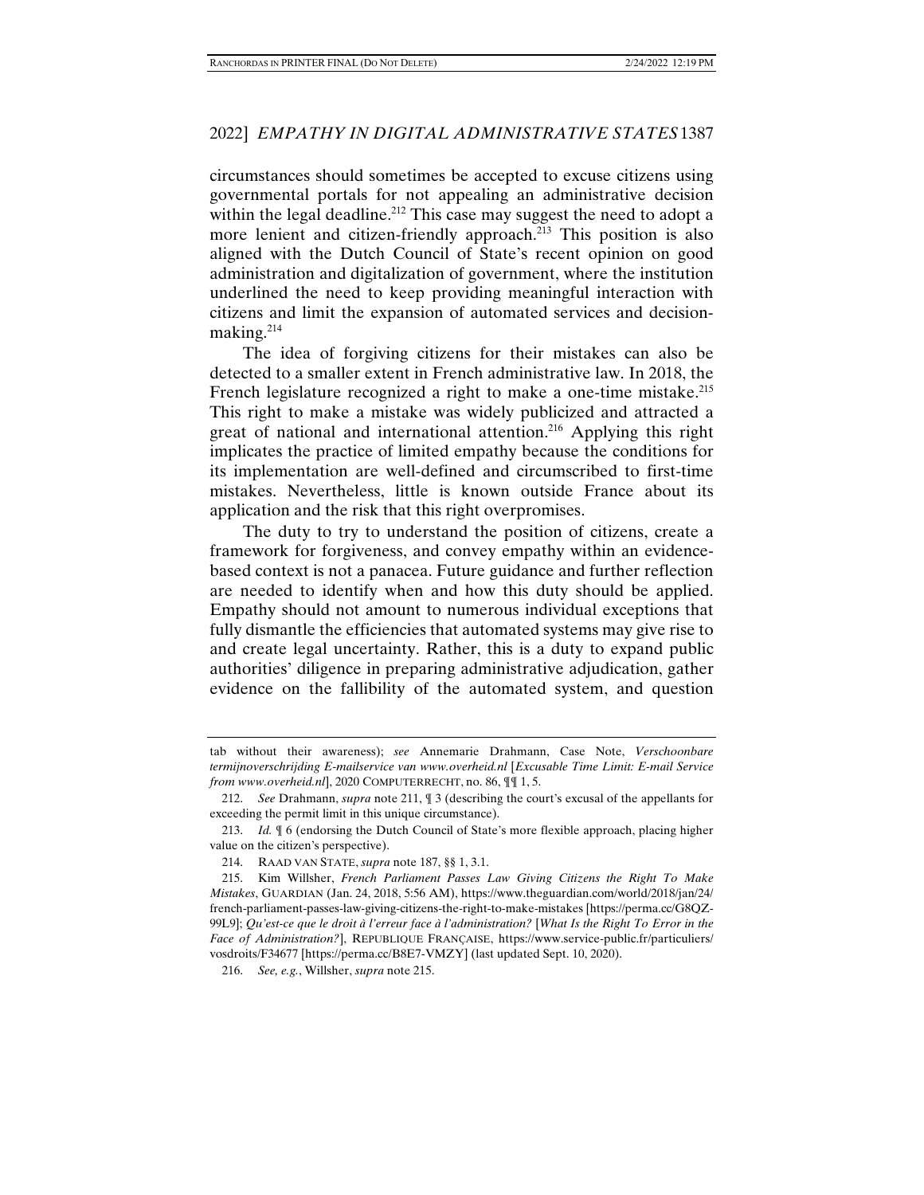circumstances should sometimes be accepted to excuse citizens using governmental portals for not appealing an administrative decision within the legal deadline.[212] This case may suggest the need to adopt a more lenient and citizen-friendly approach.[213] This position is also aligned with the Dutch Council of State's recent opinion on good administration and digitalization of government, where the institution underlined the need to keep providing meaningful interaction with citizens and limit the expansion of automated services and decision-making.[214]

The idea of forgiving citizens for their mistakes can also be detected to a smaller extent in French administrative law. In 2018, the French legislature recognized a right to make a one-time mistake.[215] This right to make a mistake was widely publicized and attracted a great of national and international attention.[216] Applying this right implicates the practice of limited empathy because the conditions for its implementation are well-defined and circumscribed to first-time mistakes. Nevertheless, little is known outside France about its application and the risk that this right overpromises.

The duty to try to understand the position of citizens, create a framework for forgiveness, and convey empathy within an evidence-based context is not a panacea. Future guidance and further reflection are needed to identify when and how this duty should be applied. Empathy should not amount to numerous individual exceptions that fully dismantle the efficiencies that automated systems may give rise to and create legal uncertainty. Rather, this is a duty to expand public authorities' diligence in preparing administrative adjudication, gather evidence on the fallibility of the automated system, and question

---

tab without their awareness); *see* Annemarie Drahmann, Case Note, *Verschoonbare termijnoverschrijding E-mailservice van www.overheid.nl* [*Excusable Time Limit: E-mail Service from www.overheid.nl*], 2020 COMPUTERRECHT, no. 86, ¶¶ 1, 5.

212. *See* Drahmann, *supra* note 211, ¶ 3 (describing the court's excusal of the appellants for exceeding the permit limit in this unique circumstance).

213. *Id.* ¶ 6 (endorsing the Dutch Council of State's more flexible approach, placing higher value on the citizen's perspective).

214. RAAD VAN STATE, *supra* note 187, §§ 1, 3.1.

215. Kim Willsher, *French Parliament Passes Law Giving Citizens the Right To Make Mistakes*, GUARDIAN (Jan. 24, 2018, 5:56 AM), https://www.theguardian.com/world/2018/jan/24/french-parliament-passes-law-giving-citizens-the-right-to-make-mistakes [https://perma.cc/G8QZ-99L9]; *Qu'est-ce que le droit à l'erreur face à l'administration?* [*What Is the Right To Error in the Face of Administration?*], REPUBLIQUE FRANÇAISE, https://www.service-public.fr/particuliers/vosdroits/F34677 [https://perma.cc/B8E7-VMZY] (last updated Sept. 10, 2020).

216. *See, e.g.*, Willsher, *supra* note 215.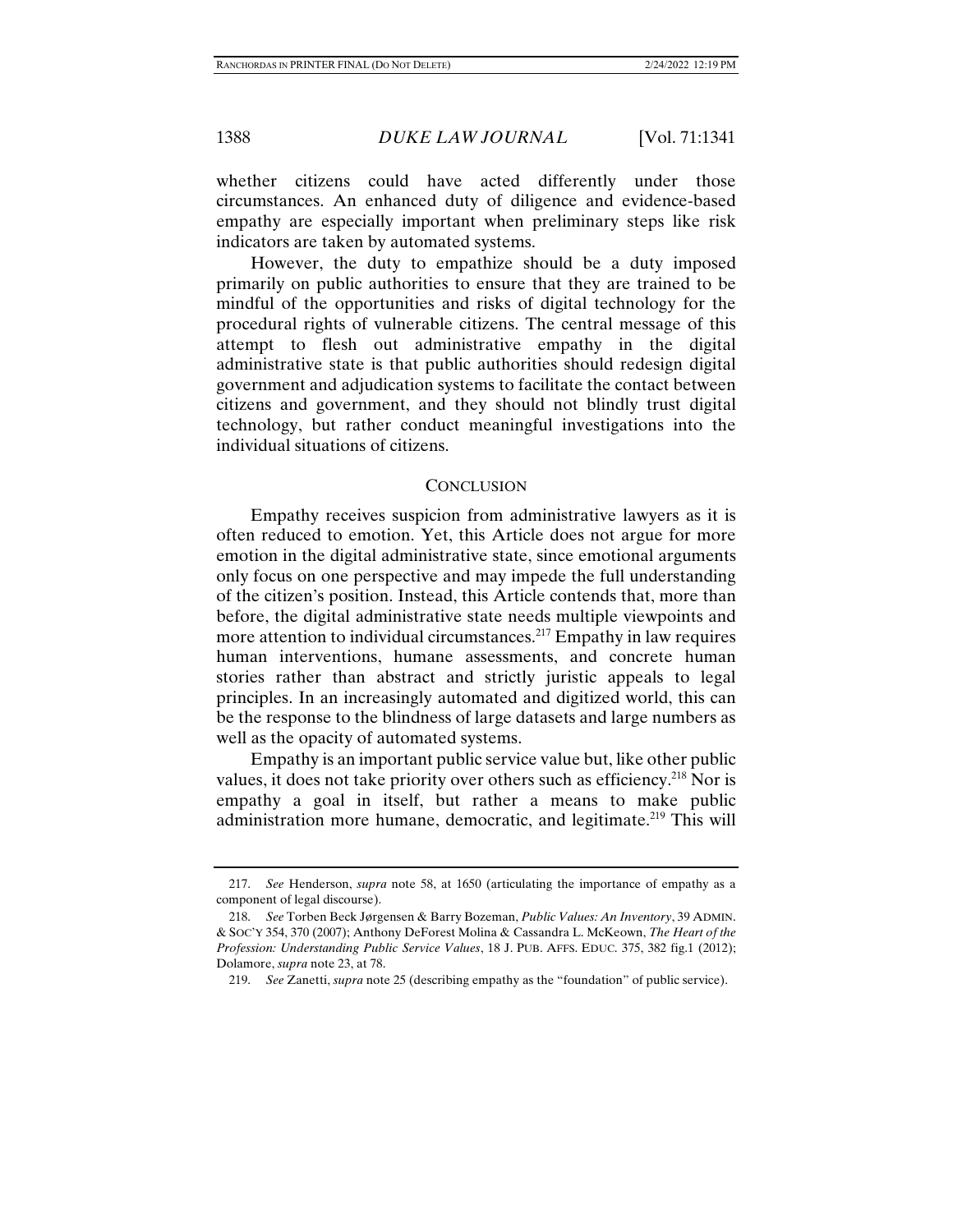whether citizens could have acted differently under those circumstances. An enhanced duty of diligence and evidence-based empathy are especially important when preliminary steps like risk indicators are taken by automated systems.

However, the duty to empathize should be a duty imposed primarily on public authorities to ensure that they are trained to be mindful of the opportunities and risks of digital technology for the procedural rights of vulnerable citizens. The central message of this attempt to flesh out administrative empathy in the digital administrative state is that public authorities should redesign digital government and adjudication systems to facilitate the contact between citizens and government, and they should not blindly trust digital technology, but rather conduct meaningful investigations into the individual situations of citizens.

## CONCLUSION

Empathy receives suspicion from administrative lawyers as it is often reduced to emotion. Yet, this Article does not argue for more emotion in the digital administrative state, since emotional arguments only focus on one perspective and may impede the full understanding of the citizen's position. Instead, this Article contends that, more than before, the digital administrative state needs multiple viewpoints and more attention to individual circumstances.[217] Empathy in law requires human interventions, humane assessments, and concrete human stories rather than abstract and strictly juristic appeals to legal principles. In an increasingly automated and digitized world, this can be the response to the blindness of large datasets and large numbers as well as the opacity of automated systems.

Empathy is an important public service value but, like other public values, it does not take priority over others such as efficiency.[218] Nor is empathy a goal in itself, but rather a means to make public administration more humane, democratic, and legitimate.[219] This will

---

217. *See* Henderson, *supra* note 58, at 1650 (articulating the importance of empathy as a component of legal discourse).

218. *See* Torben Beck Jørgensen & Barry Bozeman, *Public Values: An Inventory*, 39 ADMIN. & SOC'Y 354, 370 (2007); Anthony DeForest Molina & Cassandra L. McKeown, *The Heart of the Profession: Understanding Public Service Values*, 18 J. PUB. AFFS. EDUC. 375, 382 fig.1 (2012); Dolamore, *supra* note 23, at 78.

219. *See* Zanetti, *supra* note 25 (describing empathy as the "foundation" of public service).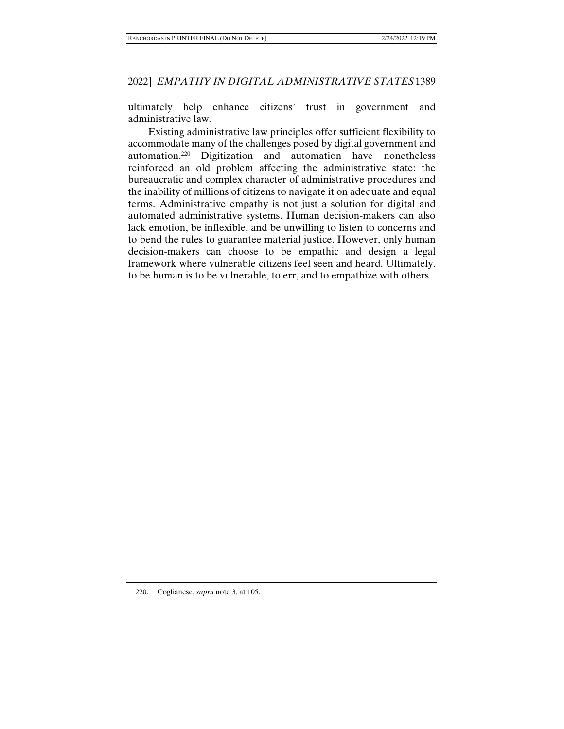ultimately help enhance citizens' trust in government and administrative law.

Existing administrative law principles offer sufficient flexibility to accommodate many of the challenges posed by digital government and automation.[220] Digitization and automation have nonetheless reinforced an old problem affecting the administrative state: the bureaucratic and complex character of administrative procedures and the inability of millions of citizens to navigate it on adequate and equal terms. Administrative empathy is not just a solution for digital and automated administrative systems. Human decision-makers can also lack emotion, be inflexible, and be unwilling to listen to concerns and to bend the rules to guarantee material justice. However, only human decision-makers can choose to be empathic and design a legal framework where vulnerable citizens feel seen and heard. Ultimately, to be human is to be vulnerable, to err, and to empathize with others.

---

220. Coglianese, *supra* note 3, at 105.